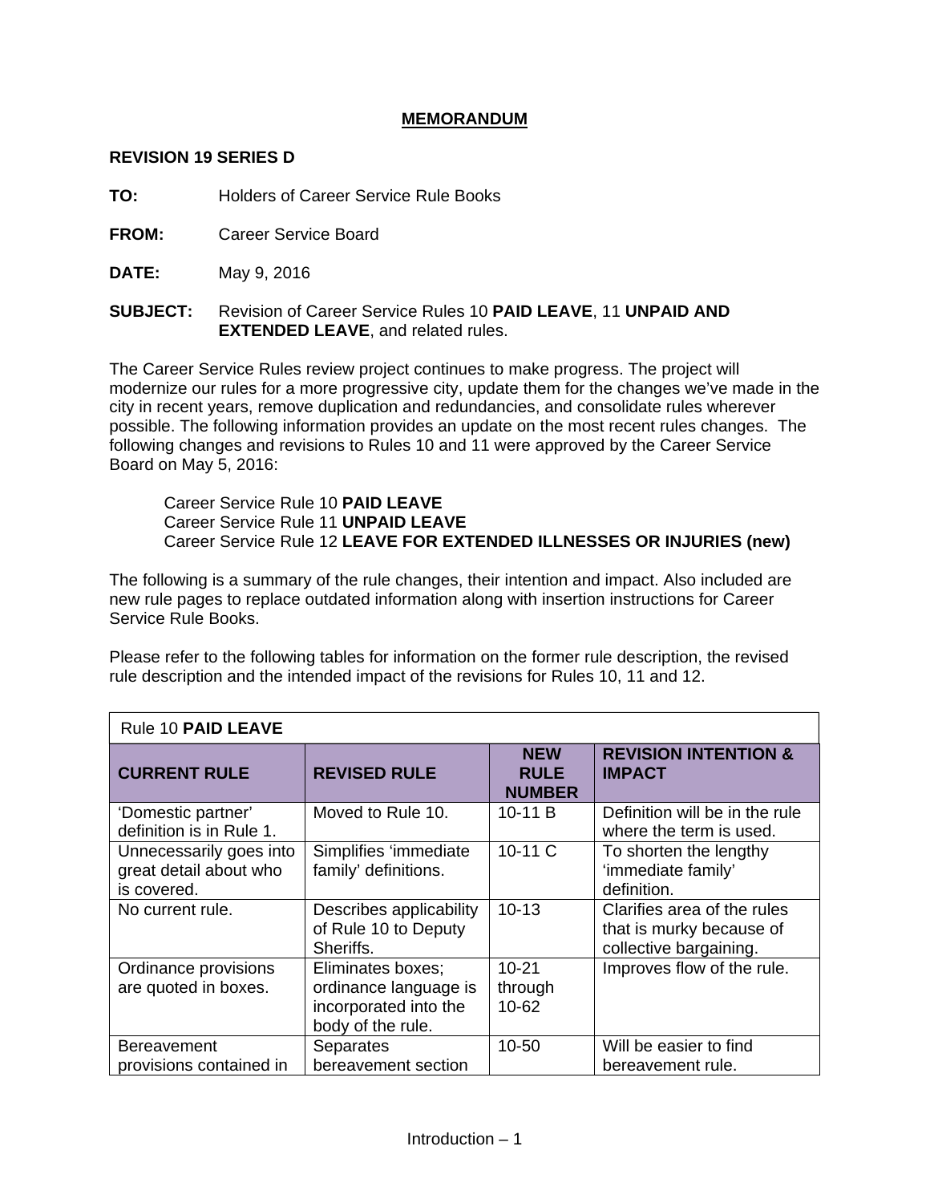# MEMORANDUM

**REVISION 19 SERIES D**

**TO:** Holders of Career Service Rule Books

**FROM:** Career Service Board

**DATE:** May 9, 2016

**SUBJECT:** Revision of Career Service Rules 10 **PAID LEAVE**, 11 **UNPAID AND EXTENDED LEAVE**, and related rules.

The Career Service Rules review project continues to make progress. The project will modernize our rules for a more progressive city, update them for the changes we've made in the city in recent years, remove duplication and redundancies, and consolidate rules wherever possible. The following information provides an update on the most recent rules changes. The following changes and revisions to Rules 10 and 11 were approved by the Career Service Board on May 5, 2016:

Career Service Rule 10 **PAID LEAVE**
Career Service Rule 11 **UNPAID LEAVE**
Career Service Rule 12 **LEAVE FOR EXTENDED ILLNESSES OR INJURIES (new)**

The following is a summary of the rule changes, their intention and impact. Also included are new rule pages to replace outdated information along with insertion instructions for Career Service Rule Books.

Please refer to the following tables for information on the former rule description, the revised rule description and the intended impact of the revisions for Rules 10, 11 and 12.

| Rule 10 **PAID LEAVE** | | | |
|---|---|---|---|
| **CURRENT RULE** | **REVISED RULE** | **NEW RULE NUMBER** | **REVISION INTENTION & IMPACT** |
| 'Domestic partner' definition is in Rule 1. | Moved to Rule 10. | 10-11 B | Definition will be in the rule where the term is used. |
| Unnecessarily goes into great detail about who is covered. | Simplifies 'immediate family' definitions. | 10-11 C | To shorten the lengthy 'immediate family' definition. |
| No current rule. | Describes applicability of Rule 10 to Deputy Sheriffs. | 10-13 | Clarifies area of the rules that is murky because of collective bargaining. |
| Ordinance provisions are quoted in boxes. | Eliminates boxes; ordinance language is incorporated into the body of the rule. | 10-21 through 10-62 | Improves flow of the rule. |
| Bereavement provisions contained in | Separates bereavement section | 10-50 | Will be easier to find bereavement rule. |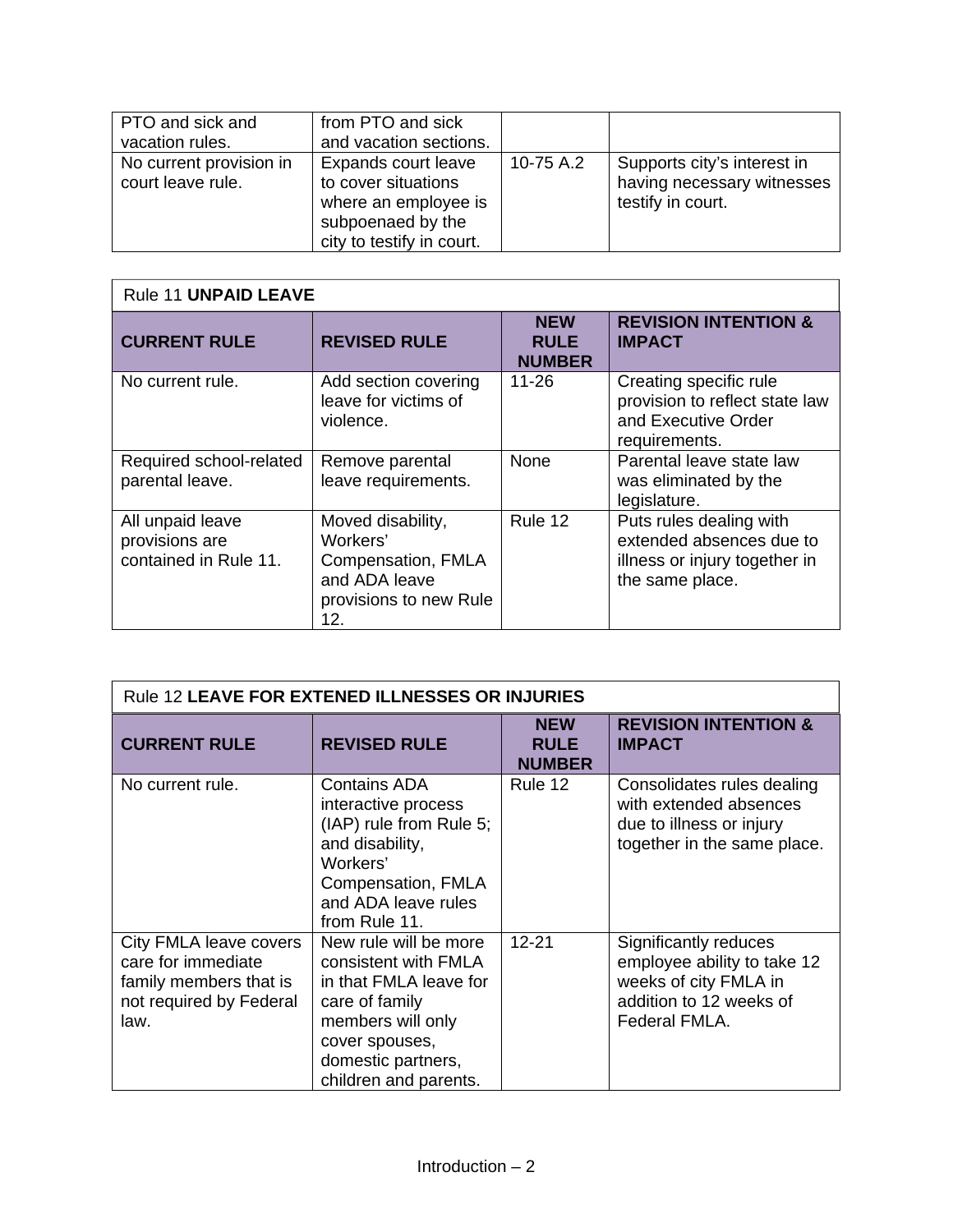| | | | |
|---|---|---|---|
| PTO and sick and vacation rules. | from PTO and sick and vacation sections. | | |
| No current provision in court leave rule. | Expands court leave to cover situations where an employee is subpoenaed by the city to testify in court. | 10-75 A.2 | Supports city's interest in having necessary witnesses testify in court. |

Rule 11 **UNPAID LEAVE**

| CURRENT RULE | REVISED RULE | NEW RULE NUMBER | REVISION INTENTION & IMPACT |
|---|---|---|---|
| No current rule. | Add section covering leave for victims of violence. | 11-26 | Creating specific rule provision to reflect state law and Executive Order requirements. |
| Required school-related parental leave. | Remove parental leave requirements. | None | Parental leave state law was eliminated by the legislature. |
| All unpaid leave provisions are contained in Rule 11. | Moved disability, Workers' Compensation, FMLA and ADA leave provisions to new Rule 12. | Rule 12 | Puts rules dealing with extended absences due to illness or injury together in the same place. |

Rule 12 **LEAVE FOR EXTENED ILLNESSES OR INJURIES**

| CURRENT RULE | REVISED RULE | NEW RULE NUMBER | REVISION INTENTION & IMPACT |
|---|---|---|---|
| No current rule. | Contains ADA interactive process (IAP) rule from Rule 5; and disability, Workers' Compensation, FMLA and ADA leave rules from Rule 11. | Rule 12 | Consolidates rules dealing with extended absences due to illness or injury together in the same place. |
| City FMLA leave covers care for immediate family members that is not required by Federal law. | New rule will be more consistent with FMLA in that FMLA leave for care of family members will only cover spouses, domestic partners, children and parents. | 12-21 | Significantly reduces employee ability to take 12 weeks of city FMLA in addition to 12 weeks of Federal FMLA. |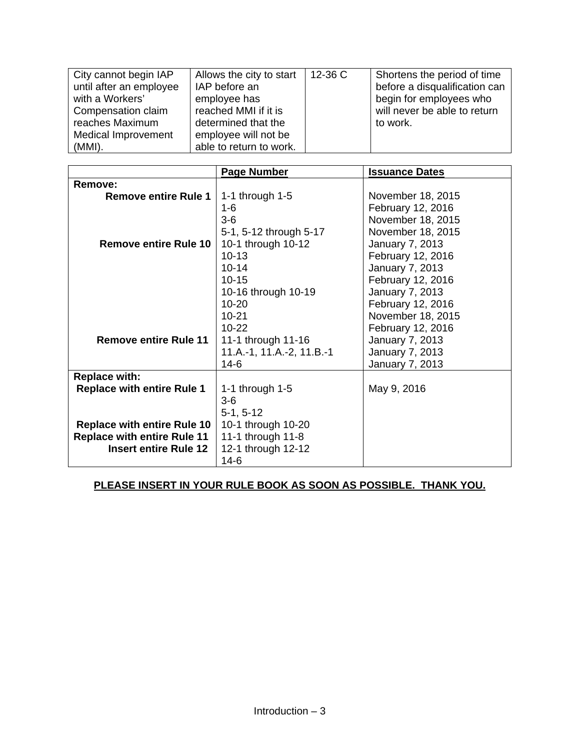| City cannot begin IAP until after an employee with a Workers' Compensation claim reaches Maximum Medical Improvement (MMI). | Allows the city to start IAP before an employee has reached MMI if it is determined that the employee will not be able to return to work. | 12-36 C | Shortens the period of time before a disqualification can begin for employees who will never be able to return to work. |
|---|---|---|---|

| | **Page Number** | **Issuance Dates** |
|---|---|---|
| **Remove:** | | |
| **Remove entire Rule 1** | 1-1 through 1-5 | November 18, 2015 |
| | 1-6 | February 12, 2016 |
| | 3-6 | November 18, 2015 |
| | 5-1, 5-12 through 5-17 | November 18, 2015 |
| **Remove entire Rule 10** | 10-1 through 10-12 | January 7, 2013 |
| | 10-13 | February 12, 2016 |
| | 10-14 | January 7, 2013 |
| | 10-15 | February 12, 2016 |
| | 10-16 through 10-19 | January 7, 2013 |
| | 10-20 | February 12, 2016 |
| | 10-21 | November 18, 2015 |
| | 10-22 | February 12, 2016 |
| **Remove entire Rule 11** | 11-1 through 11-16 | January 7, 2013 |
| | 11.A.-1, 11.A.-2, 11.B.-1 | January 7, 2013 |
| | 14-6 | January 7, 2013 |
| **Replace with:** | | |
| **Replace with entire Rule 1** | 1-1 through 1-5 | May 9, 2016 |
| | 3-6 | |
| | 5-1, 5-12 | |
| **Replace with entire Rule 10** | 10-1 through 10-20 | |
| **Replace with entire Rule 11** | 11-1 through 11-8 | |
| **Insert entire Rule 12** | 12-1 through 12-12 | |
| | 14-6 | |

**PLEASE INSERT IN YOUR RULE BOOK AS SOON AS POSSIBLE. THANK YOU.**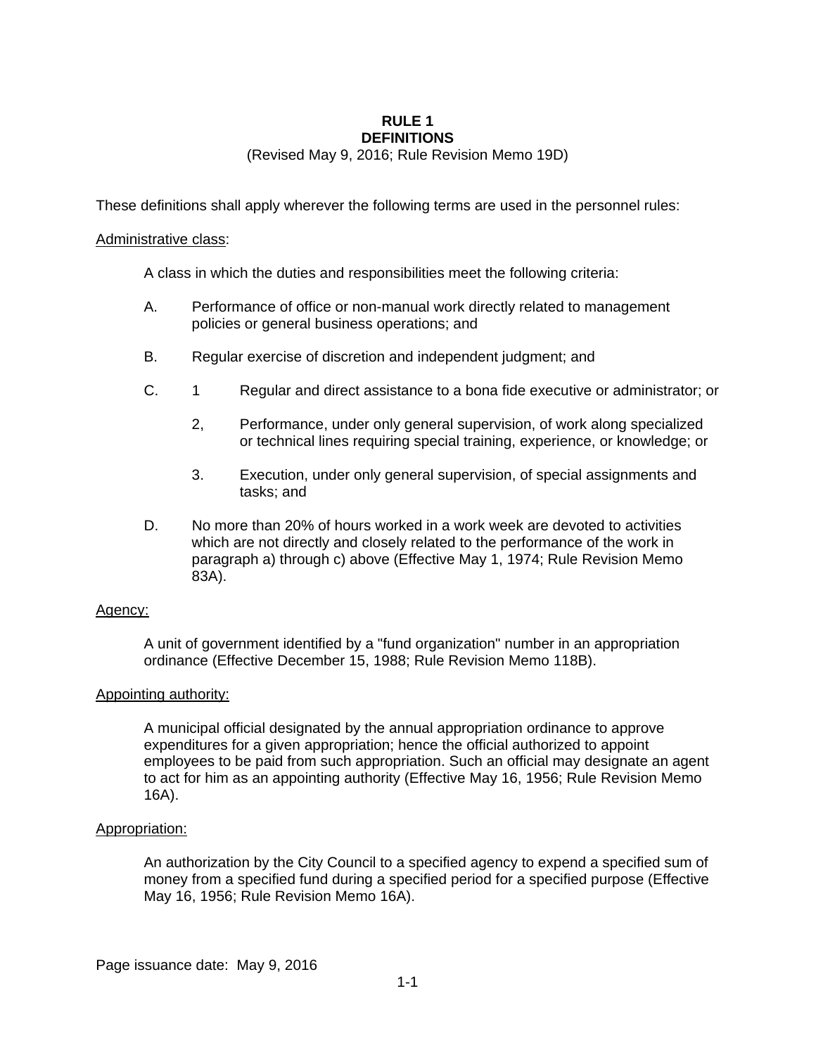# RULE 1
# DEFINITIONS

(Revised May 9, 2016; Rule Revision Memo 19D)

These definitions shall apply wherever the following terms are used in the personnel rules:

Administrative class:

A class in which the duties and responsibilities meet the following criteria:

A. Performance of office or non-manual work directly related to management policies or general business operations; and

B. Regular exercise of discretion and independent judgment; and

C. 1 Regular and direct assistance to a bona fide executive or administrator; or

   2, Performance, under only general supervision, of work along specialized or technical lines requiring special training, experience, or knowledge; or

   3. Execution, under only general supervision, of special assignments and tasks; and

D. No more than 20% of hours worked in a work week are devoted to activities which are not directly and closely related to the performance of the work in paragraph a) through c) above (Effective May 1, 1974; Rule Revision Memo 83A).

Agency:

A unit of government identified by a "fund organization" number in an appropriation ordinance (Effective December 15, 1988; Rule Revision Memo 118B).

Appointing authority:

A municipal official designated by the annual appropriation ordinance to approve expenditures for a given appropriation; hence the official authorized to appoint employees to be paid from such appropriation. Such an official may designate an agent to act for him as an appointing authority (Effective May 16, 1956; Rule Revision Memo 16A).

Appropriation:

An authorization by the City Council to a specified agency to expend a specified sum of money from a specified fund during a specified period for a specified purpose (Effective May 16, 1956; Rule Revision Memo 16A).

Page issuance date: May 9, 2016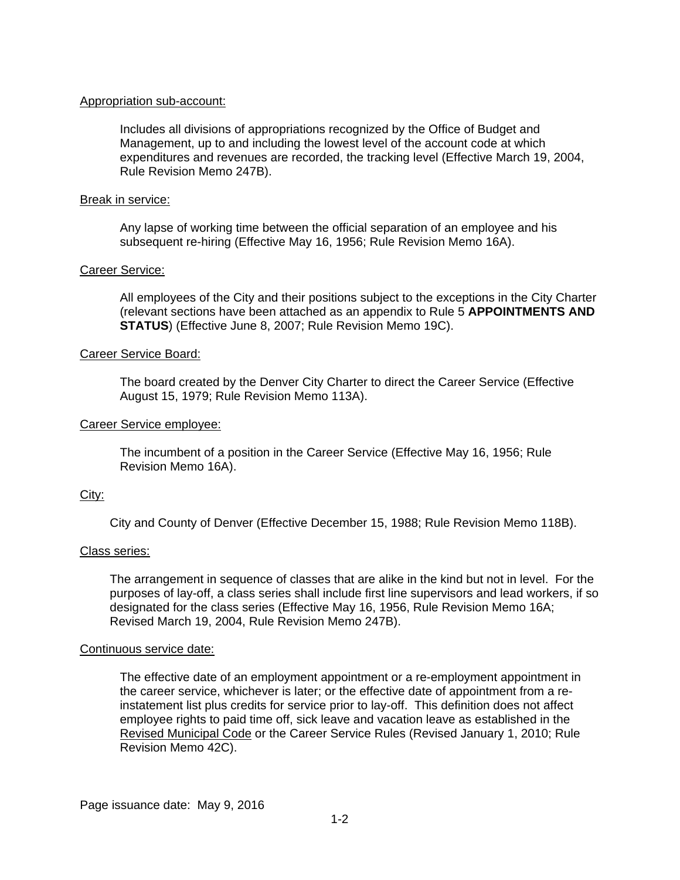Appropriation sub-account:

Includes all divisions of appropriations recognized by the Office of Budget and Management, up to and including the lowest level of the account code at which expenditures and revenues are recorded, the tracking level (Effective March 19, 2004, Rule Revision Memo 247B).

Break in service:

Any lapse of working time between the official separation of an employee and his subsequent re-hiring (Effective May 16, 1956; Rule Revision Memo 16A).

Career Service:

All employees of the City and their positions subject to the exceptions in the City Charter (relevant sections have been attached as an appendix to Rule 5 **APPOINTMENTS AND STATUS**) (Effective June 8, 2007; Rule Revision Memo 19C).

Career Service Board:

The board created by the Denver City Charter to direct the Career Service (Effective August 15, 1979; Rule Revision Memo 113A).

Career Service employee:

The incumbent of a position in the Career Service (Effective May 16, 1956; Rule Revision Memo 16A).

City:

City and County of Denver (Effective December 15, 1988; Rule Revision Memo 118B).

Class series:

The arrangement in sequence of classes that are alike in the kind but not in level. For the purposes of lay-off, a class series shall include first line supervisors and lead workers, if so designated for the class series (Effective May 16, 1956, Rule Revision Memo 16A; Revised March 19, 2004, Rule Revision Memo 247B).

Continuous service date:

The effective date of an employment appointment or a re-employment appointment in the career service, whichever is later; or the effective date of appointment from a re-instatement list plus credits for service prior to lay-off. This definition does not affect employee rights to paid time off, sick leave and vacation leave as established in the Revised Municipal Code or the Career Service Rules (Revised January 1, 2010; Rule Revision Memo 42C).

Page issuance date: May 9, 2016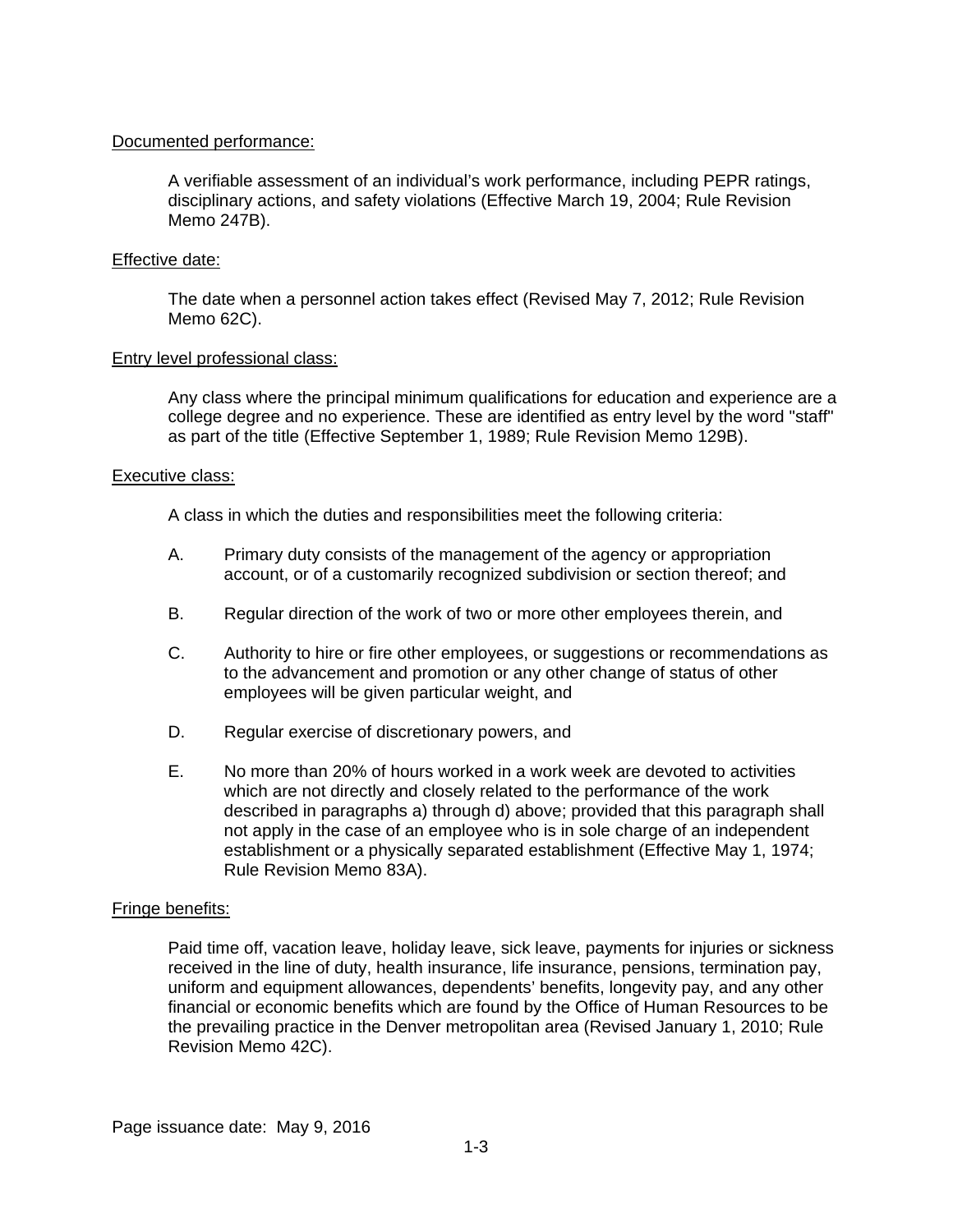<u>Documented performance:</u>

A verifiable assessment of an individual's work performance, including PEPR ratings, disciplinary actions, and safety violations (Effective March 19, 2004; Rule Revision Memo 247B).

<u>Effective date:</u>

The date when a personnel action takes effect (Revised May 7, 2012; Rule Revision Memo 62C).

<u>Entry level professional class:</u>

Any class where the principal minimum qualifications for education and experience are a college degree and no experience. These are identified as entry level by the word "staff" as part of the title (Effective September 1, 1989; Rule Revision Memo 129B).

<u>Executive class:</u>

A class in which the duties and responsibilities meet the following criteria:

A. Primary duty consists of the management of the agency or appropriation account, or of a customarily recognized subdivision or section thereof; and

B. Regular direction of the work of two or more other employees therein, and

C. Authority to hire or fire other employees, or suggestions or recommendations as to the advancement and promotion or any other change of status of other employees will be given particular weight, and

D. Regular exercise of discretionary powers, and

E. No more than 20% of hours worked in a work week are devoted to activities which are not directly and closely related to the performance of the work described in paragraphs a) through d) above; provided that this paragraph shall not apply in the case of an employee who is in sole charge of an independent establishment or a physically separated establishment (Effective May 1, 1974; Rule Revision Memo 83A).

<u>Fringe benefits:</u>

Paid time off, vacation leave, holiday leave, sick leave, payments for injuries or sickness received in the line of duty, health insurance, life insurance, pensions, termination pay, uniform and equipment allowances, dependents' benefits, longevity pay, and any other financial or economic benefits which are found by the Office of Human Resources to be the prevailing practice in the Denver metropolitan area (Revised January 1, 2010; Rule Revision Memo 42C).

Page issuance date: May 9, 2016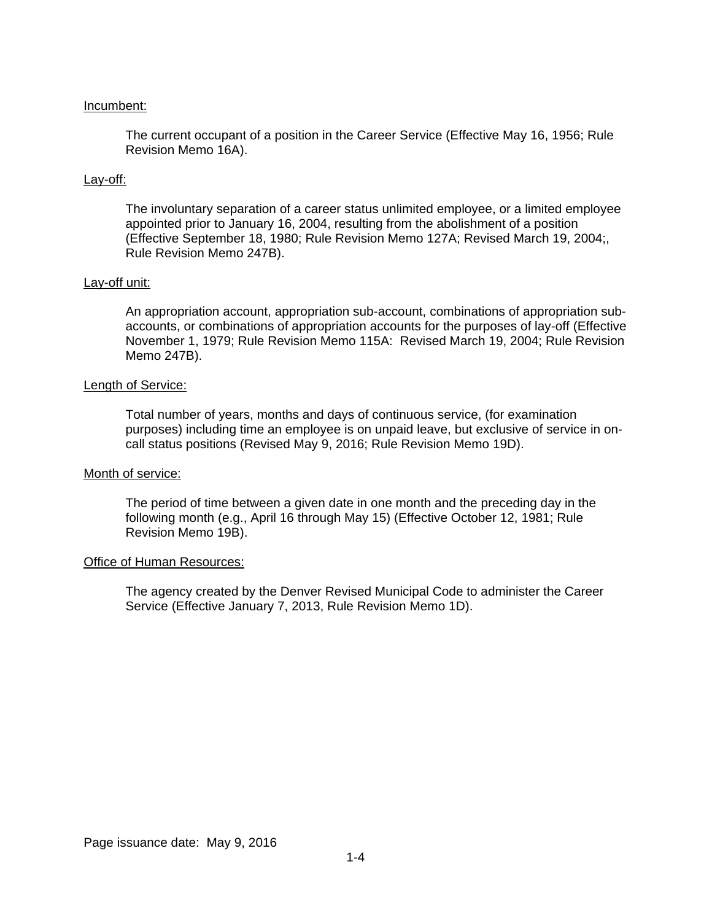Incumbent:

The current occupant of a position in the Career Service (Effective May 16, 1956; Rule Revision Memo 16A).

Lay-off:

The involuntary separation of a career status unlimited employee, or a limited employee appointed prior to January 16, 2004, resulting from the abolishment of a position (Effective September 18, 1980; Rule Revision Memo 127A; Revised March 19, 2004;, Rule Revision Memo 247B).

Lay-off unit:

An appropriation account, appropriation sub-account, combinations of appropriation sub-accounts, or combinations of appropriation accounts for the purposes of lay-off (Effective November 1, 1979; Rule Revision Memo 115A: Revised March 19, 2004; Rule Revision Memo 247B).

Length of Service:

Total number of years, months and days of continuous service, (for examination purposes) including time an employee is on unpaid leave, but exclusive of service in on-call status positions (Revised May 9, 2016; Rule Revision Memo 19D).

Month of service:

The period of time between a given date in one month and the preceding day in the following month (e.g., April 16 through May 15) (Effective October 12, 1981; Rule Revision Memo 19B).

Office of Human Resources:

The agency created by the Denver Revised Municipal Code to administer the Career Service (Effective January 7, 2013, Rule Revision Memo 1D).

Page issuance date: May 9, 2016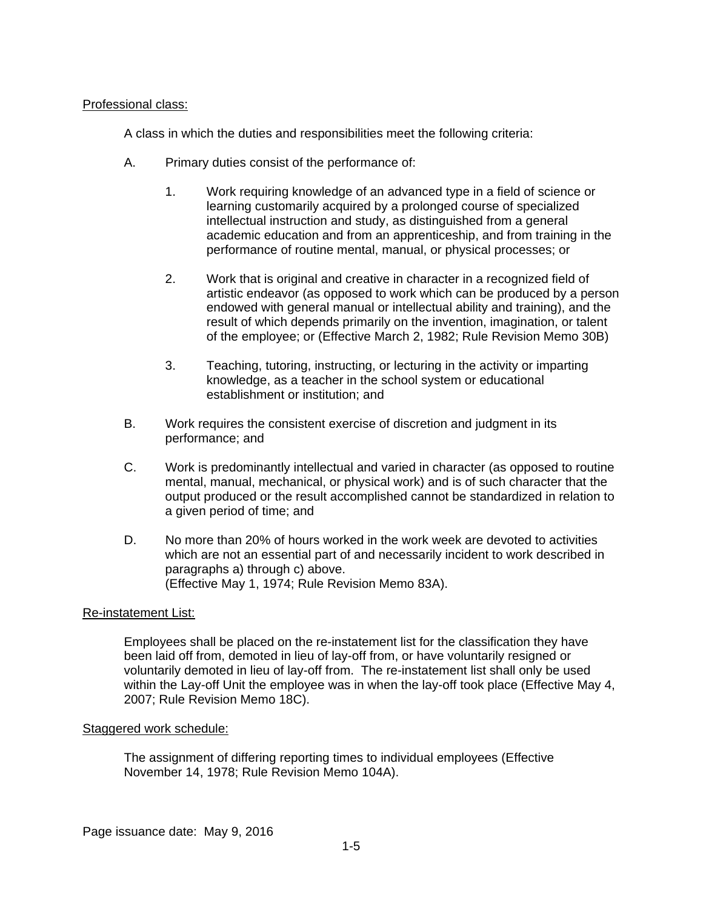Professional class:

A class in which the duties and responsibilities meet the following criteria:

A. Primary duties consist of the performance of:

   1. Work requiring knowledge of an advanced type in a field of science or learning customarily acquired by a prolonged course of specialized intellectual instruction and study, as distinguished from a general academic education and from an apprenticeship, and from training in the performance of routine mental, manual, or physical processes; or

   2. Work that is original and creative in character in a recognized field of artistic endeavor (as opposed to work which can be produced by a person endowed with general manual or intellectual ability and training), and the result of which depends primarily on the invention, imagination, or talent of the employee; or (Effective March 2, 1982; Rule Revision Memo 30B)

   3. Teaching, tutoring, instructing, or lecturing in the activity or imparting knowledge, as a teacher in the school system or educational establishment or institution; and

B. Work requires the consistent exercise of discretion and judgment in its performance; and

C. Work is predominantly intellectual and varied in character (as opposed to routine mental, manual, mechanical, or physical work) and is of such character that the output produced or the result accomplished cannot be standardized in relation to a given period of time; and

D. No more than 20% of hours worked in the work week are devoted to activities which are not an essential part of and necessarily incident to work described in paragraphs a) through c) above.
(Effective May 1, 1974; Rule Revision Memo 83A).

Re-instatement List:

Employees shall be placed on the re-instatement list for the classification they have been laid off from, demoted in lieu of lay-off from, or have voluntarily resigned or voluntarily demoted in lieu of lay-off from. The re-instatement list shall only be used within the Lay-off Unit the employee was in when the lay-off took place (Effective May 4, 2007; Rule Revision Memo 18C).

Staggered work schedule:

The assignment of differing reporting times to individual employees (Effective November 14, 1978; Rule Revision Memo 104A).

Page issuance date: May 9, 2016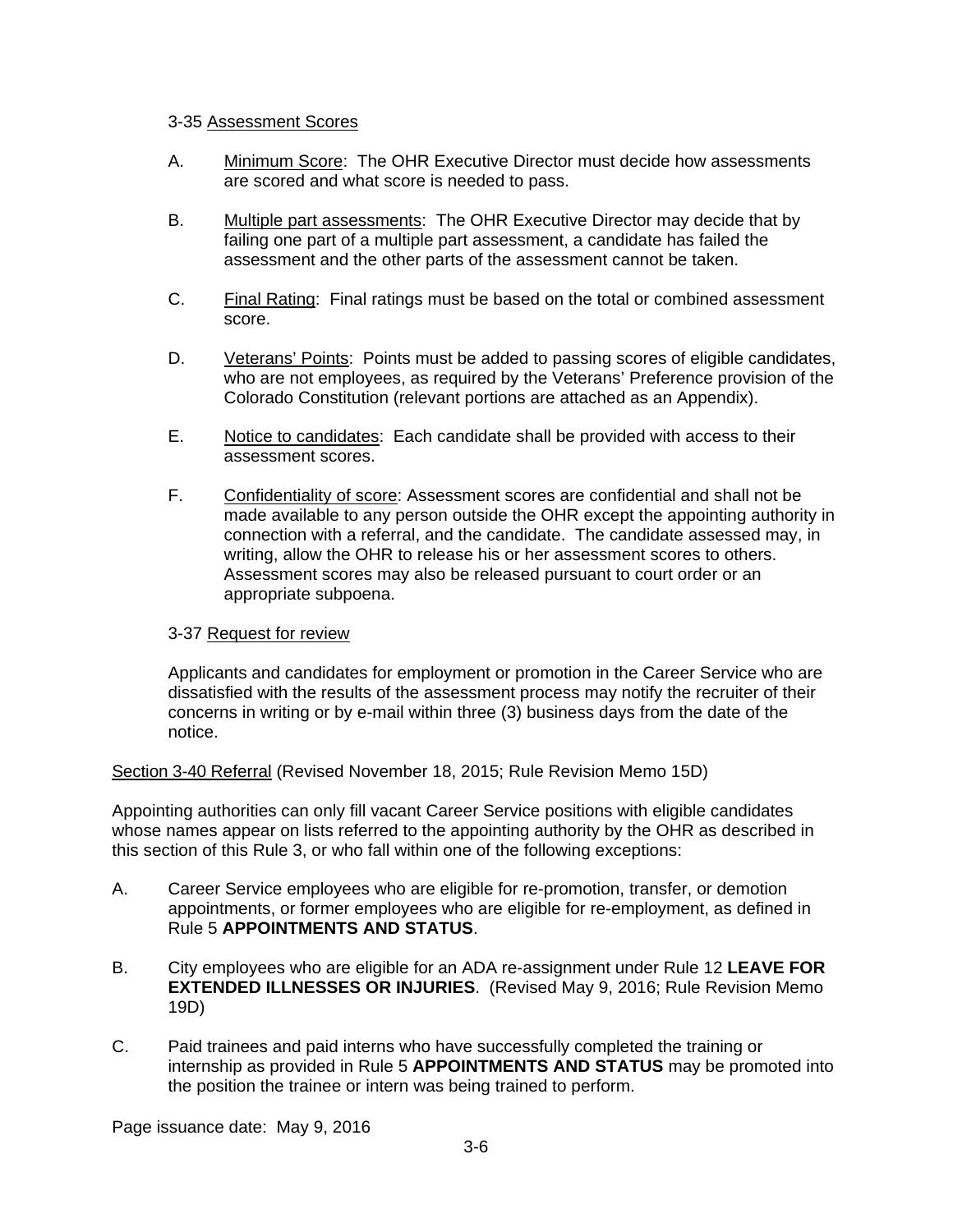### 3-35 Assessment Scores

A. Minimum Score: The OHR Executive Director must decide how assessments are scored and what score is needed to pass.

B. Multiple part assessments: The OHR Executive Director may decide that by failing one part of a multiple part assessment, a candidate has failed the assessment and the other parts of the assessment cannot be taken.

C. Final Rating: Final ratings must be based on the total or combined assessment score.

D. Veterans' Points: Points must be added to passing scores of eligible candidates, who are not employees, as required by the Veterans' Preference provision of the Colorado Constitution (relevant portions are attached as an Appendix).

E. Notice to candidates: Each candidate shall be provided with access to their assessment scores.

F. Confidentiality of score: Assessment scores are confidential and shall not be made available to any person outside the OHR except the appointing authority in connection with a referral, and the candidate. The candidate assessed may, in writing, allow the OHR to release his or her assessment scores to others. Assessment scores may also be released pursuant to court order or an appropriate subpoena.

### 3-37 Request for review

Applicants and candidates for employment or promotion in the Career Service who are dissatisfied with the results of the assessment process may notify the recruiter of their concerns in writing or by e-mail within three (3) business days from the date of the notice.

## Section 3-40 Referral (Revised November 18, 2015; Rule Revision Memo 15D)

Appointing authorities can only fill vacant Career Service positions with eligible candidates whose names appear on lists referred to the appointing authority by the OHR as described in this section of this Rule 3, or who fall within one of the following exceptions:

A. Career Service employees who are eligible for re-promotion, transfer, or demotion appointments, or former employees who are eligible for re-employment, as defined in Rule 5 **APPOINTMENTS AND STATUS**.

B. City employees who are eligible for an ADA re-assignment under Rule 12 **LEAVE FOR EXTENDED ILLNESSES OR INJURIES**. (Revised May 9, 2016; Rule Revision Memo 19D)

C. Paid trainees and paid interns who have successfully completed the training or internship as provided in Rule 5 **APPOINTMENTS AND STATUS** may be promoted into the position the trainee or intern was being trained to perform.

Page issuance date: May 9, 2016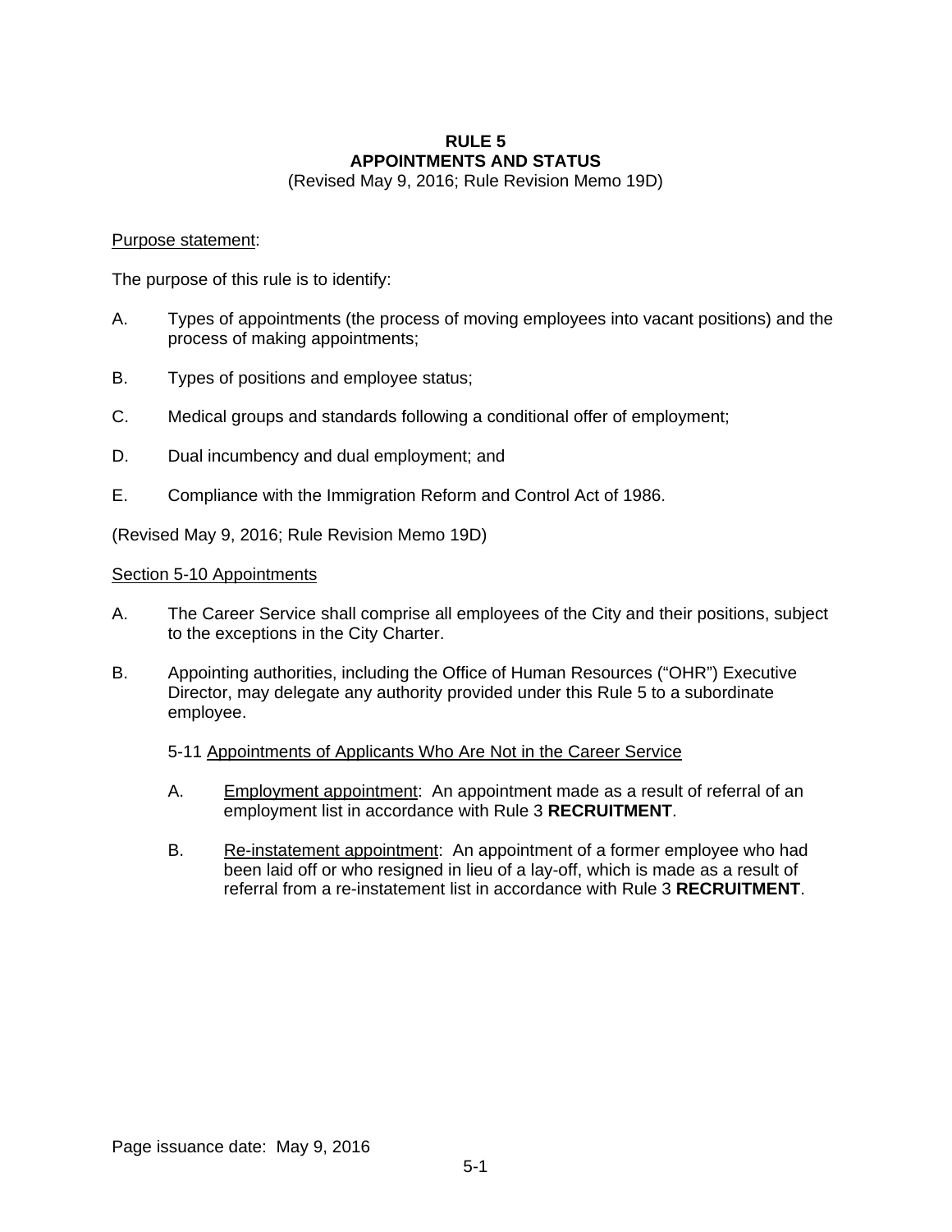# RULE 5
# APPOINTMENTS AND STATUS

(Revised May 9, 2016; Rule Revision Memo 19D)

Purpose statement:

The purpose of this rule is to identify:

A. Types of appointments (the process of moving employees into vacant positions) and the process of making appointments;

B. Types of positions and employee status;

C. Medical groups and standards following a conditional offer of employment;

D. Dual incumbency and dual employment; and

E. Compliance with the Immigration Reform and Control Act of 1986.

(Revised May 9, 2016; Rule Revision Memo 19D)

Section 5-10 Appointments

A. The Career Service shall comprise all employees of the City and their positions, subject to the exceptions in the City Charter.

B. Appointing authorities, including the Office of Human Resources ("OHR") Executive Director, may delegate any authority provided under this Rule 5 to a subordinate employee.

5-11 Appointments of Applicants Who Are Not in the Career Service

A. Employment appointment: An appointment made as a result of referral of an employment list in accordance with Rule 3 **RECRUITMENT**.

B. Re-instatement appointment: An appointment of a former employee who had been laid off or who resigned in lieu of a lay-off, which is made as a result of referral from a re-instatement list in accordance with Rule 3 **RECRUITMENT**.

Page issuance date: May 9, 2016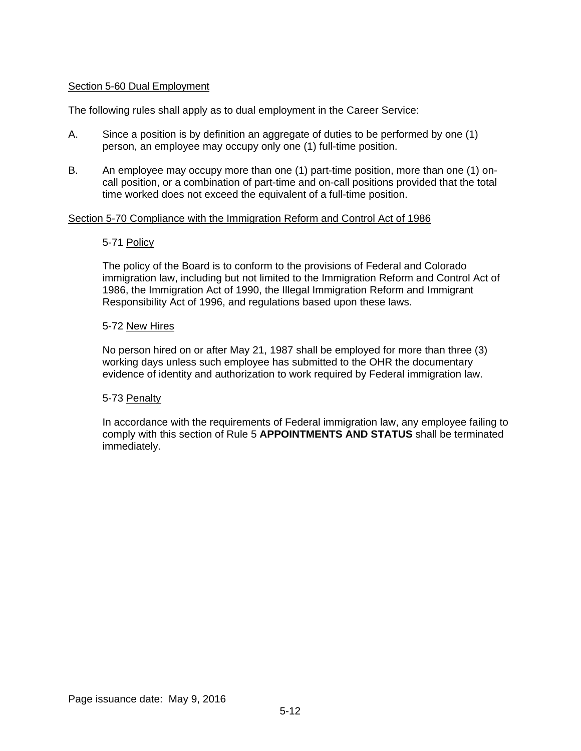## Section 5-60 Dual Employment

The following rules shall apply as to dual employment in the Career Service:

A. Since a position is by definition an aggregate of duties to be performed by one (1) person, an employee may occupy only one (1) full-time position.

B. An employee may occupy more than one (1) part-time position, more than one (1) on-call position, or a combination of part-time and on-call positions provided that the total time worked does not exceed the equivalent of a full-time position.

## Section 5-70 Compliance with the Immigration Reform and Control Act of 1986

### 5-71 Policy

The policy of the Board is to conform to the provisions of Federal and Colorado immigration law, including but not limited to the Immigration Reform and Control Act of 1986, the Immigration Act of 1990, the Illegal Immigration Reform and Immigrant Responsibility Act of 1996, and regulations based upon these laws.

### 5-72 New Hires

No person hired on or after May 21, 1987 shall be employed for more than three (3) working days unless such employee has submitted to the OHR the documentary evidence of identity and authorization to work required by Federal immigration law.

### 5-73 Penalty

In accordance with the requirements of Federal immigration law, any employee failing to comply with this section of Rule 5 **APPOINTMENTS AND STATUS** shall be terminated immediately.

Page issuance date: May 9, 2016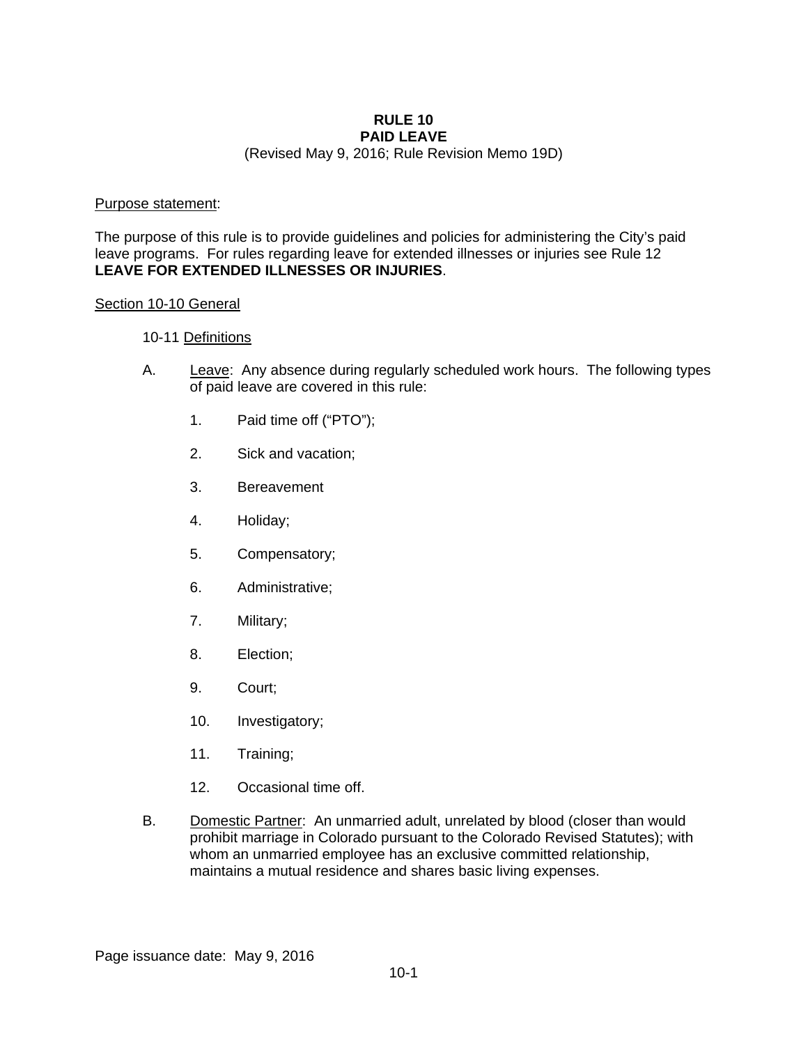# RULE 10
# PAID LEAVE

(Revised May 9, 2016; Rule Revision Memo 19D)

Purpose statement:

The purpose of this rule is to provide guidelines and policies for administering the City's paid leave programs. For rules regarding leave for extended illnesses or injuries see Rule 12 **LEAVE FOR EXTENDED ILLNESSES OR INJURIES**.

## Section 10-10 General

### 10-11 Definitions

A. Leave: Any absence during regularly scheduled work hours. The following types of paid leave are covered in this rule:

1. Paid time off ("PTO");
2. Sick and vacation;
3. Bereavement
4. Holiday;
5. Compensatory;
6. Administrative;
7. Military;
8. Election;
9. Court;
10. Investigatory;
11. Training;
12. Occasional time off.

B. Domestic Partner: An unmarried adult, unrelated by blood (closer than would prohibit marriage in Colorado pursuant to the Colorado Revised Statutes); with whom an unmarried employee has an exclusive committed relationship, maintains a mutual residence and shares basic living expenses.

Page issuance date: May 9, 2016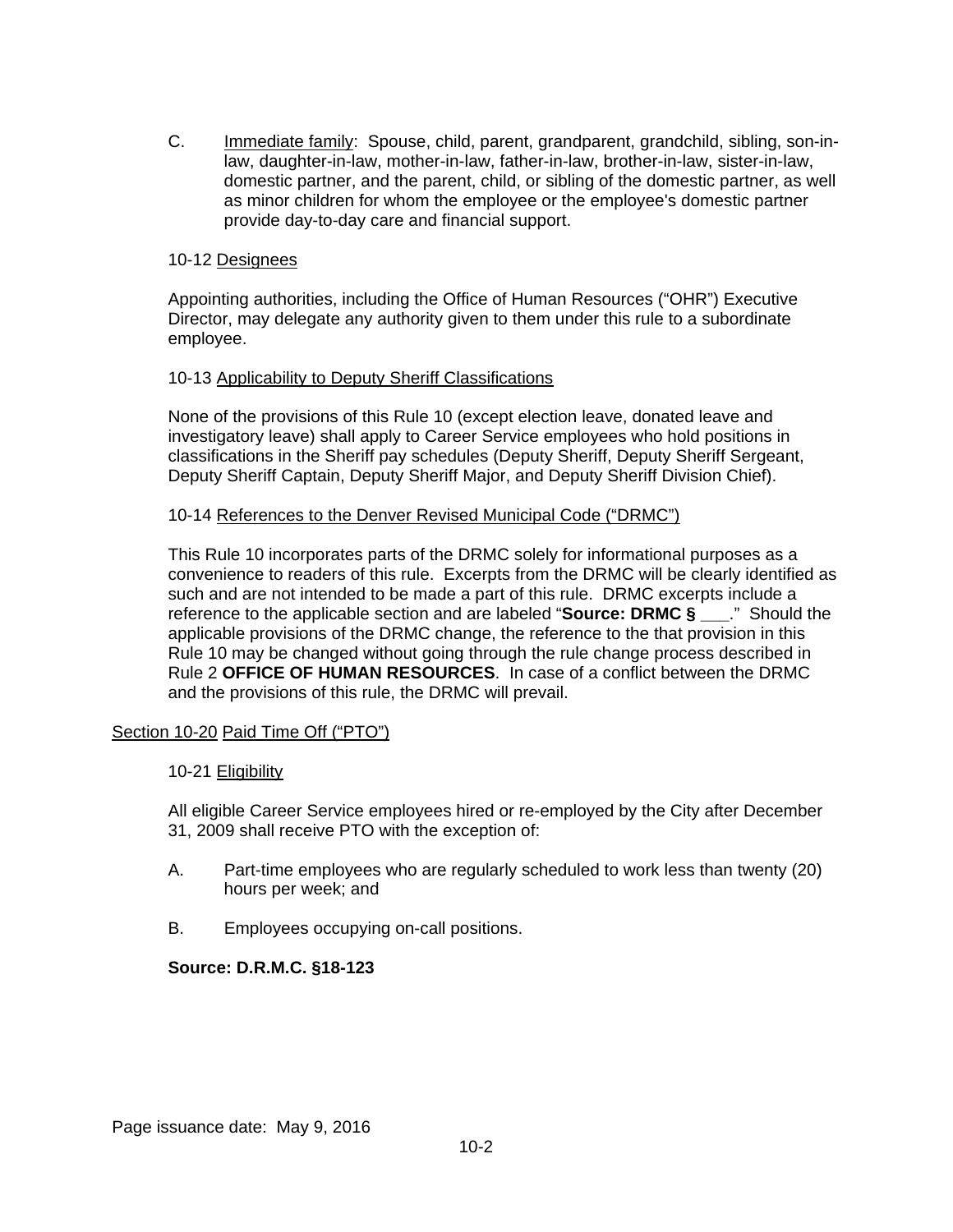C. Immediate family: Spouse, child, parent, grandparent, grandchild, sibling, son-in-law, daughter-in-law, mother-in-law, father-in-law, brother-in-law, sister-in-law, domestic partner, and the parent, child, or sibling of the domestic partner, as well as minor children for whom the employee or the employee's domestic partner provide day-to-day care and financial support.

10-12 Designees

Appointing authorities, including the Office of Human Resources ("OHR") Executive Director, may delegate any authority given to them under this rule to a subordinate employee.

10-13 Applicability to Deputy Sheriff Classifications

None of the provisions of this Rule 10 (except election leave, donated leave and investigatory leave) shall apply to Career Service employees who hold positions in classifications in the Sheriff pay schedules (Deputy Sheriff, Deputy Sheriff Sergeant, Deputy Sheriff Captain, Deputy Sheriff Major, and Deputy Sheriff Division Chief).

10-14 References to the Denver Revised Municipal Code ("DRMC")

This Rule 10 incorporates parts of the DRMC solely for informational purposes as a convenience to readers of this rule. Excerpts from the DRMC will be clearly identified as such and are not intended to be made a part of this rule. DRMC excerpts include a reference to the applicable section and are labeled "**Source: DRMC § ___**." Should the applicable provisions of the DRMC change, the reference to the that provision in this Rule 10 may be changed without going through the rule change process described in Rule 2 **OFFICE OF HUMAN RESOURCES**. In case of a conflict between the DRMC and the provisions of this rule, the DRMC will prevail.

## Section 10-20 Paid Time Off ("PTO")

10-21 Eligibility

All eligible Career Service employees hired or re-employed by the City after December 31, 2009 shall receive PTO with the exception of:

A. Part-time employees who are regularly scheduled to work less than twenty (20) hours per week; and

B. Employees occupying on-call positions.

**Source: D.R.M.C. §18-123**

Page issuance date: May 9, 2016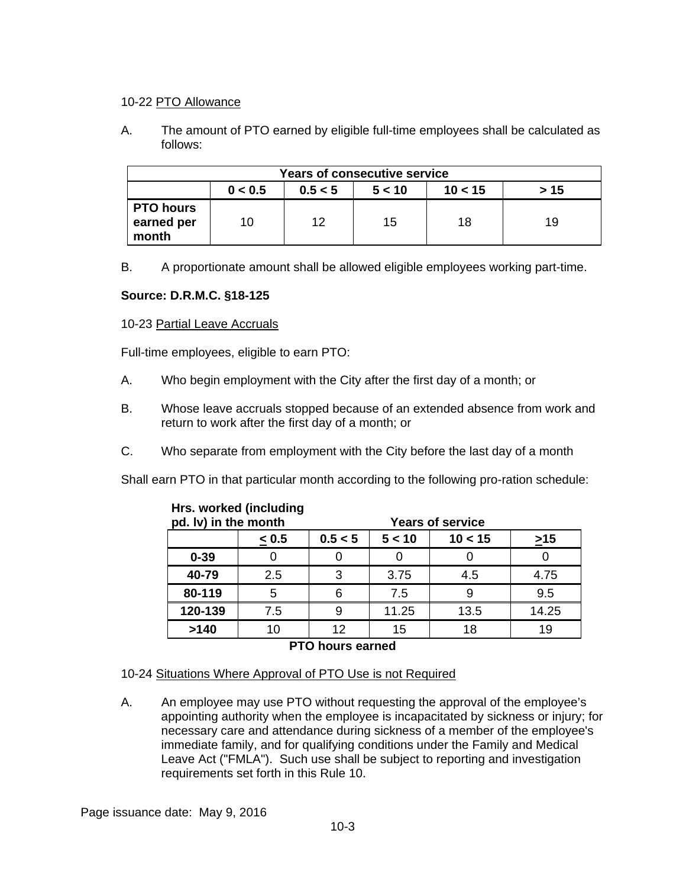10-22 PTO Allowance

A. The amount of PTO earned by eligible full-time employees shall be calculated as follows:

| | Years of consecutive service | | | | |
|---|---|---|---|---|---|
| | 0 < 0.5 | 0.5 < 5 | 5 < 10 | 10 < 15 | > 15 |
| **PTO hours earned per month** | 10 | 12 | 15 | 18 | 19 |

B. A proportionate amount shall be allowed eligible employees working part-time.

**Source: D.R.M.C. §18-125**

10-23 Partial Leave Accruals

Full-time employees, eligible to earn PTO:

A. Who begin employment with the City after the first day of a month; or

B. Whose leave accruals stopped because of an extended absence from work and return to work after the first day of a month; or

C. Who separate from employment with the City before the last day of a month

Shall earn PTO in that particular month according to the following pro-ration schedule:

| Hrs. worked (including pd. lv) in the month | Years of service | | | | |
|---|---|---|---|---|---|
| | ≤ 0.5 | 0.5 < 5 | 5 < 10 | 10 < 15 | ≥15 |
| **0-39** | 0 | 0 | 0 | 0 | 0 |
| **40-79** | 2.5 | 3 | 3.75 | 4.5 | 4.75 |
| **80-119** | 5 | 6 | 7.5 | 9 | 9.5 |
| **120-139** | 7.5 | 9 | 11.25 | 13.5 | 14.25 |
| **>140** | 10 | 12 | 15 | 18 | 19 |

**PTO hours earned**

10-24 Situations Where Approval of PTO Use is not Required

A. An employee may use PTO without requesting the approval of the employee's appointing authority when the employee is incapacitated by sickness or injury; for necessary care and attendance during sickness of a member of the employee's immediate family, and for qualifying conditions under the Family and Medical Leave Act ("FMLA"). Such use shall be subject to reporting and investigation requirements set forth in this Rule 10.

Page issuance date: May 9, 2016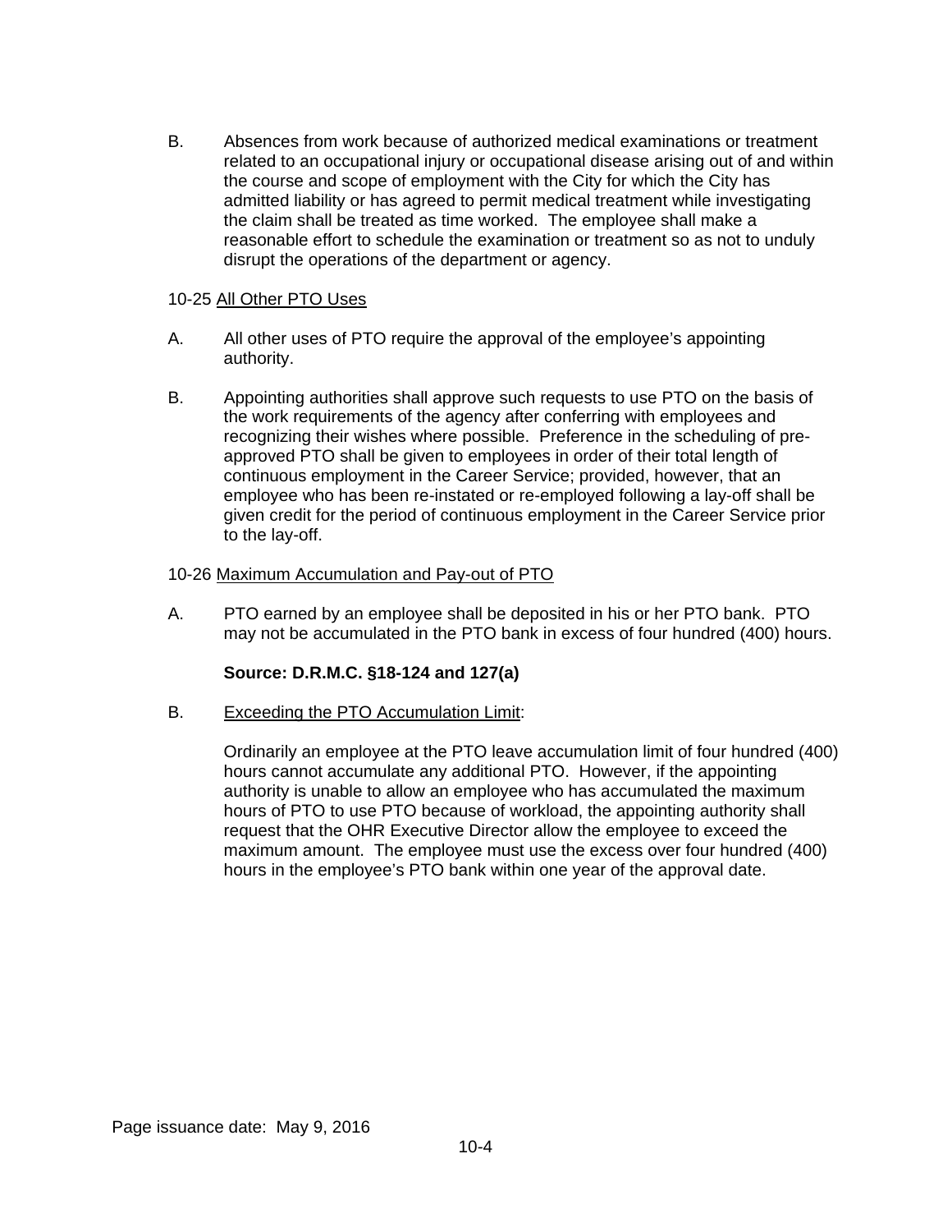B. Absences from work because of authorized medical examinations or treatment related to an occupational injury or occupational disease arising out of and within the course and scope of employment with the City for which the City has admitted liability or has agreed to permit medical treatment while investigating the claim shall be treated as time worked. The employee shall make a reasonable effort to schedule the examination or treatment so as not to unduly disrupt the operations of the department or agency.

10-25 All Other PTO Uses

A. All other uses of PTO require the approval of the employee's appointing authority.

B. Appointing authorities shall approve such requests to use PTO on the basis of the work requirements of the agency after conferring with employees and recognizing their wishes where possible. Preference in the scheduling of pre-approved PTO shall be given to employees in order of their total length of continuous employment in the Career Service; provided, however, that an employee who has been re-instated or re-employed following a lay-off shall be given credit for the period of continuous employment in the Career Service prior to the lay-off.

10-26 Maximum Accumulation and Pay-out of PTO

A. PTO earned by an employee shall be deposited in his or her PTO bank. PTO may not be accumulated in the PTO bank in excess of four hundred (400) hours.

**Source: D.R.M.C. §18-124 and 127(a)**

B. Exceeding the PTO Accumulation Limit:

Ordinarily an employee at the PTO leave accumulation limit of four hundred (400) hours cannot accumulate any additional PTO. However, if the appointing authority is unable to allow an employee who has accumulated the maximum hours of PTO to use PTO because of workload, the appointing authority shall request that the OHR Executive Director allow the employee to exceed the maximum amount. The employee must use the excess over four hundred (400) hours in the employee's PTO bank within one year of the approval date.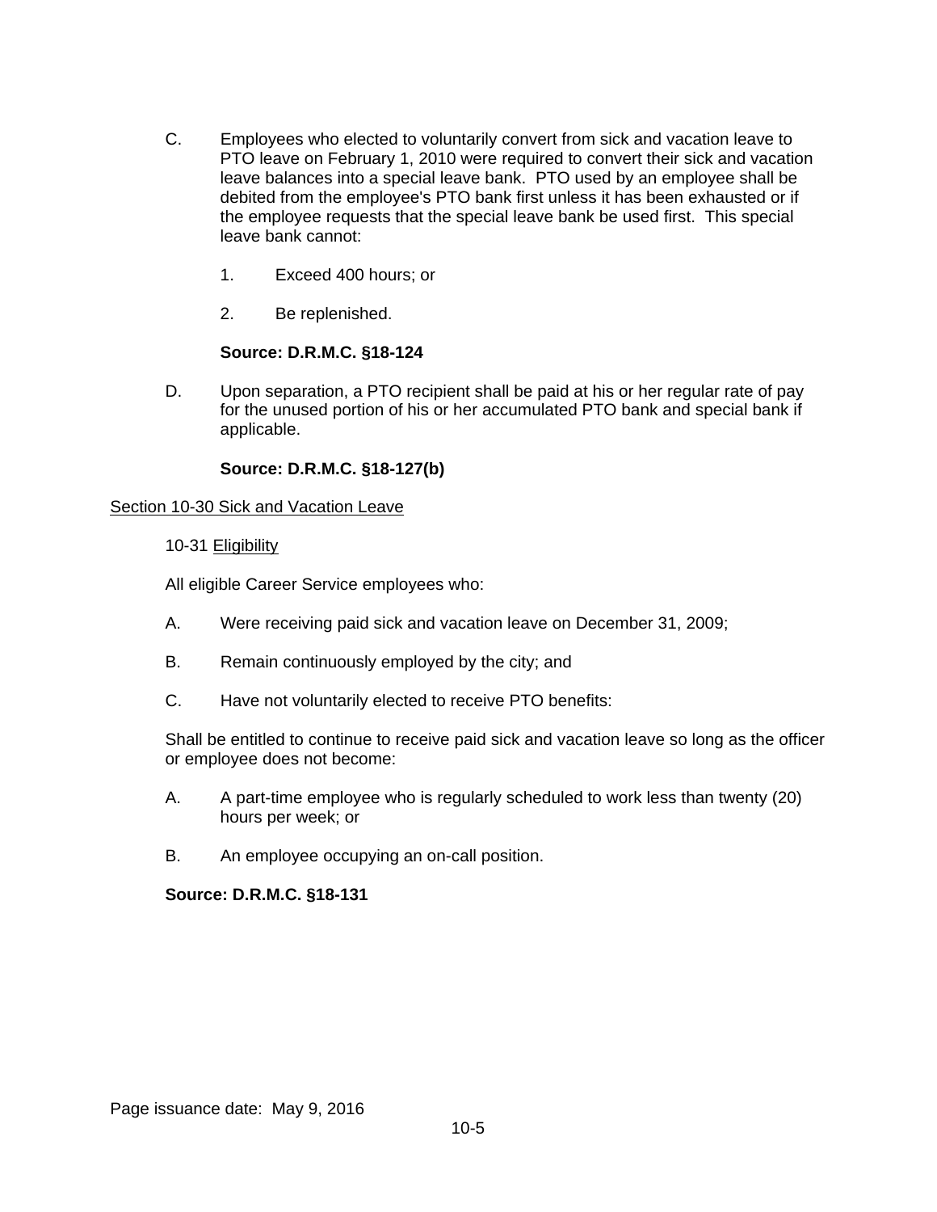C. Employees who elected to voluntarily convert from sick and vacation leave to PTO leave on February 1, 2010 were required to convert their sick and vacation leave balances into a special leave bank. PTO used by an employee shall be debited from the employee's PTO bank first unless it has been exhausted or if the employee requests that the special leave bank be used first. This special leave bank cannot:

   1. Exceed 400 hours; or

   2. Be replenished.

   **Source: D.R.M.C. §18-124**

D. Upon separation, a PTO recipient shall be paid at his or her regular rate of pay for the unused portion of his or her accumulated PTO bank and special bank if applicable.

   **Source: D.R.M.C. §18-127(b)**

<u>Section 10-30 Sick and Vacation Leave</u>

10-31 <u>Eligibility</u>

All eligible Career Service employees who:

A. Were receiving paid sick and vacation leave on December 31, 2009;

B. Remain continuously employed by the city; and

C. Have not voluntarily elected to receive PTO benefits:

Shall be entitled to continue to receive paid sick and vacation leave so long as the officer or employee does not become:

A. A part-time employee who is regularly scheduled to work less than twenty (20) hours per week; or

B. An employee occupying an on-call position.

**Source: D.R.M.C. §18-131**

Page issuance date: May 9, 2016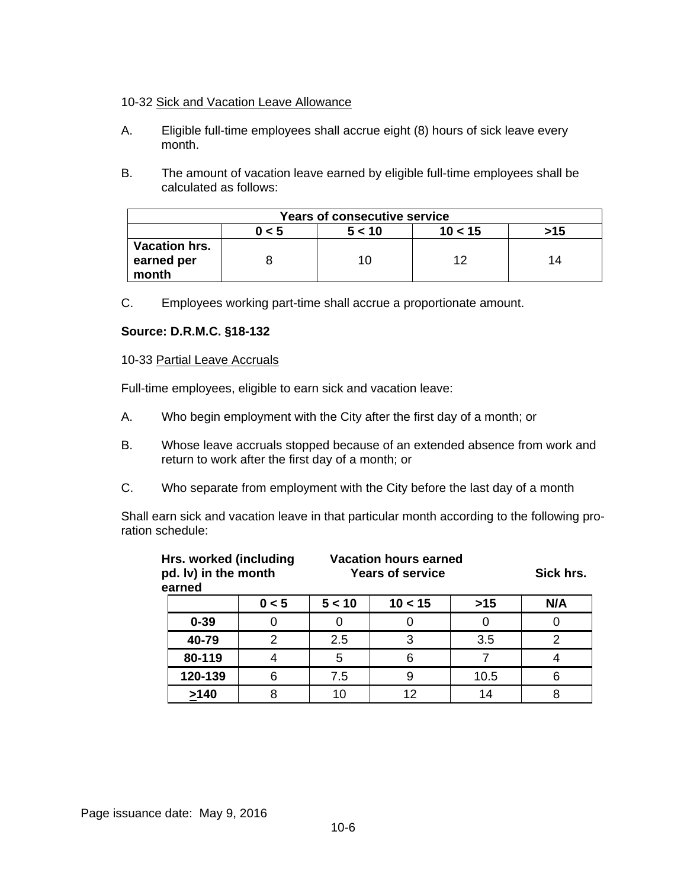10-32 Sick and Vacation Leave Allowance

A. Eligible full-time employees shall accrue eight (8) hours of sick leave every month.

B. The amount of vacation leave earned by eligible full-time employees shall be calculated as follows:

| Years of consecutive service | | | | |
|---|---|---|---|---|
| | 0 < 5 | 5 < 10 | 10 < 15 | >15 |
| **Vacation hrs. earned per month** | 8 | 10 | 12 | 14 |

C. Employees working part-time shall accrue a proportionate amount.

**Source: D.R.M.C. §18-132**

10-33 Partial Leave Accruals

Full-time employees, eligible to earn sick and vacation leave:

A. Who begin employment with the City after the first day of a month; or

B. Whose leave accruals stopped because of an extended absence from work and return to work after the first day of a month; or

C. Who separate from employment with the City before the last day of a month

Shall earn sick and vacation leave in that particular month according to the following pro-ration schedule:

| Hrs. worked (including pd. lv) in the month earned | Vacation hours earned Years of service | | | | Sick hrs. |
|---|---|---|---|---|---|
| | 0 < 5 | 5 < 10 | 10 < 15 | >15 | N/A |
| **0-39** | 0 | 0 | 0 | 0 | 0 |
| **40-79** | 2 | 2.5 | 3 | 3.5 | 2 |
| **80-119** | 4 | 5 | 6 | 7 | 4 |
| **120-139** | 6 | 7.5 | 9 | 10.5 | 6 |
| **≥140** | 8 | 10 | 12 | 14 | 8 |

Page issuance date: May 9, 2016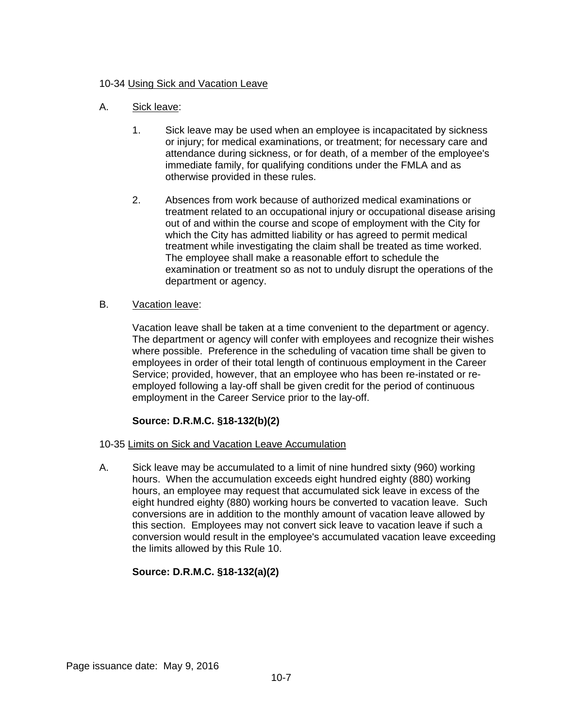10-34 Using Sick and Vacation Leave

A. Sick leave:

1. Sick leave may be used when an employee is incapacitated by sickness or injury; for medical examinations, or treatment; for necessary care and attendance during sickness, or for death, of a member of the employee's immediate family, for qualifying conditions under the FMLA and as otherwise provided in these rules.

2. Absences from work because of authorized medical examinations or treatment related to an occupational injury or occupational disease arising out of and within the course and scope of employment with the City for which the City has admitted liability or has agreed to permit medical treatment while investigating the claim shall be treated as time worked. The employee shall make a reasonable effort to schedule the examination or treatment so as not to unduly disrupt the operations of the department or agency.

B. Vacation leave:

Vacation leave shall be taken at a time convenient to the department or agency. The department or agency will confer with employees and recognize their wishes where possible. Preference in the scheduling of vacation time shall be given to employees in order of their total length of continuous employment in the Career Service; provided, however, that an employee who has been re-instated or re-employed following a lay-off shall be given credit for the period of continuous employment in the Career Service prior to the lay-off.

**Source: D.R.M.C. §18-132(b)(2)**

10-35 Limits on Sick and Vacation Leave Accumulation

A. Sick leave may be accumulated to a limit of nine hundred sixty (960) working hours. When the accumulation exceeds eight hundred eighty (880) working hours, an employee may request that accumulated sick leave in excess of the eight hundred eighty (880) working hours be converted to vacation leave. Such conversions are in addition to the monthly amount of vacation leave allowed by this section. Employees may not convert sick leave to vacation leave if such a conversion would result in the employee's accumulated vacation leave exceeding the limits allowed by this Rule 10.

**Source: D.R.M.C. §18-132(a)(2)**

Page issuance date: May 9, 2016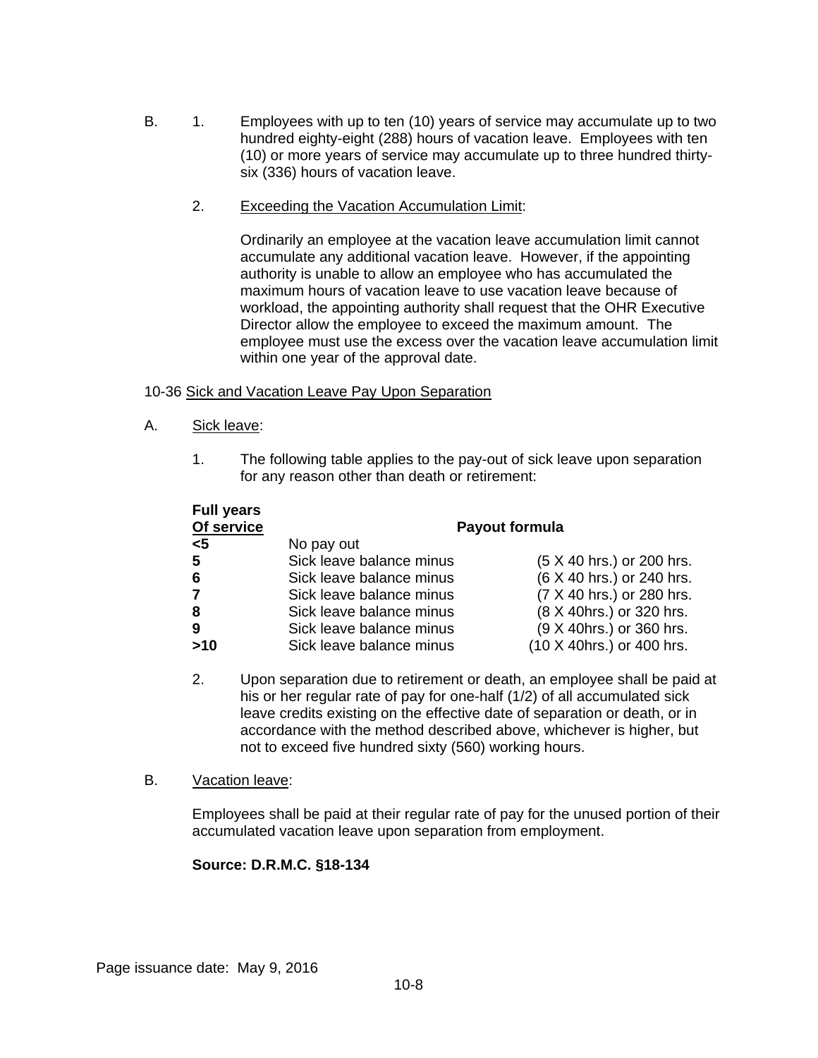B. 1. Employees with up to ten (10) years of service may accumulate up to two hundred eighty-eight (288) hours of vacation leave. Employees with ten (10) or more years of service may accumulate up to three hundred thirty-six (336) hours of vacation leave.

2. Exceeding the Vacation Accumulation Limit:

Ordinarily an employee at the vacation leave accumulation limit cannot accumulate any additional vacation leave. However, if the appointing authority is unable to allow an employee who has accumulated the maximum hours of vacation leave to use vacation leave because of workload, the appointing authority shall request that the OHR Executive Director allow the employee to exceed the maximum amount. The employee must use the excess over the vacation leave accumulation limit within one year of the approval date.

10-36 Sick and Vacation Leave Pay Upon Separation

A. Sick leave:

1. The following table applies to the pay-out of sick leave upon separation for any reason other than death or retirement:

| **Full years Of service** | **Payout formula** | |
|---|---|---|
| **<5** | No pay out | |
| **5** | Sick leave balance minus | (5 X 40 hrs.) or 200 hrs. |
| **6** | Sick leave balance minus | (6 X 40 hrs.) or 240 hrs. |
| **7** | Sick leave balance minus | (7 X 40 hrs.) or 280 hrs. |
| **8** | Sick leave balance minus | (8 X 40hrs.) or 320 hrs. |
| **9** | Sick leave balance minus | (9 X 40hrs.) or 360 hrs. |
| **>10** | Sick leave balance minus | (10 X 40hrs.) or 400 hrs. |

2. Upon separation due to retirement or death, an employee shall be paid at his or her regular rate of pay for one-half (1/2) of all accumulated sick leave credits existing on the effective date of separation or death, or in accordance with the method described above, whichever is higher, but not to exceed five hundred sixty (560) working hours.

B. Vacation leave:

Employees shall be paid at their regular rate of pay for the unused portion of their accumulated vacation leave upon separation from employment.

**Source: D.R.M.C. §18-134**

Page issuance date: May 9, 2016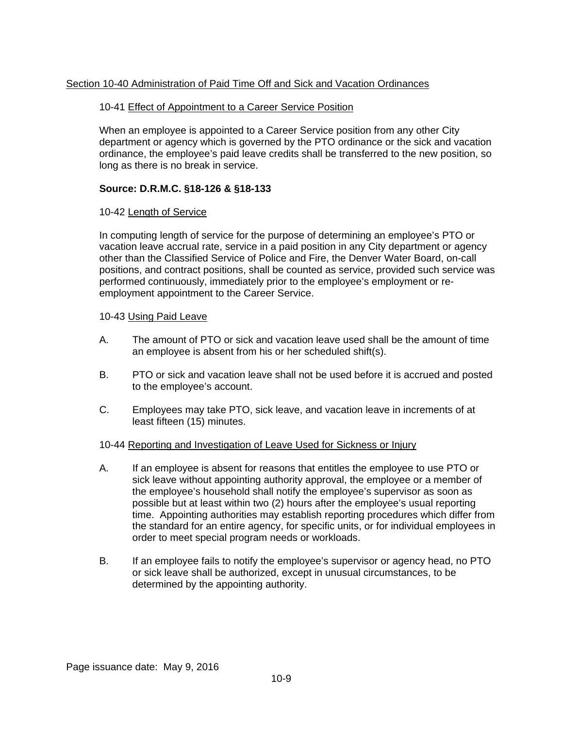## Section 10-40 Administration of Paid Time Off and Sick and Vacation Ordinances

### 10-41 Effect of Appointment to a Career Service Position

When an employee is appointed to a Career Service position from any other City department or agency which is governed by the PTO ordinance or the sick and vacation ordinance, the employee's paid leave credits shall be transferred to the new position, so long as there is no break in service.

**Source: D.R.M.C. §18-126 & §18-133**

### 10-42 Length of Service

In computing length of service for the purpose of determining an employee's PTO or vacation leave accrual rate, service in a paid position in any City department or agency other than the Classified Service of Police and Fire, the Denver Water Board, on-call positions, and contract positions, shall be counted as service, provided such service was performed continuously, immediately prior to the employee's employment or re-employment appointment to the Career Service.

### 10-43 Using Paid Leave

A. The amount of PTO or sick and vacation leave used shall be the amount of time an employee is absent from his or her scheduled shift(s).

B. PTO or sick and vacation leave shall not be used before it is accrued and posted to the employee's account.

C. Employees may take PTO, sick leave, and vacation leave in increments of at least fifteen (15) minutes.

### 10-44 Reporting and Investigation of Leave Used for Sickness or Injury

A. If an employee is absent for reasons that entitles the employee to use PTO or sick leave without appointing authority approval, the employee or a member of the employee's household shall notify the employee's supervisor as soon as possible but at least within two (2) hours after the employee's usual reporting time. Appointing authorities may establish reporting procedures which differ from the standard for an entire agency, for specific units, or for individual employees in order to meet special program needs or workloads.

B. If an employee fails to notify the employee's supervisor or agency head, no PTO or sick leave shall be authorized, except in unusual circumstances, to be determined by the appointing authority.

Page issuance date: May 9, 2016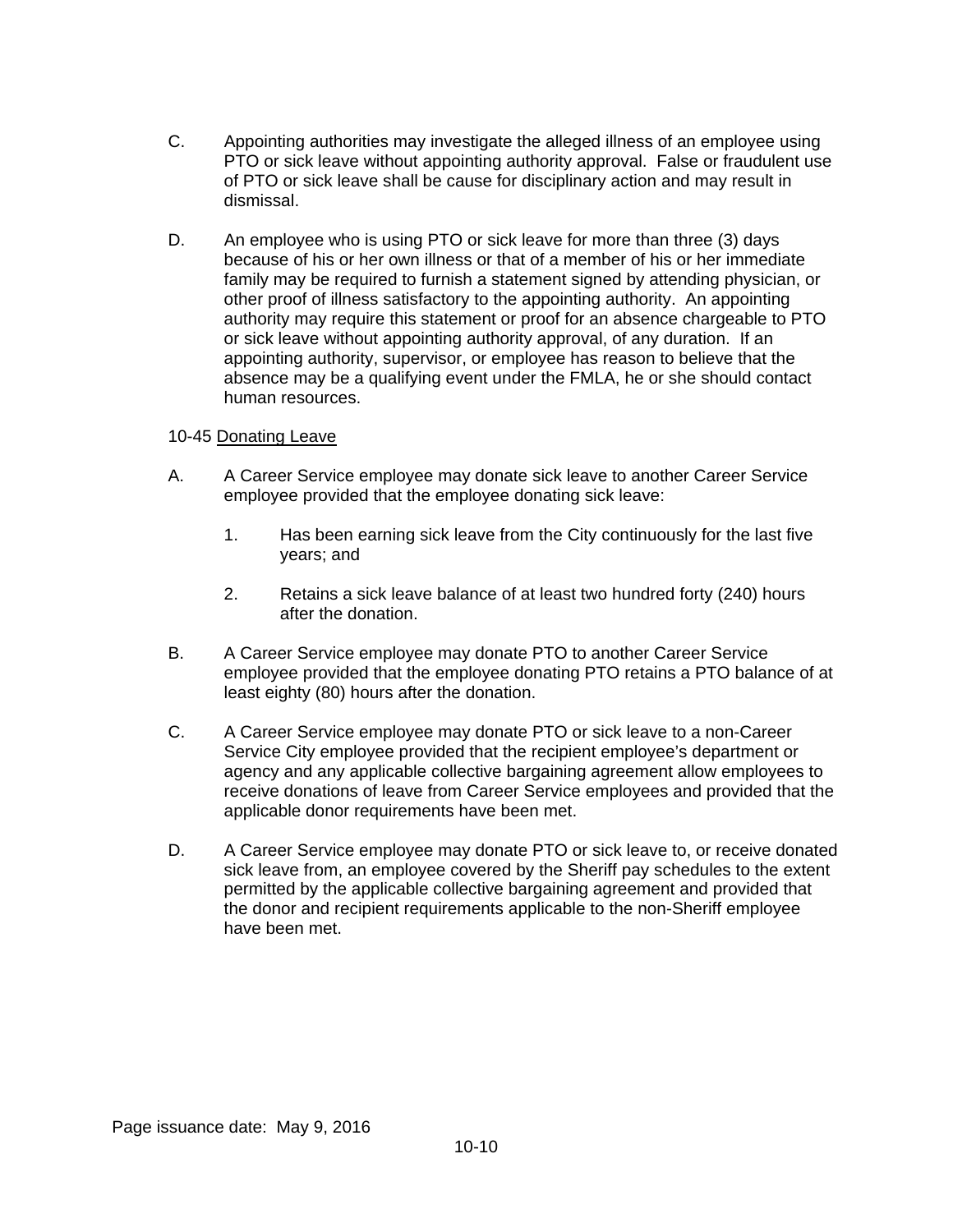C. Appointing authorities may investigate the alleged illness of an employee using PTO or sick leave without appointing authority approval. False or fraudulent use of PTO or sick leave shall be cause for disciplinary action and may result in dismissal.

D. An employee who is using PTO or sick leave for more than three (3) days because of his or her own illness or that of a member of his or her immediate family may be required to furnish a statement signed by attending physician, or other proof of illness satisfactory to the appointing authority. An appointing authority may require this statement or proof for an absence chargeable to PTO or sick leave without appointing authority approval, of any duration. If an appointing authority, supervisor, or employee has reason to believe that the absence may be a qualifying event under the FMLA, he or she should contact human resources.

10-45 <u>Donating Leave</u>

A. A Career Service employee may donate sick leave to another Career Service employee provided that the employee donating sick leave:

   1. Has been earning sick leave from the City continuously for the last five years; and

   2. Retains a sick leave balance of at least two hundred forty (240) hours after the donation.

B. A Career Service employee may donate PTO to another Career Service employee provided that the employee donating PTO retains a PTO balance of at least eighty (80) hours after the donation.

C. A Career Service employee may donate PTO or sick leave to a non-Career Service City employee provided that the recipient employee's department or agency and any applicable collective bargaining agreement allow employees to receive donations of leave from Career Service employees and provided that the applicable donor requirements have been met.

D. A Career Service employee may donate PTO or sick leave to, or receive donated sick leave from, an employee covered by the Sheriff pay schedules to the extent permitted by the applicable collective bargaining agreement and provided that the donor and recipient requirements applicable to the non-Sheriff employee have been met.

Page issuance date: May 9, 2016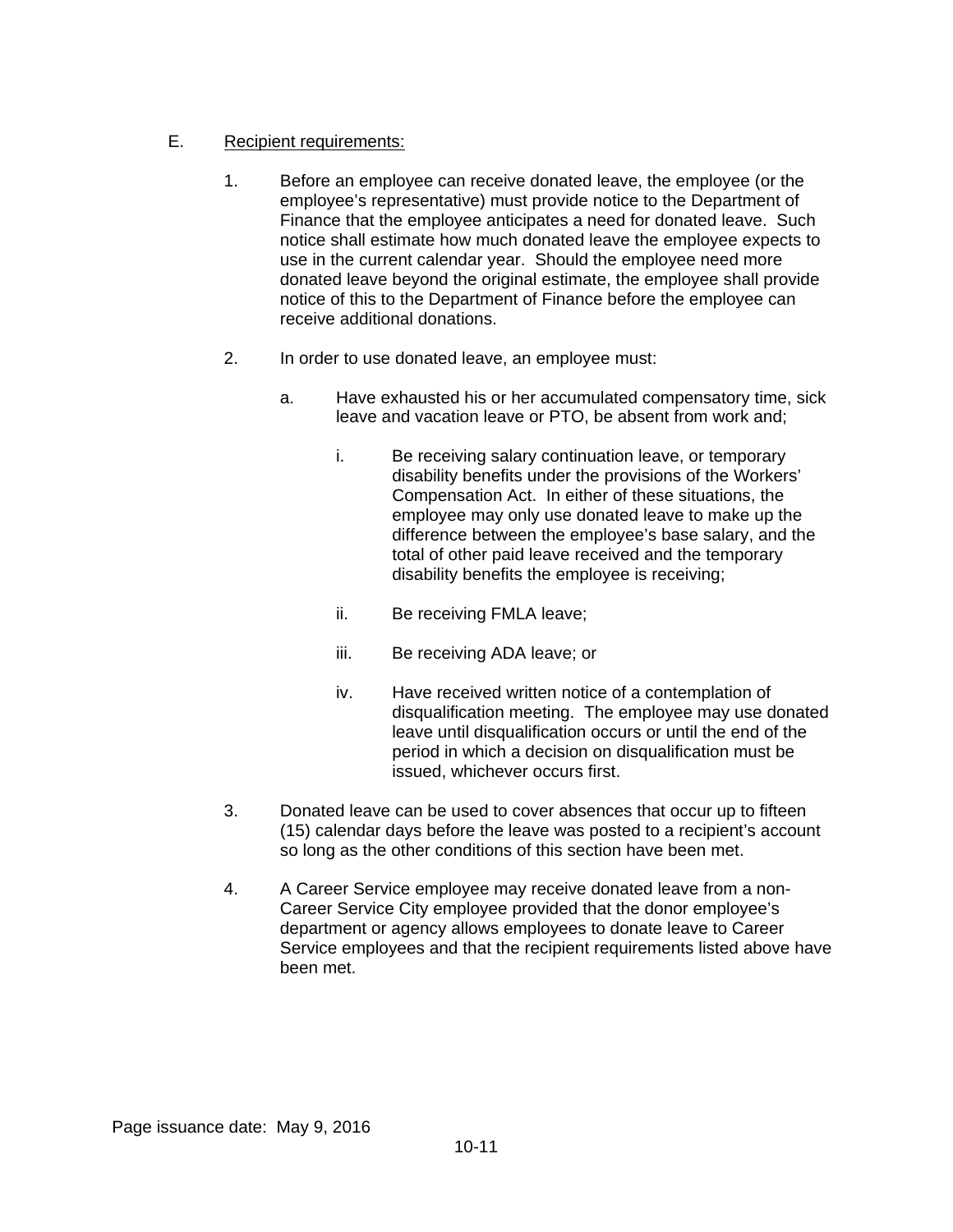E. Recipient requirements:

1. Before an employee can receive donated leave, the employee (or the employee's representative) must provide notice to the Department of Finance that the employee anticipates a need for donated leave. Such notice shall estimate how much donated leave the employee expects to use in the current calendar year. Should the employee need more donated leave beyond the original estimate, the employee shall provide notice of this to the Department of Finance before the employee can receive additional donations.

2. In order to use donated leave, an employee must:

   a. Have exhausted his or her accumulated compensatory time, sick leave and vacation leave or PTO, be absent from work and;

      i. Be receiving salary continuation leave, or temporary disability benefits under the provisions of the Workers' Compensation Act. In either of these situations, the employee may only use donated leave to make up the difference between the employee's base salary, and the total of other paid leave received and the temporary disability benefits the employee is receiving;

      ii. Be receiving FMLA leave;

      iii. Be receiving ADA leave; or

      iv. Have received written notice of a contemplation of disqualification meeting. The employee may use donated leave until disqualification occurs or until the end of the period in which a decision on disqualification must be issued, whichever occurs first.

3. Donated leave can be used to cover absences that occur up to fifteen (15) calendar days before the leave was posted to a recipient's account so long as the other conditions of this section have been met.

4. A Career Service employee may receive donated leave from a non-Career Service City employee provided that the donor employee's department or agency allows employees to donate leave to Career Service employees and that the recipient requirements listed above have been met.

Page issuance date: May 9, 2016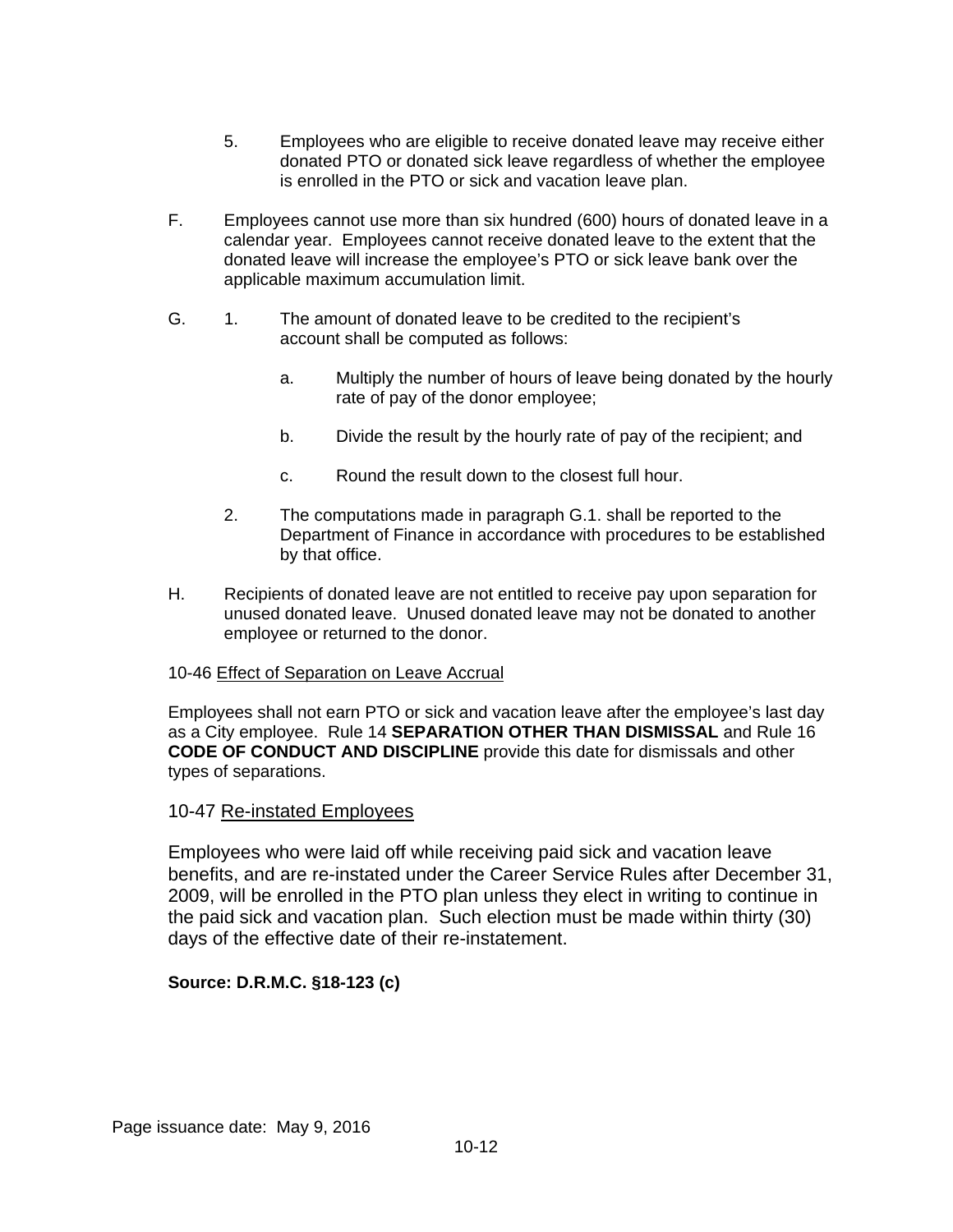5. Employees who are eligible to receive donated leave may receive either donated PTO or donated sick leave regardless of whether the employee is enrolled in the PTO or sick and vacation leave plan.

F. Employees cannot use more than six hundred (600) hours of donated leave in a calendar year. Employees cannot receive donated leave to the extent that the donated leave will increase the employee's PTO or sick leave bank over the applicable maximum accumulation limit.

G. 1. The amount of donated leave to be credited to the recipient's account shall be computed as follows:

   a. Multiply the number of hours of leave being donated by the hourly rate of pay of the donor employee;

   b. Divide the result by the hourly rate of pay of the recipient; and

   c. Round the result down to the closest full hour.

2. The computations made in paragraph G.1. shall be reported to the Department of Finance in accordance with procedures to be established by that office.

H. Recipients of donated leave are not entitled to receive pay upon separation for unused donated leave. Unused donated leave may not be donated to another employee or returned to the donor.

10-46 Effect of Separation on Leave Accrual

Employees shall not earn PTO or sick and vacation leave after the employee's last day as a City employee. Rule 14 **SEPARATION OTHER THAN DISMISSAL** and Rule 16 **CODE OF CONDUCT AND DISCIPLINE** provide this date for dismissals and other types of separations.

10-47 Re-instated Employees

Employees who were laid off while receiving paid sick and vacation leave benefits, and are re-instated under the Career Service Rules after December 31, 2009, will be enrolled in the PTO plan unless they elect in writing to continue in the paid sick and vacation plan. Such election must be made within thirty (30) days of the effective date of their re-instatement.

**Source: D.R.M.C. §18-123 (c)**

Page issuance date: May 9, 2016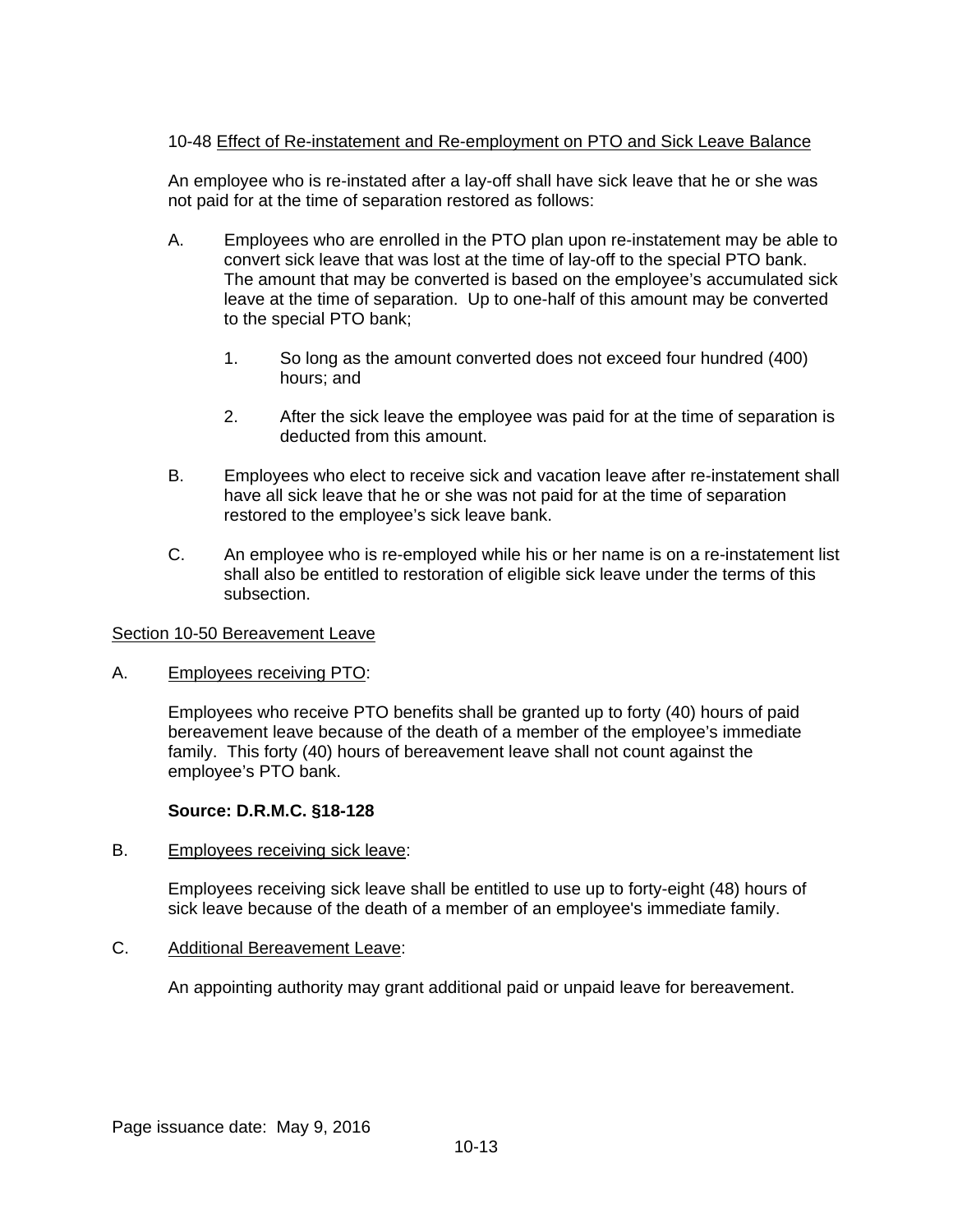10-48 Effect of Re-instatement and Re-employment on PTO and Sick Leave Balance

An employee who is re-instated after a lay-off shall have sick leave that he or she was not paid for at the time of separation restored as follows:

A. Employees who are enrolled in the PTO plan upon re-instatement may be able to convert sick leave that was lost at the time of lay-off to the special PTO bank. The amount that may be converted is based on the employee's accumulated sick leave at the time of separation. Up to one-half of this amount may be converted to the special PTO bank;

   1. So long as the amount converted does not exceed four hundred (400) hours; and

   2. After the sick leave the employee was paid for at the time of separation is deducted from this amount.

B. Employees who elect to receive sick and vacation leave after re-instatement shall have all sick leave that he or she was not paid for at the time of separation restored to the employee's sick leave bank.

C. An employee who is re-employed while his or her name is on a re-instatement list shall also be entitled to restoration of eligible sick leave under the terms of this subsection.

## Section 10-50 Bereavement Leave

A. Employees receiving PTO:

Employees who receive PTO benefits shall be granted up to forty (40) hours of paid bereavement leave because of the death of a member of the employee's immediate family. This forty (40) hours of bereavement leave shall not count against the employee's PTO bank.

**Source: D.R.M.C. §18-128**

B. Employees receiving sick leave:

Employees receiving sick leave shall be entitled to use up to forty-eight (48) hours of sick leave because of the death of a member of an employee's immediate family.

C. Additional Bereavement Leave:

An appointing authority may grant additional paid or unpaid leave for bereavement.

Page issuance date: May 9, 2016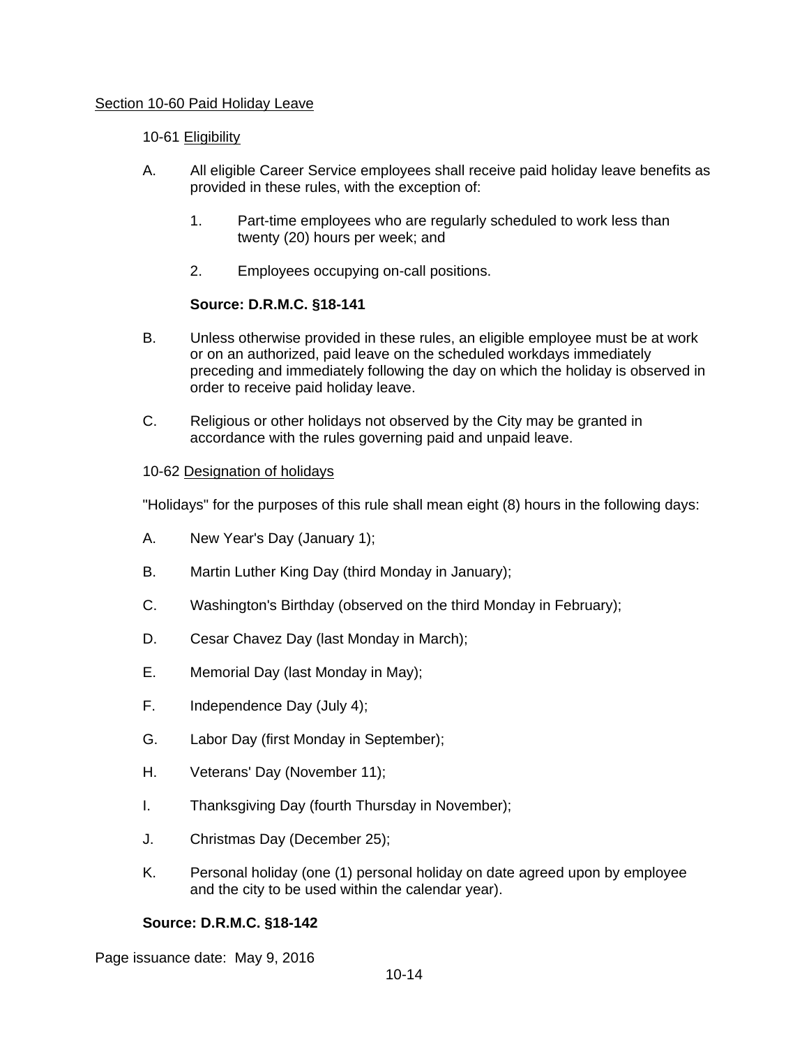## Section 10-60 Paid Holiday Leave

### 10-61 Eligibility

A. All eligible Career Service employees shall receive paid holiday leave benefits as provided in these rules, with the exception of:

   1. Part-time employees who are regularly scheduled to work less than twenty (20) hours per week; and

   2. Employees occupying on-call positions.

**Source: D.R.M.C. §18-141**

B. Unless otherwise provided in these rules, an eligible employee must be at work or on an authorized, paid leave on the scheduled workdays immediately preceding and immediately following the day on which the holiday is observed in order to receive paid holiday leave.

C. Religious or other holidays not observed by the City may be granted in accordance with the rules governing paid and unpaid leave.

### 10-62 Designation of holidays

"Holidays" for the purposes of this rule shall mean eight (8) hours in the following days:

A. New Year's Day (January 1);

B. Martin Luther King Day (third Monday in January);

C. Washington's Birthday (observed on the third Monday in February);

D. Cesar Chavez Day (last Monday in March);

E. Memorial Day (last Monday in May);

F. Independence Day (July 4);

G. Labor Day (first Monday in September);

H. Veterans' Day (November 11);

I. Thanksgiving Day (fourth Thursday in November);

J. Christmas Day (December 25);

K. Personal holiday (one (1) personal holiday on date agreed upon by employee and the city to be used within the calendar year).

**Source: D.R.M.C. §18-142**

Page issuance date: May 9, 2016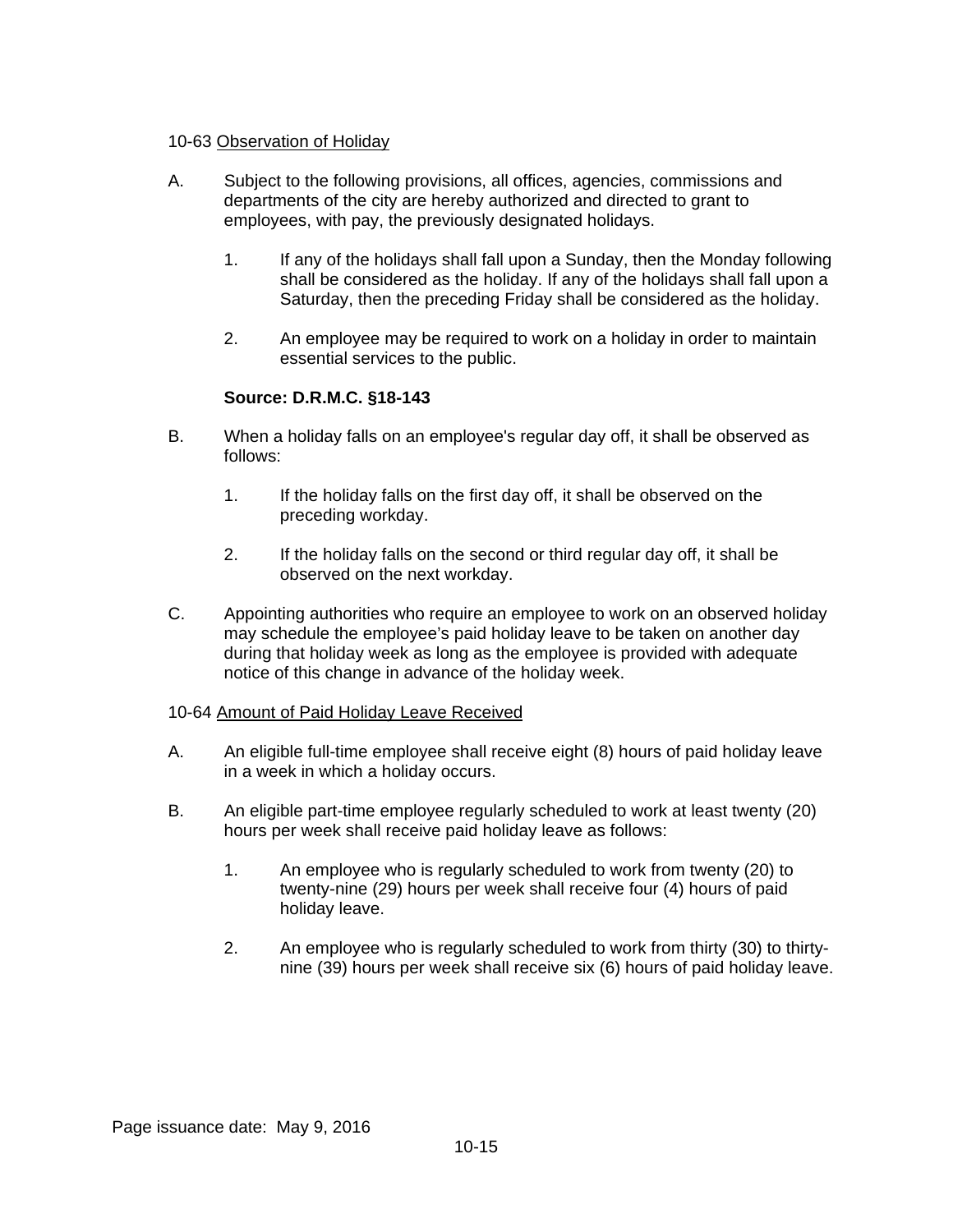10-63 Observation of Holiday

A. Subject to the following provisions, all offices, agencies, commissions and departments of the city are hereby authorized and directed to grant to employees, with pay, the previously designated holidays.

   1. If any of the holidays shall fall upon a Sunday, then the Monday following shall be considered as the holiday. If any of the holidays shall fall upon a Saturday, then the preceding Friday shall be considered as the holiday.

   2. An employee may be required to work on a holiday in order to maintain essential services to the public.

   **Source: D.R.M.C. §18-143**

B. When a holiday falls on an employee's regular day off, it shall be observed as follows:

   1. If the holiday falls on the first day off, it shall be observed on the preceding workday.

   2. If the holiday falls on the second or third regular day off, it shall be observed on the next workday.

C. Appointing authorities who require an employee to work on an observed holiday may schedule the employee's paid holiday leave to be taken on another day during that holiday week as long as the employee is provided with adequate notice of this change in advance of the holiday week.

10-64 Amount of Paid Holiday Leave Received

A. An eligible full-time employee shall receive eight (8) hours of paid holiday leave in a week in which a holiday occurs.

B. An eligible part-time employee regularly scheduled to work at least twenty (20) hours per week shall receive paid holiday leave as follows:

   1. An employee who is regularly scheduled to work from twenty (20) to twenty-nine (29) hours per week shall receive four (4) hours of paid holiday leave.

   2. An employee who is regularly scheduled to work from thirty (30) to thirty-nine (39) hours per week shall receive six (6) hours of paid holiday leave.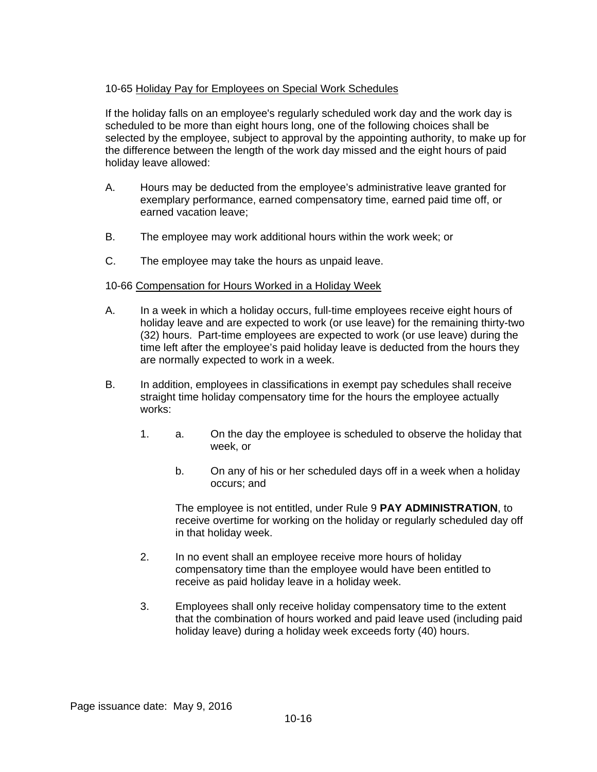10-65 Holiday Pay for Employees on Special Work Schedules

If the holiday falls on an employee's regularly scheduled work day and the work day is scheduled to be more than eight hours long, one of the following choices shall be selected by the employee, subject to approval by the appointing authority, to make up for the difference between the length of the work day missed and the eight hours of paid holiday leave allowed:

A. Hours may be deducted from the employee's administrative leave granted for exemplary performance, earned compensatory time, earned paid time off, or earned vacation leave;

B. The employee may work additional hours within the work week; or

C. The employee may take the hours as unpaid leave.

10-66 Compensation for Hours Worked in a Holiday Week

A. In a week in which a holiday occurs, full-time employees receive eight hours of holiday leave and are expected to work (or use leave) for the remaining thirty-two (32) hours. Part-time employees are expected to work (or use leave) during the time left after the employee's paid holiday leave is deducted from the hours they are normally expected to work in a week.

B. In addition, employees in classifications in exempt pay schedules shall receive straight time holiday compensatory time for the hours the employee actually works:

   1. a. On the day the employee is scheduled to observe the holiday that week, or

      b. On any of his or her scheduled days off in a week when a holiday occurs; and

      The employee is not entitled, under Rule 9 **PAY ADMINISTRATION**, to receive overtime for working on the holiday or regularly scheduled day off in that holiday week.

   2. In no event shall an employee receive more hours of holiday compensatory time than the employee would have been entitled to receive as paid holiday leave in a holiday week.

   3. Employees shall only receive holiday compensatory time to the extent that the combination of hours worked and paid leave used (including paid holiday leave) during a holiday week exceeds forty (40) hours.

Page issuance date: May 9, 2016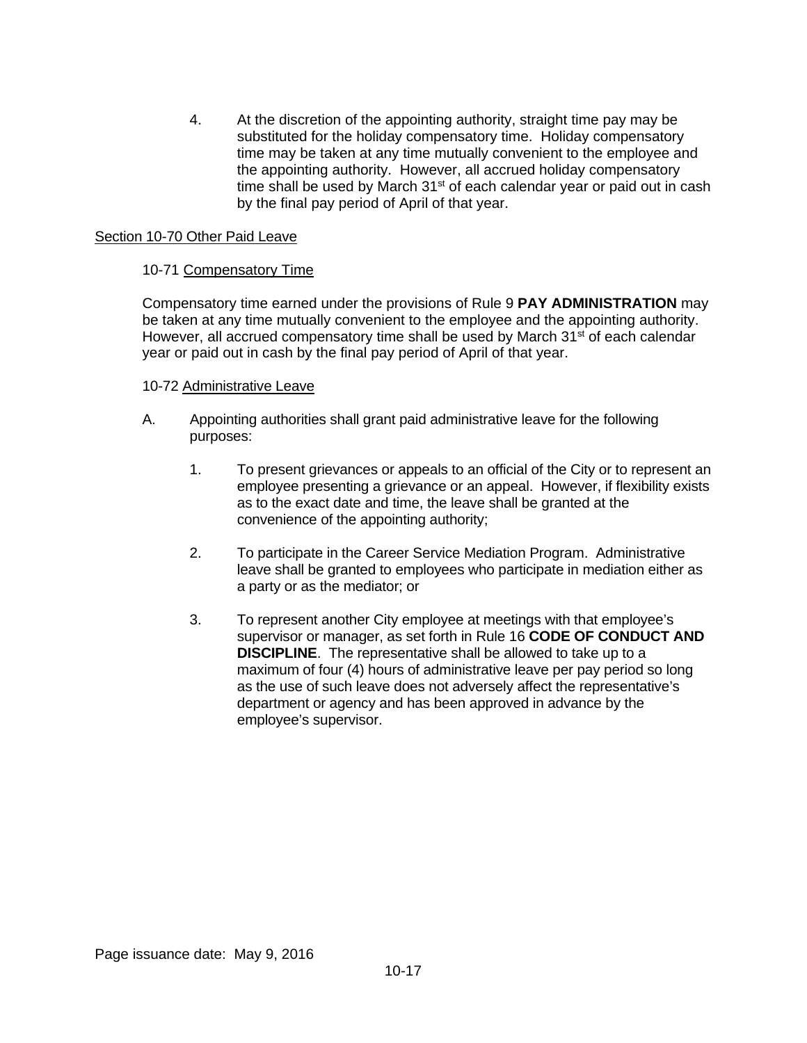4. At the discretion of the appointing authority, straight time pay may be substituted for the holiday compensatory time. Holiday compensatory time may be taken at any time mutually convenient to the employee and the appointing authority. However, all accrued holiday compensatory time shall be used by March 31st of each calendar year or paid out in cash by the final pay period of April of that year.

## Section 10-70 Other Paid Leave

### 10-71 Compensatory Time

Compensatory time earned under the provisions of Rule 9 **PAY ADMINISTRATION** may be taken at any time mutually convenient to the employee and the appointing authority. However, all accrued compensatory time shall be used by March 31st of each calendar year or paid out in cash by the final pay period of April of that year.

### 10-72 Administrative Leave

A. Appointing authorities shall grant paid administrative leave for the following purposes:

1. To present grievances or appeals to an official of the City or to represent an employee presenting a grievance or an appeal. However, if flexibility exists as to the exact date and time, the leave shall be granted at the convenience of the appointing authority;

2. To participate in the Career Service Mediation Program. Administrative leave shall be granted to employees who participate in mediation either as a party or as the mediator; or

3. To represent another City employee at meetings with that employee's supervisor or manager, as set forth in Rule 16 **CODE OF CONDUCT AND DISCIPLINE**. The representative shall be allowed to take up to a maximum of four (4) hours of administrative leave per pay period so long as the use of such leave does not adversely affect the representative's department or agency and has been approved in advance by the employee's supervisor.

Page issuance date: May 9, 2016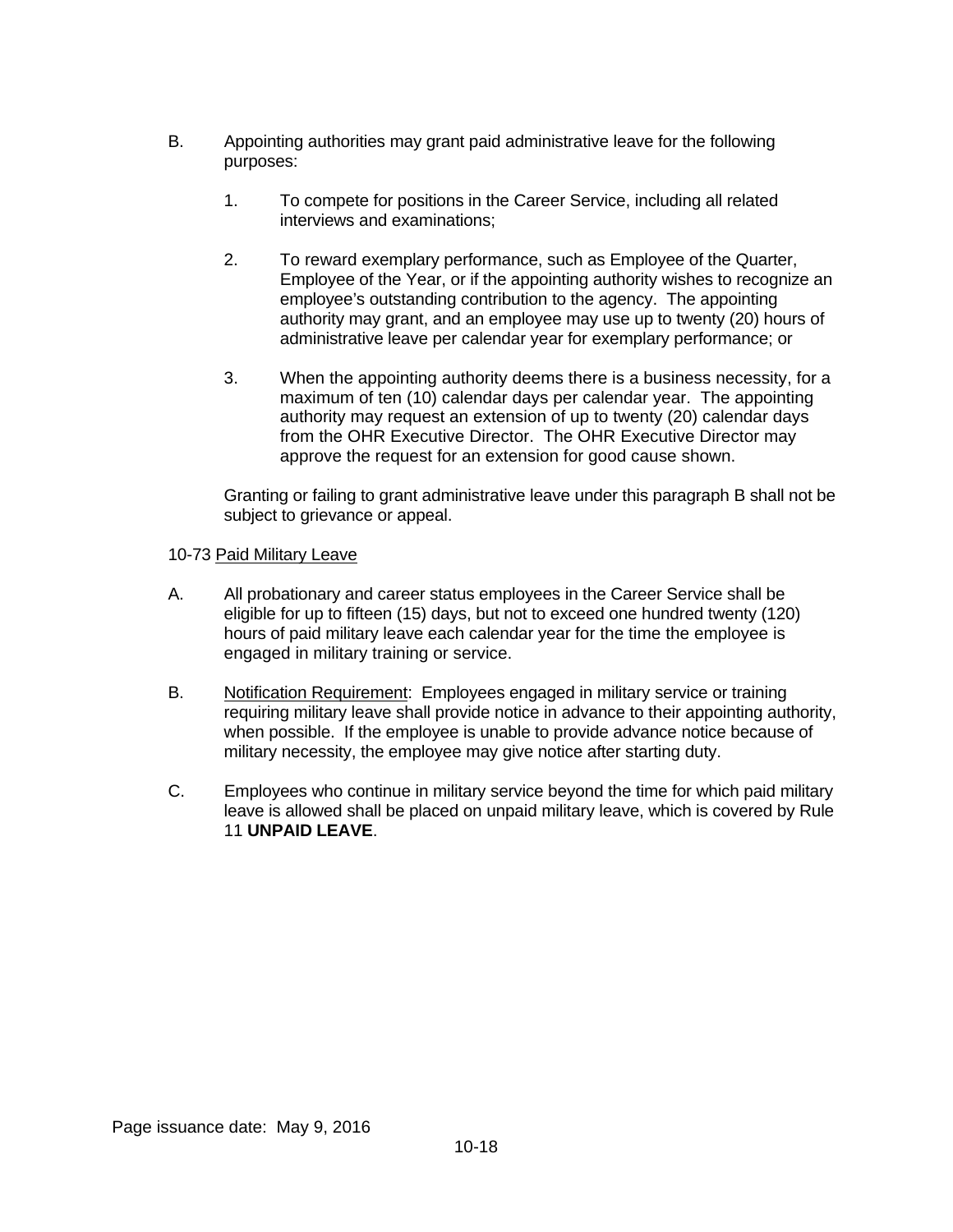B. Appointing authorities may grant paid administrative leave for the following purposes:

   1. To compete for positions in the Career Service, including all related interviews and examinations;

   2. To reward exemplary performance, such as Employee of the Quarter, Employee of the Year, or if the appointing authority wishes to recognize an employee's outstanding contribution to the agency. The appointing authority may grant, and an employee may use up to twenty (20) hours of administrative leave per calendar year for exemplary performance; or

   3. When the appointing authority deems there is a business necessity, for a maximum of ten (10) calendar days per calendar year. The appointing authority may request an extension of up to twenty (20) calendar days from the OHR Executive Director. The OHR Executive Director may approve the request for an extension for good cause shown.

   Granting or failing to grant administrative leave under this paragraph B shall not be subject to grievance or appeal.

10-73 Paid Military Leave

A. All probationary and career status employees in the Career Service shall be eligible for up to fifteen (15) days, but not to exceed one hundred twenty (120) hours of paid military leave each calendar year for the time the employee is engaged in military training or service.

B. Notification Requirement: Employees engaged in military service or training requiring military leave shall provide notice in advance to their appointing authority, when possible. If the employee is unable to provide advance notice because of military necessity, the employee may give notice after starting duty.

C. Employees who continue in military service beyond the time for which paid military leave is allowed shall be placed on unpaid military leave, which is covered by Rule 11 **UNPAID LEAVE**.

Page issuance date: May 9, 2016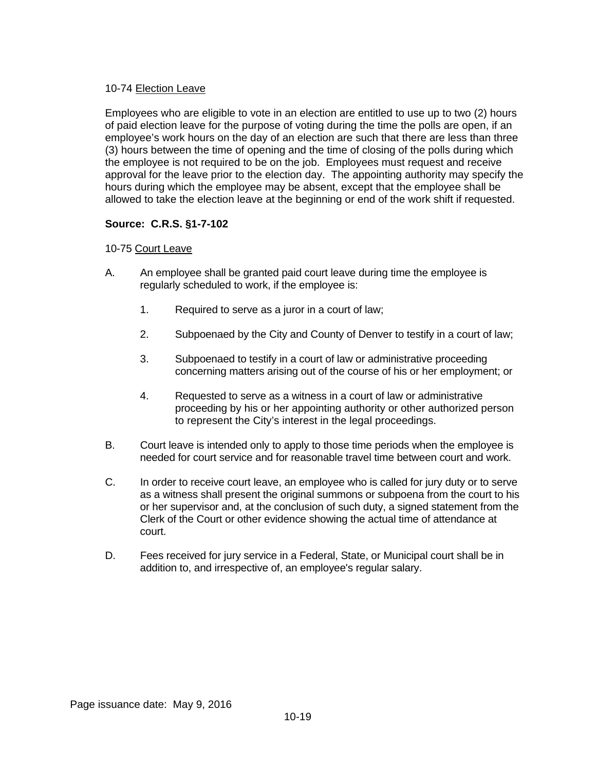10-74 Election Leave

Employees who are eligible to vote in an election are entitled to use up to two (2) hours of paid election leave for the purpose of voting during the time the polls are open, if an employee's work hours on the day of an election are such that there are less than three (3) hours between the time of opening and the time of closing of the polls during which the employee is not required to be on the job. Employees must request and receive approval for the leave prior to the election day. The appointing authority may specify the hours during which the employee may be absent, except that the employee shall be allowed to take the election leave at the beginning or end of the work shift if requested.

**Source: C.R.S. §1-7-102**

10-75 Court Leave

A. An employee shall be granted paid court leave during time the employee is regularly scheduled to work, if the employee is:

   1. Required to serve as a juror in a court of law;

   2. Subpoenaed by the City and County of Denver to testify in a court of law;

   3. Subpoenaed to testify in a court of law or administrative proceeding concerning matters arising out of the course of his or her employment; or

   4. Requested to serve as a witness in a court of law or administrative proceeding by his or her appointing authority or other authorized person to represent the City's interest in the legal proceedings.

B. Court leave is intended only to apply to those time periods when the employee is needed for court service and for reasonable travel time between court and work.

C. In order to receive court leave, an employee who is called for jury duty or to serve as a witness shall present the original summons or subpoena from the court to his or her supervisor and, at the conclusion of such duty, a signed statement from the Clerk of the Court or other evidence showing the actual time of attendance at court.

D. Fees received for jury service in a Federal, State, or Municipal court shall be in addition to, and irrespective of, an employee's regular salary.

Page issuance date: May 9, 2016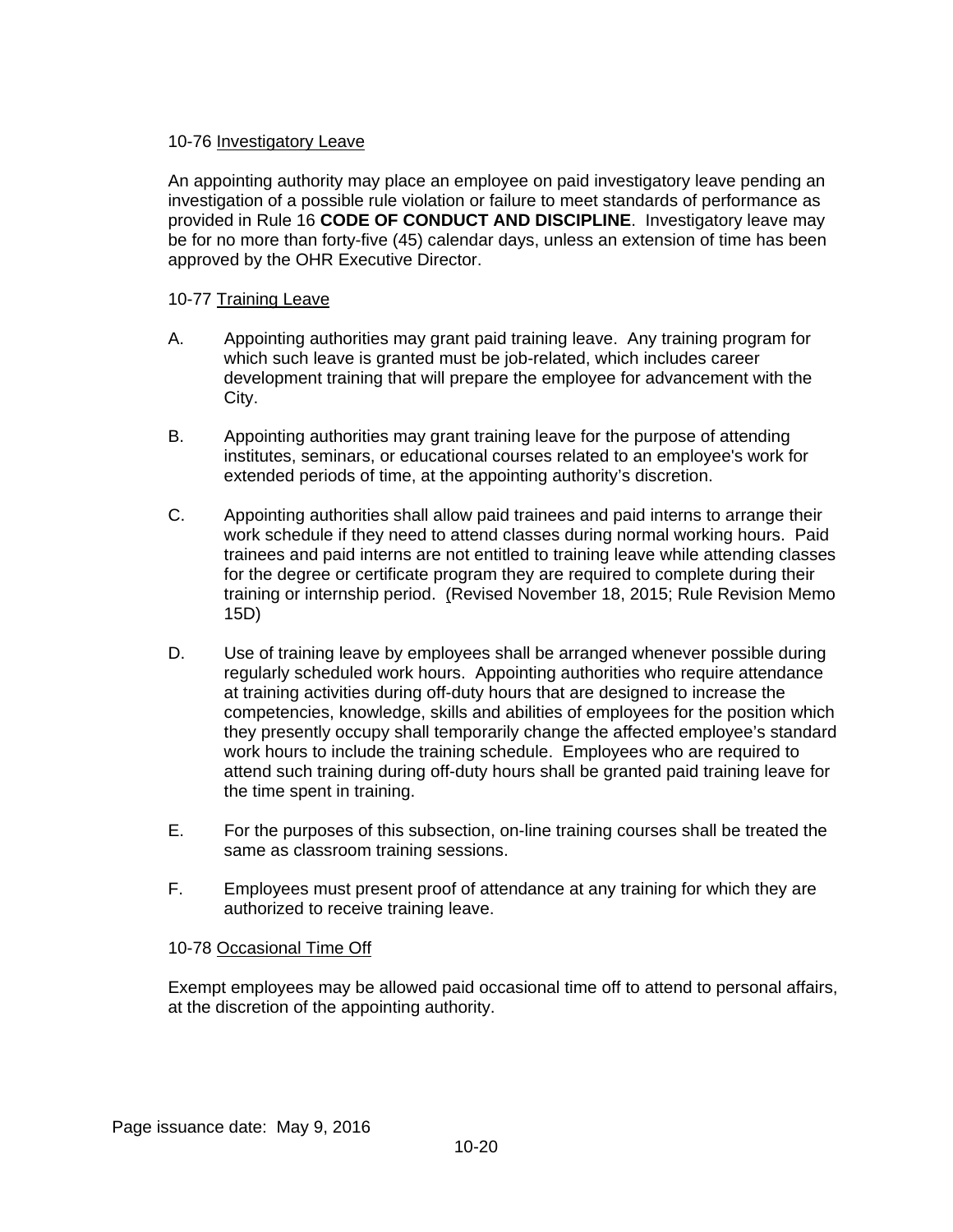10-76 Investigatory Leave

An appointing authority may place an employee on paid investigatory leave pending an investigation of a possible rule violation or failure to meet standards of performance as provided in Rule 16 **CODE OF CONDUCT AND DISCIPLINE**. Investigatory leave may be for no more than forty-five (45) calendar days, unless an extension of time has been approved by the OHR Executive Director.

10-77 Training Leave

A. Appointing authorities may grant paid training leave. Any training program for which such leave is granted must be job-related, which includes career development training that will prepare the employee for advancement with the City.

B. Appointing authorities may grant training leave for the purpose of attending institutes, seminars, or educational courses related to an employee's work for extended periods of time, at the appointing authority's discretion.

C. Appointing authorities shall allow paid trainees and paid interns to arrange their work schedule if they need to attend classes during normal working hours. Paid trainees and paid interns are not entitled to training leave while attending classes for the degree or certificate program they are required to complete during their training or internship period. (Revised November 18, 2015; Rule Revision Memo 15D)

D. Use of training leave by employees shall be arranged whenever possible during regularly scheduled work hours. Appointing authorities who require attendance at training activities during off-duty hours that are designed to increase the competencies, knowledge, skills and abilities of employees for the position which they presently occupy shall temporarily change the affected employee's standard work hours to include the training schedule. Employees who are required to attend such training during off-duty hours shall be granted paid training leave for the time spent in training.

E. For the purposes of this subsection, on-line training courses shall be treated the same as classroom training sessions.

F. Employees must present proof of attendance at any training for which they are authorized to receive training leave.

10-78 Occasional Time Off

Exempt employees may be allowed paid occasional time off to attend to personal affairs, at the discretion of the appointing authority.

Page issuance date: May 9, 2016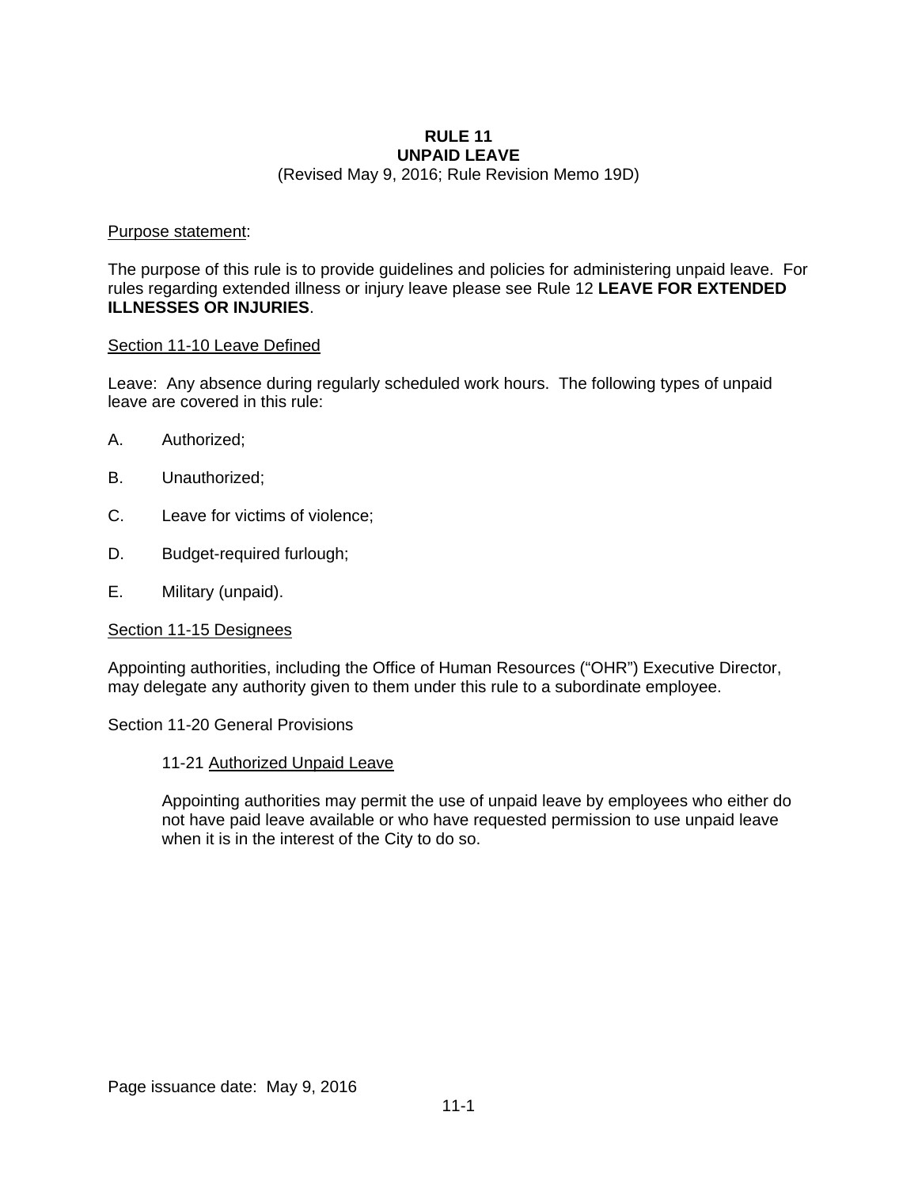# RULE 11
# UNPAID LEAVE

(Revised May 9, 2016; Rule Revision Memo 19D)

Purpose statement:

The purpose of this rule is to provide guidelines and policies for administering unpaid leave. For rules regarding extended illness or injury leave please see Rule 12 **LEAVE FOR EXTENDED ILLNESSES OR INJURIES**.

## Section 11-10 Leave Defined

Leave: Any absence during regularly scheduled work hours. The following types of unpaid leave are covered in this rule:

A. Authorized;

B. Unauthorized;

C. Leave for victims of violence;

D. Budget-required furlough;

E. Military (unpaid).

## Section 11-15 Designees

Appointing authorities, including the Office of Human Resources ("OHR") Executive Director, may delegate any authority given to them under this rule to a subordinate employee.

## Section 11-20 General Provisions

### 11-21 Authorized Unpaid Leave

Appointing authorities may permit the use of unpaid leave by employees who either do not have paid leave available or who have requested permission to use unpaid leave when it is in the interest of the City to do so.

Page issuance date: May 9, 2016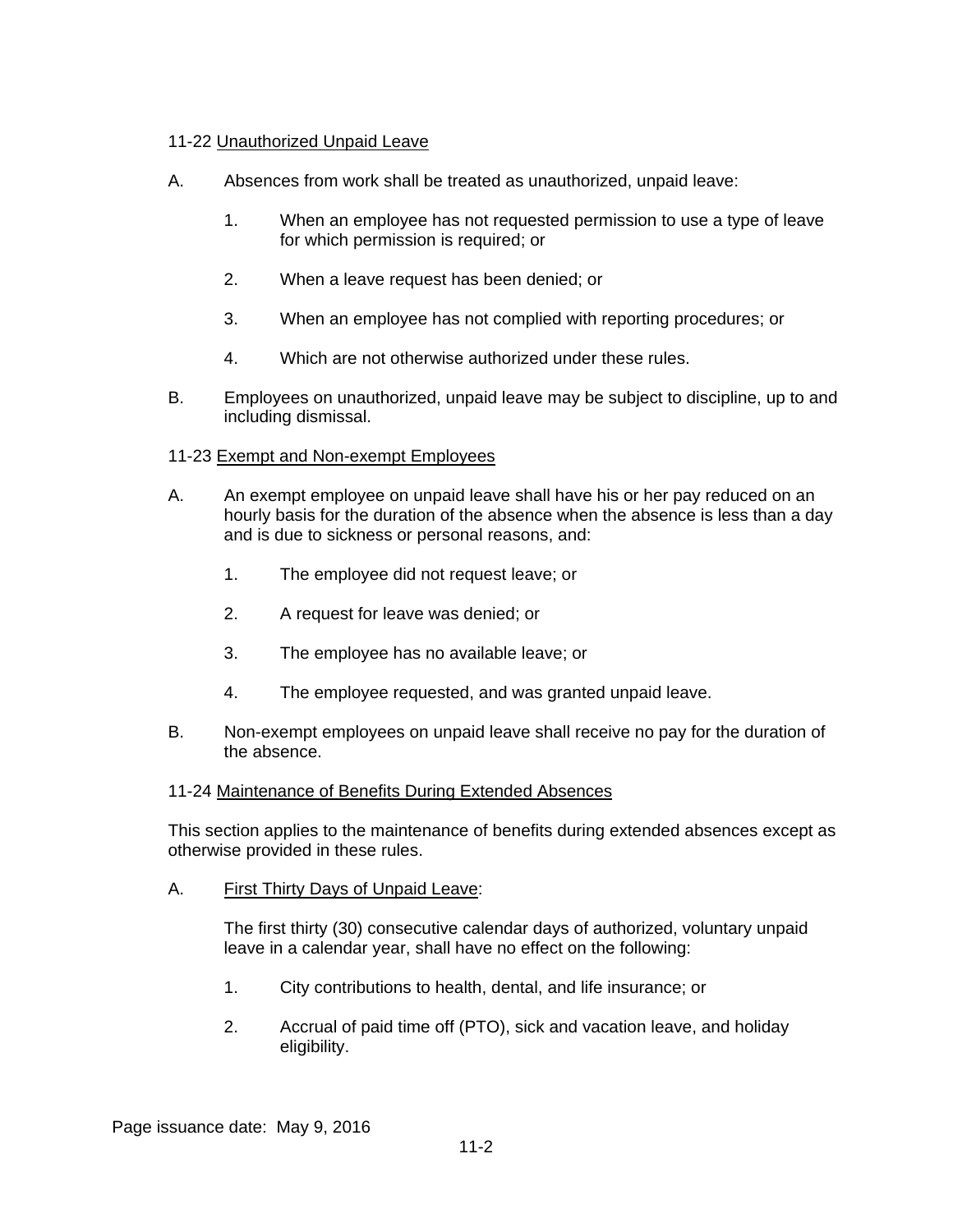### 11-22 Unauthorized Unpaid Leave

A. Absences from work shall be treated as unauthorized, unpaid leave:

1. When an employee has not requested permission to use a type of leave for which permission is required; or

2. When a leave request has been denied; or

3. When an employee has not complied with reporting procedures; or

4. Which are not otherwise authorized under these rules.

B. Employees on unauthorized, unpaid leave may be subject to discipline, up to and including dismissal.

### 11-23 Exempt and Non-exempt Employees

A. An exempt employee on unpaid leave shall have his or her pay reduced on an hourly basis for the duration of the absence when the absence is less than a day and is due to sickness or personal reasons, and:

1. The employee did not request leave; or

2. A request for leave was denied; or

3. The employee has no available leave; or

4. The employee requested, and was granted unpaid leave.

B. Non-exempt employees on unpaid leave shall receive no pay for the duration of the absence.

### 11-24 Maintenance of Benefits During Extended Absences

This section applies to the maintenance of benefits during extended absences except as otherwise provided in these rules.

A. First Thirty Days of Unpaid Leave:

The first thirty (30) consecutive calendar days of authorized, voluntary unpaid leave in a calendar year, shall have no effect on the following:

1. City contributions to health, dental, and life insurance; or

2. Accrual of paid time off (PTO), sick and vacation leave, and holiday eligibility.

Page issuance date: May 9, 2016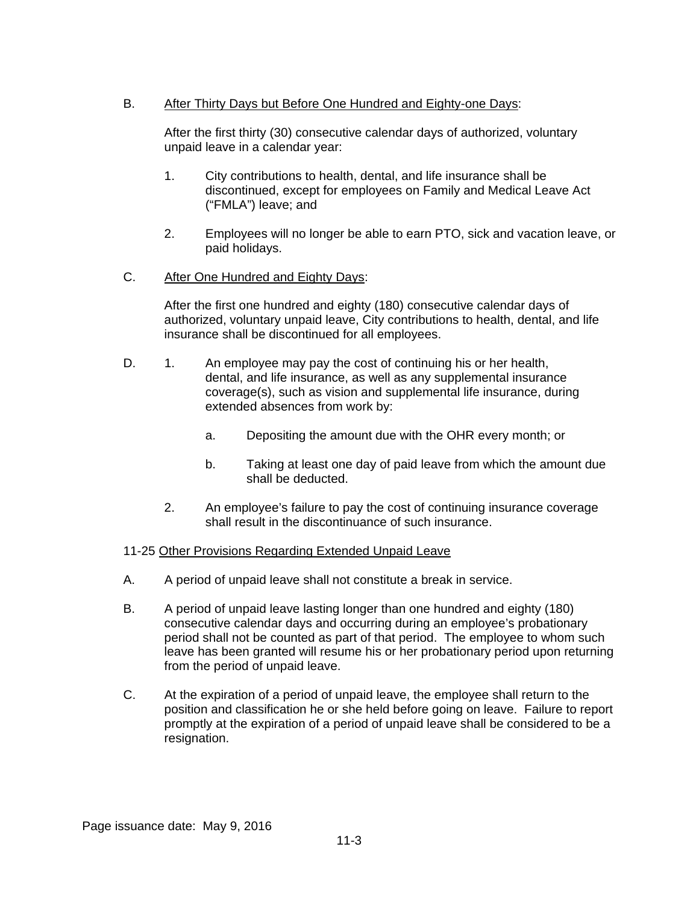B. <u>After Thirty Days but Before One Hundred and Eighty-one Days</u>:

After the first thirty (30) consecutive calendar days of authorized, voluntary unpaid leave in a calendar year:

1. City contributions to health, dental, and life insurance shall be discontinued, except for employees on Family and Medical Leave Act ("FMLA") leave; and

2. Employees will no longer be able to earn PTO, sick and vacation leave, or paid holidays.

C. <u>After One Hundred and Eighty Days</u>:

After the first one hundred and eighty (180) consecutive calendar days of authorized, voluntary unpaid leave, City contributions to health, dental, and life insurance shall be discontinued for all employees.

D. 1. An employee may pay the cost of continuing his or her health, dental, and life insurance, as well as any supplemental insurance coverage(s), such as vision and supplemental life insurance, during extended absences from work by:

   a. Depositing the amount due with the OHR every month; or

   b. Taking at least one day of paid leave from which the amount due shall be deducted.

2. An employee's failure to pay the cost of continuing insurance coverage shall result in the discontinuance of such insurance.

11-25 <u>Other Provisions Regarding Extended Unpaid Leave</u>

A. A period of unpaid leave shall not constitute a break in service.

B. A period of unpaid leave lasting longer than one hundred and eighty (180) consecutive calendar days and occurring during an employee's probationary period shall not be counted as part of that period. The employee to whom such leave has been granted will resume his or her probationary period upon returning from the period of unpaid leave.

C. At the expiration of a period of unpaid leave, the employee shall return to the position and classification he or she held before going on leave. Failure to report promptly at the expiration of a period of unpaid leave shall be considered to be a resignation.

Page issuance date: May 9, 2016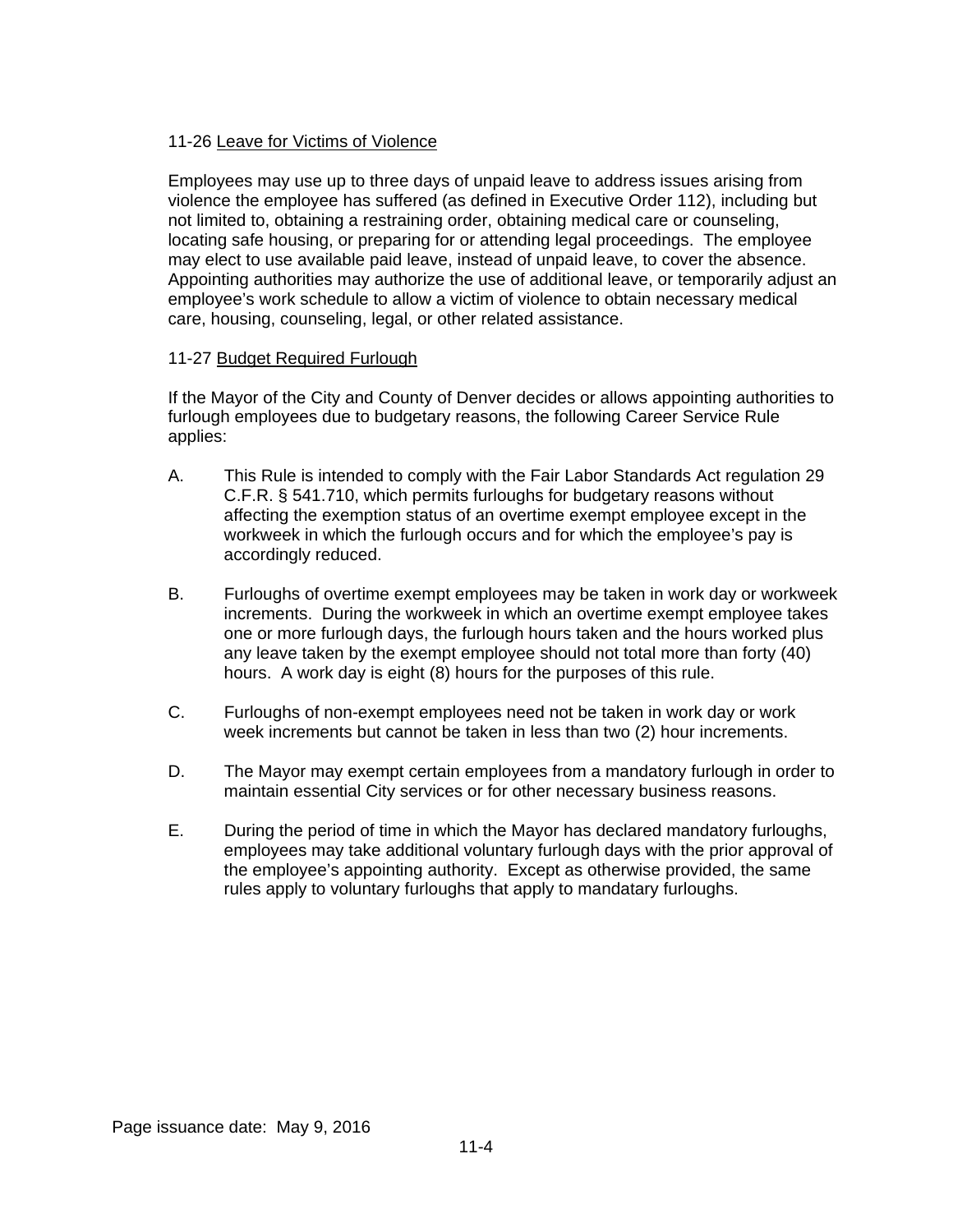11-26 Leave for Victims of Violence

Employees may use up to three days of unpaid leave to address issues arising from violence the employee has suffered (as defined in Executive Order 112), including but not limited to, obtaining a restraining order, obtaining medical care or counseling, locating safe housing, or preparing for or attending legal proceedings. The employee may elect to use available paid leave, instead of unpaid leave, to cover the absence. Appointing authorities may authorize the use of additional leave, or temporarily adjust an employee's work schedule to allow a victim of violence to obtain necessary medical care, housing, counseling, legal, or other related assistance.

11-27 Budget Required Furlough

If the Mayor of the City and County of Denver decides or allows appointing authorities to furlough employees due to budgetary reasons, the following Career Service Rule applies:

A. This Rule is intended to comply with the Fair Labor Standards Act regulation 29 C.F.R. § 541.710, which permits furloughs for budgetary reasons without affecting the exemption status of an overtime exempt employee except in the workweek in which the furlough occurs and for which the employee's pay is accordingly reduced.

B. Furloughs of overtime exempt employees may be taken in work day or workweek increments. During the workweek in which an overtime exempt employee takes one or more furlough days, the furlough hours taken and the hours worked plus any leave taken by the exempt employee should not total more than forty (40) hours. A work day is eight (8) hours for the purposes of this rule.

C. Furloughs of non-exempt employees need not be taken in work day or work week increments but cannot be taken in less than two (2) hour increments.

D. The Mayor may exempt certain employees from a mandatory furlough in order to maintain essential City services or for other necessary business reasons.

E. During the period of time in which the Mayor has declared mandatory furloughs, employees may take additional voluntary furlough days with the prior approval of the employee's appointing authority. Except as otherwise provided, the same rules apply to voluntary furloughs that apply to mandatary furloughs.

Page issuance date: May 9, 2016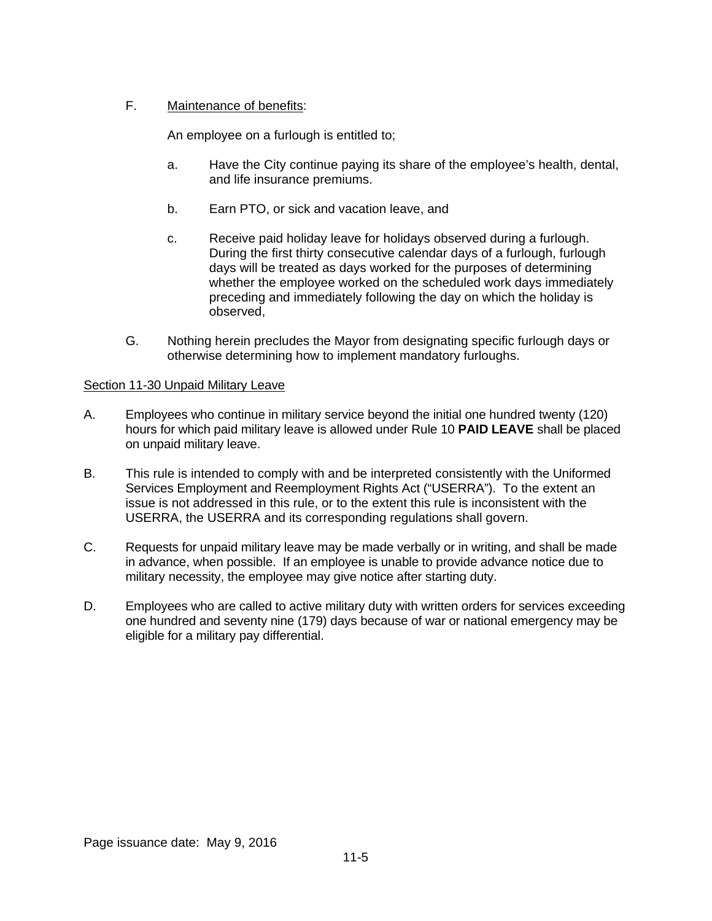F. Maintenance of benefits:

An employee on a furlough is entitled to;

a. Have the City continue paying its share of the employee's health, dental, and life insurance premiums.

b. Earn PTO, or sick and vacation leave, and

c. Receive paid holiday leave for holidays observed during a furlough. During the first thirty consecutive calendar days of a furlough, furlough days will be treated as days worked for the purposes of determining whether the employee worked on the scheduled work days immediately preceding and immediately following the day on which the holiday is observed,

G. Nothing herein precludes the Mayor from designating specific furlough days or otherwise determining how to implement mandatory furloughs.

Section 11-30 Unpaid Military Leave

A. Employees who continue in military service beyond the initial one hundred twenty (120) hours for which paid military leave is allowed under Rule 10 **PAID LEAVE** shall be placed on unpaid military leave.

B. This rule is intended to comply with and be interpreted consistently with the Uniformed Services Employment and Reemployment Rights Act ("USERRA"). To the extent an issue is not addressed in this rule, or to the extent this rule is inconsistent with the USERRA, the USERRA and its corresponding regulations shall govern.

C. Requests for unpaid military leave may be made verbally or in writing, and shall be made in advance, when possible. If an employee is unable to provide advance notice due to military necessity, the employee may give notice after starting duty.

D. Employees who are called to active military duty with written orders for services exceeding one hundred and seventy nine (179) days because of war or national emergency may be eligible for a military pay differential.

Page issuance date: May 9, 2016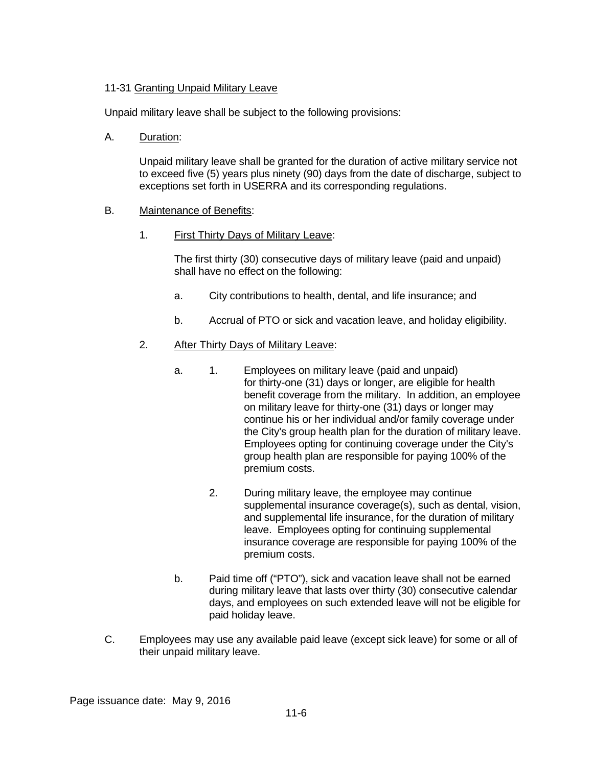### 11-31 Granting Unpaid Military Leave

Unpaid military leave shall be subject to the following provisions:

A. Duration:

Unpaid military leave shall be granted for the duration of active military service not to exceed five (5) years plus ninety (90) days from the date of discharge, subject to exceptions set forth in USERRA and its corresponding regulations.

B. Maintenance of Benefits:

1. First Thirty Days of Military Leave:

   The first thirty (30) consecutive days of military leave (paid and unpaid) shall have no effect on the following:

   a. City contributions to health, dental, and life insurance; and

   b. Accrual of PTO or sick and vacation leave, and holiday eligibility.

2. After Thirty Days of Military Leave:

   a. 1. Employees on military leave (paid and unpaid) for thirty-one (31) days or longer, are eligible for health benefit coverage from the military. In addition, an employee on military leave for thirty-one (31) days or longer may continue his or her individual and/or family coverage under the City's group health plan for the duration of military leave. Employees opting for continuing coverage under the City's group health plan are responsible for paying 100% of the premium costs.

      2. During military leave, the employee may continue supplemental insurance coverage(s), such as dental, vision, and supplemental life insurance, for the duration of military leave. Employees opting for continuing supplemental insurance coverage are responsible for paying 100% of the premium costs.

   b. Paid time off ("PTO"), sick and vacation leave shall not be earned during military leave that lasts over thirty (30) consecutive calendar days, and employees on such extended leave will not be eligible for paid holiday leave.

C. Employees may use any available paid leave (except sick leave) for some or all of their unpaid military leave.

Page issuance date: May 9, 2016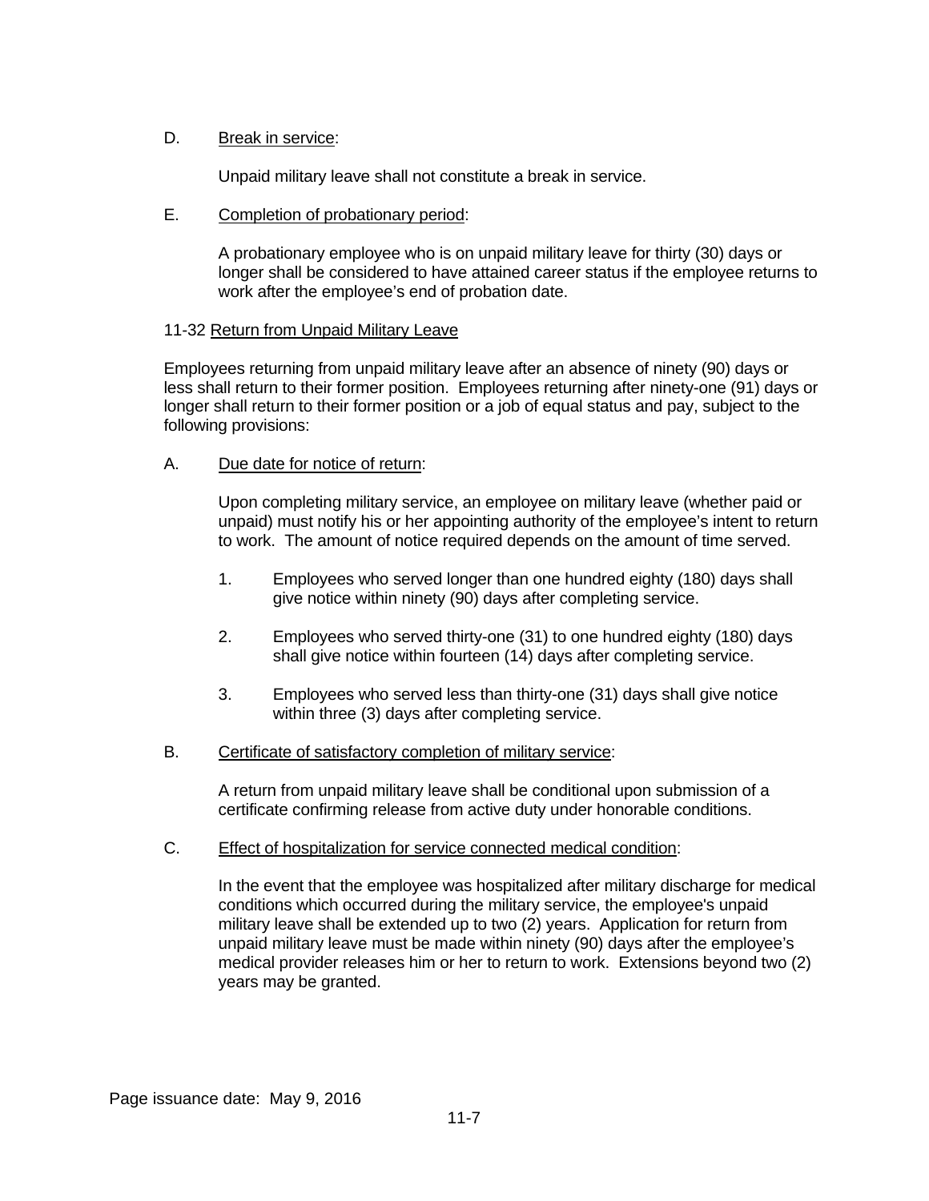D. Break in service:

Unpaid military leave shall not constitute a break in service.

E. Completion of probationary period:

A probationary employee who is on unpaid military leave for thirty (30) days or longer shall be considered to have attained career status if the employee returns to work after the employee's end of probation date.

11-32 Return from Unpaid Military Leave

Employees returning from unpaid military leave after an absence of ninety (90) days or less shall return to their former position. Employees returning after ninety-one (91) days or longer shall return to their former position or a job of equal status and pay, subject to the following provisions:

A. Due date for notice of return:

Upon completing military service, an employee on military leave (whether paid or unpaid) must notify his or her appointing authority of the employee's intent to return to work. The amount of notice required depends on the amount of time served.

1. Employees who served longer than one hundred eighty (180) days shall give notice within ninety (90) days after completing service.

2. Employees who served thirty-one (31) to one hundred eighty (180) days shall give notice within fourteen (14) days after completing service.

3. Employees who served less than thirty-one (31) days shall give notice within three (3) days after completing service.

B. Certificate of satisfactory completion of military service:

A return from unpaid military leave shall be conditional upon submission of a certificate confirming release from active duty under honorable conditions.

C. Effect of hospitalization for service connected medical condition:

In the event that the employee was hospitalized after military discharge for medical conditions which occurred during the military service, the employee's unpaid military leave shall be extended up to two (2) years. Application for return from unpaid military leave must be made within ninety (90) days after the employee's medical provider releases him or her to return to work. Extensions beyond two (2) years may be granted.

Page issuance date: May 9, 2016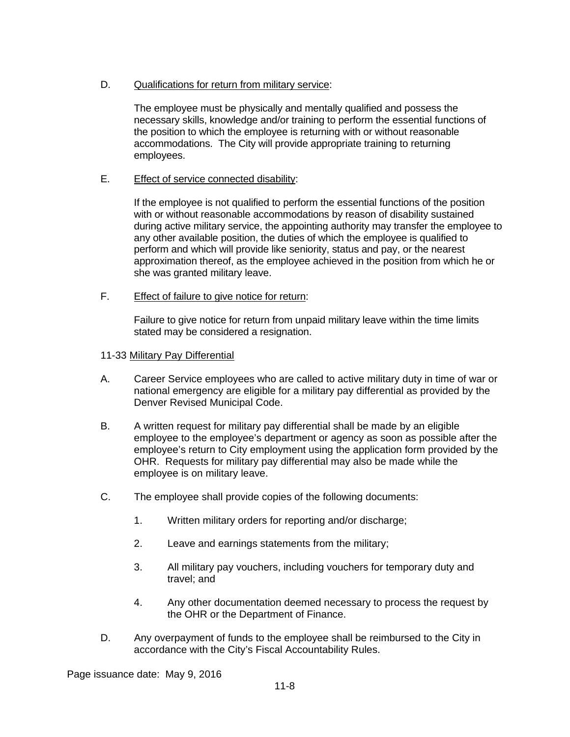D. Qualifications for return from military service:

The employee must be physically and mentally qualified and possess the necessary skills, knowledge and/or training to perform the essential functions of the position to which the employee is returning with or without reasonable accommodations. The City will provide appropriate training to returning employees.

E. Effect of service connected disability:

If the employee is not qualified to perform the essential functions of the position with or without reasonable accommodations by reason of disability sustained during active military service, the appointing authority may transfer the employee to any other available position, the duties of which the employee is qualified to perform and which will provide like seniority, status and pay, or the nearest approximation thereof, as the employee achieved in the position from which he or she was granted military leave.

F. Effect of failure to give notice for return:

Failure to give notice for return from unpaid military leave within the time limits stated may be considered a resignation.

## 11-33 Military Pay Differential

A. Career Service employees who are called to active military duty in time of war or national emergency are eligible for a military pay differential as provided by the Denver Revised Municipal Code.

B. A written request for military pay differential shall be made by an eligible employee to the employee's department or agency as soon as possible after the employee's return to City employment using the application form provided by the OHR. Requests for military pay differential may also be made while the employee is on military leave.

C. The employee shall provide copies of the following documents:

1. Written military orders for reporting and/or discharge;

2. Leave and earnings statements from the military;

3. All military pay vouchers, including vouchers for temporary duty and travel; and

4. Any other documentation deemed necessary to process the request by the OHR or the Department of Finance.

D. Any overpayment of funds to the employee shall be reimbursed to the City in accordance with the City's Fiscal Accountability Rules.

Page issuance date: May 9, 2016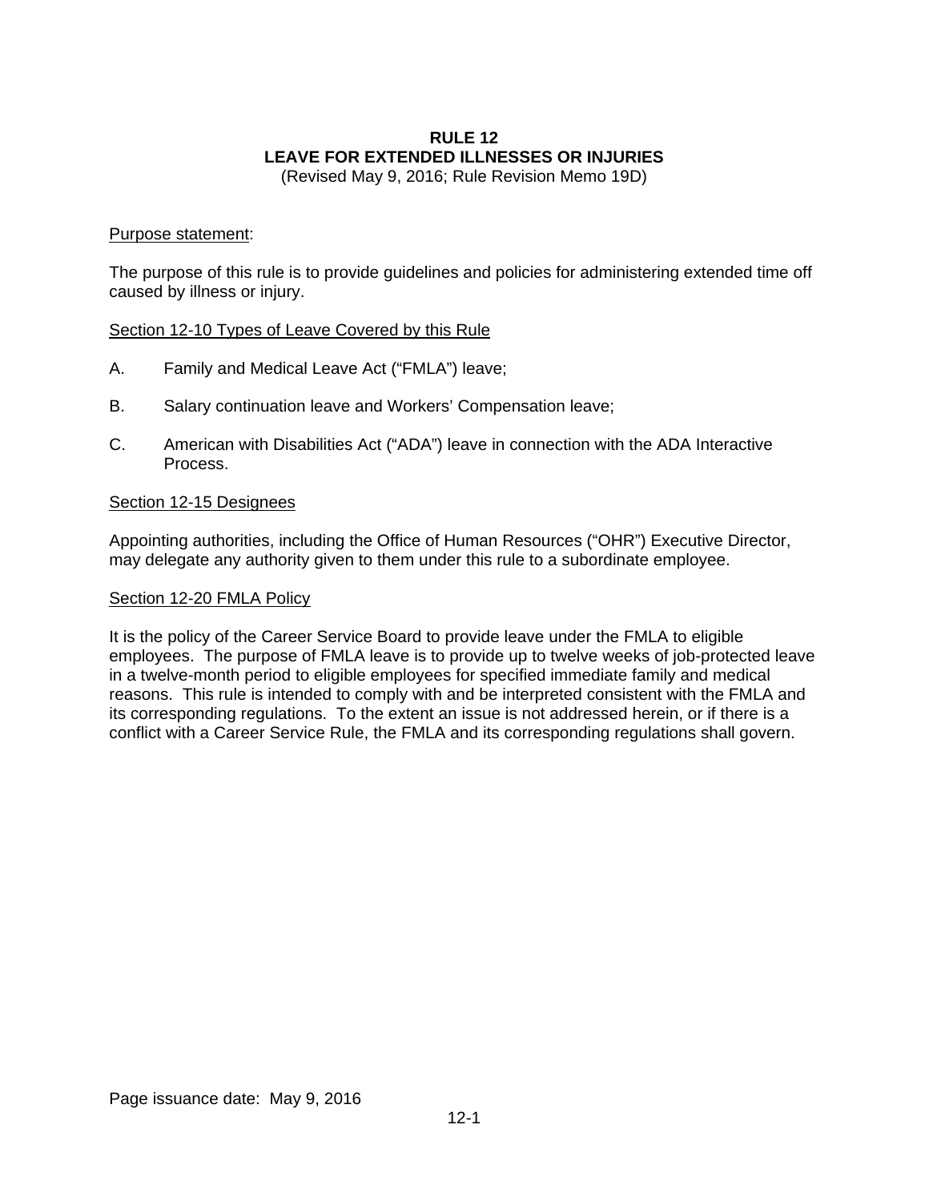# RULE 12
# LEAVE FOR EXTENDED ILLNESSES OR INJURIES

(Revised May 9, 2016; Rule Revision Memo 19D)

Purpose statement:

The purpose of this rule is to provide guidelines and policies for administering extended time off caused by illness or injury.

## Section 12-10 Types of Leave Covered by this Rule

A. Family and Medical Leave Act ("FMLA") leave;

B. Salary continuation leave and Workers' Compensation leave;

C. American with Disabilities Act ("ADA") leave in connection with the ADA Interactive Process.

## Section 12-15 Designees

Appointing authorities, including the Office of Human Resources ("OHR") Executive Director, may delegate any authority given to them under this rule to a subordinate employee.

## Section 12-20 FMLA Policy

It is the policy of the Career Service Board to provide leave under the FMLA to eligible employees. The purpose of FMLA leave is to provide up to twelve weeks of job-protected leave in a twelve-month period to eligible employees for specified immediate family and medical reasons. This rule is intended to comply with and be interpreted consistent with the FMLA and its corresponding regulations. To the extent an issue is not addressed herein, or if there is a conflict with a Career Service Rule, the FMLA and its corresponding regulations shall govern.

Page issuance date: May 9, 2016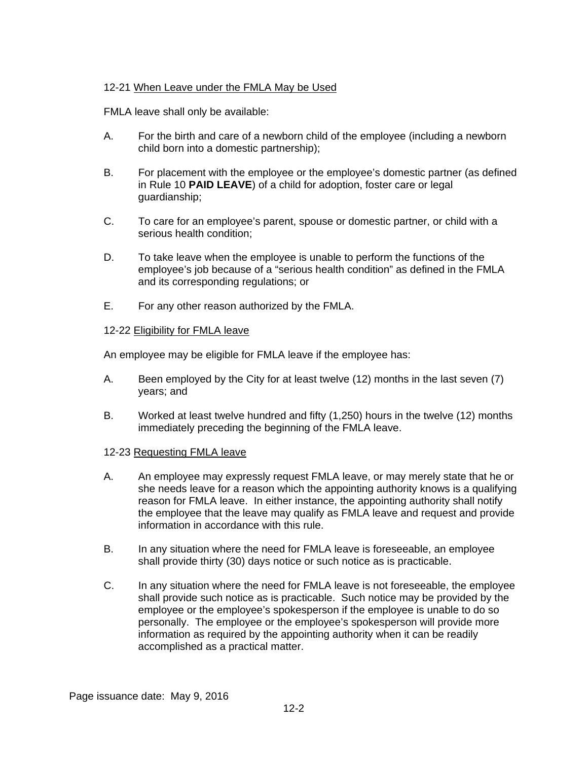12-21 <u>When Leave under the FMLA May be Used</u>

FMLA leave shall only be available:

A. For the birth and care of a newborn child of the employee (including a newborn child born into a domestic partnership);

B. For placement with the employee or the employee's domestic partner (as defined in Rule 10 **PAID LEAVE**) of a child for adoption, foster care or legal guardianship;

C. To care for an employee's parent, spouse or domestic partner, or child with a serious health condition;

D. To take leave when the employee is unable to perform the functions of the employee's job because of a "serious health condition" as defined in the FMLA and its corresponding regulations; or

E. For any other reason authorized by the FMLA.

12-22 <u>Eligibility for FMLA leave</u>

An employee may be eligible for FMLA leave if the employee has:

A. Been employed by the City for at least twelve (12) months in the last seven (7) years; and

B. Worked at least twelve hundred and fifty (1,250) hours in the twelve (12) months immediately preceding the beginning of the FMLA leave.

12-23 <u>Requesting FMLA leave</u>

A. An employee may expressly request FMLA leave, or may merely state that he or she needs leave for a reason which the appointing authority knows is a qualifying reason for FMLA leave. In either instance, the appointing authority shall notify the employee that the leave may qualify as FMLA leave and request and provide information in accordance with this rule.

B. In any situation where the need for FMLA leave is foreseeable, an employee shall provide thirty (30) days notice or such notice as is practicable.

C. In any situation where the need for FMLA leave is not foreseeable, the employee shall provide such notice as is practicable. Such notice may be provided by the employee or the employee's spokesperson if the employee is unable to do so personally. The employee or the employee's spokesperson will provide more information as required by the appointing authority when it can be readily accomplished as a practical matter.

Page issuance date: May 9, 2016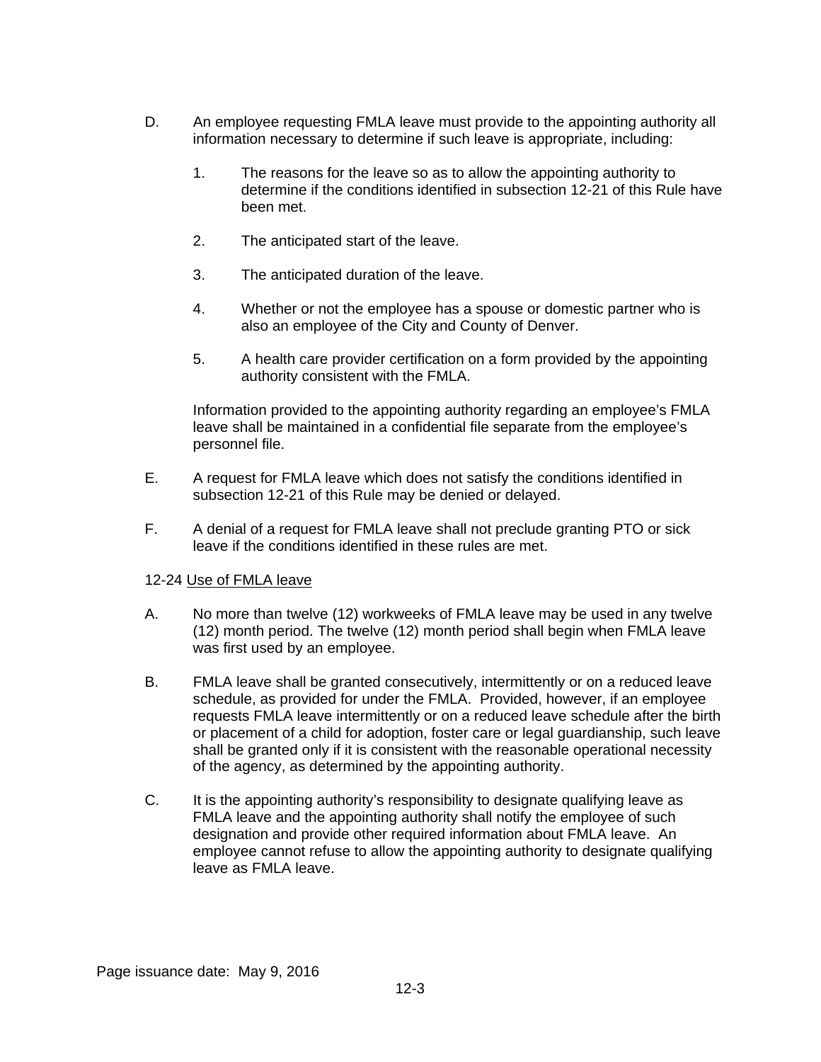D. An employee requesting FMLA leave must provide to the appointing authority all information necessary to determine if such leave is appropriate, including:

   1. The reasons for the leave so as to allow the appointing authority to determine if the conditions identified in subsection 12-21 of this Rule have been met.

   2. The anticipated start of the leave.

   3. The anticipated duration of the leave.

   4. Whether or not the employee has a spouse or domestic partner who is also an employee of the City and County of Denver.

   5. A health care provider certification on a form provided by the appointing authority consistent with the FMLA.

   Information provided to the appointing authority regarding an employee's FMLA leave shall be maintained in a confidential file separate from the employee's personnel file.

E. A request for FMLA leave which does not satisfy the conditions identified in subsection 12-21 of this Rule may be denied or delayed.

F. A denial of a request for FMLA leave shall not preclude granting PTO or sick leave if the conditions identified in these rules are met.

12-24 Use of FMLA leave

A. No more than twelve (12) workweeks of FMLA leave may be used in any twelve (12) month period. The twelve (12) month period shall begin when FMLA leave was first used by an employee.

B. FMLA leave shall be granted consecutively, intermittently or on a reduced leave schedule, as provided for under the FMLA. Provided, however, if an employee requests FMLA leave intermittently or on a reduced leave schedule after the birth or placement of a child for adoption, foster care or legal guardianship, such leave shall be granted only if it is consistent with the reasonable operational necessity of the agency, as determined by the appointing authority.

C. It is the appointing authority's responsibility to designate qualifying leave as FMLA leave and the appointing authority shall notify the employee of such designation and provide other required information about FMLA leave. An employee cannot refuse to allow the appointing authority to designate qualifying leave as FMLA leave.

Page issuance date: May 9, 2016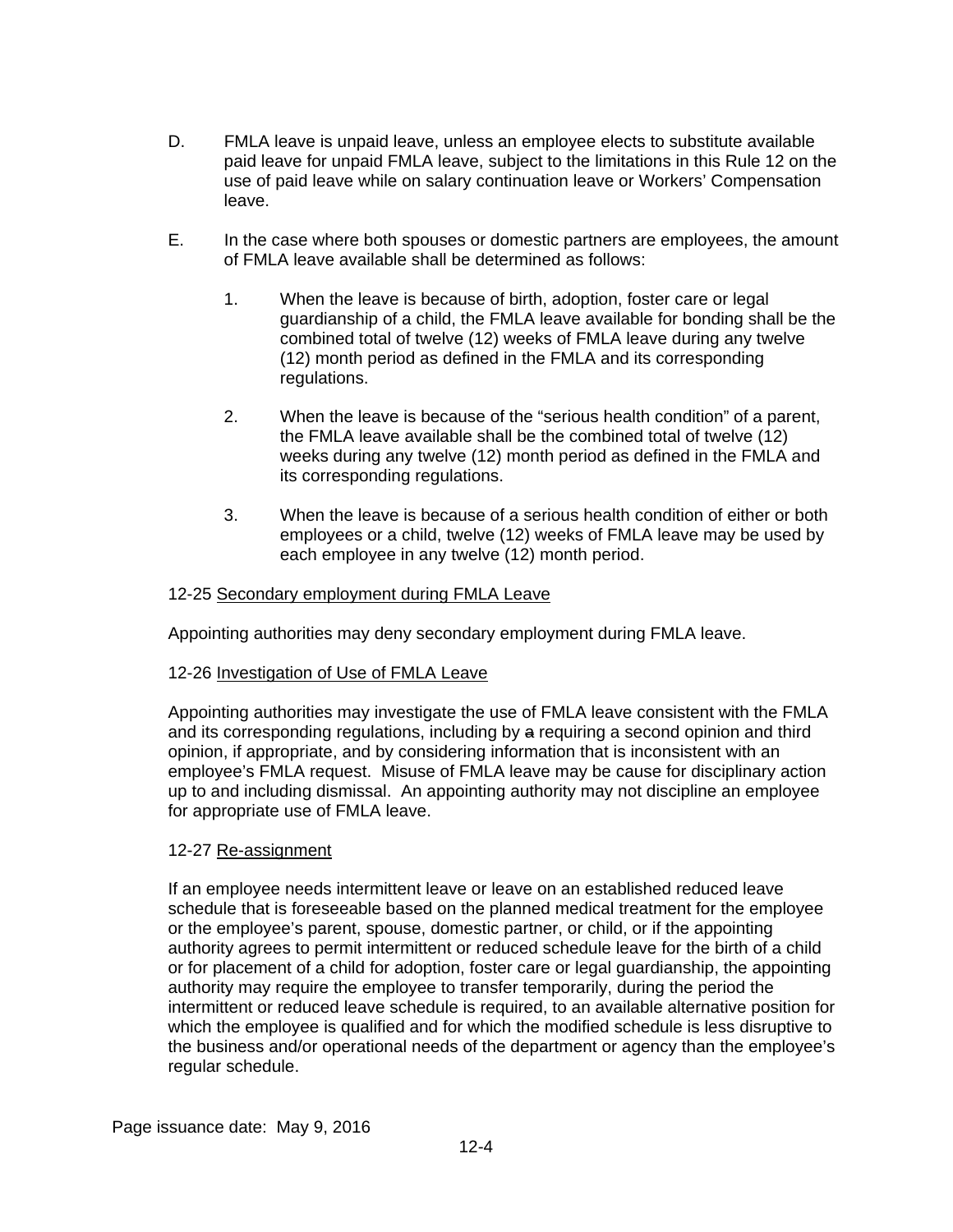D. FMLA leave is unpaid leave, unless an employee elects to substitute available paid leave for unpaid FMLA leave, subject to the limitations in this Rule 12 on the use of paid leave while on salary continuation leave or Workers' Compensation leave.

E. In the case where both spouses or domestic partners are employees, the amount of FMLA leave available shall be determined as follows:

   1. When the leave is because of birth, adoption, foster care or legal guardianship of a child, the FMLA leave available for bonding shall be the combined total of twelve (12) weeks of FMLA leave during any twelve (12) month period as defined in the FMLA and its corresponding regulations.

   2. When the leave is because of the "serious health condition" of a parent, the FMLA leave available shall be the combined total of twelve (12) weeks during any twelve (12) month period as defined in the FMLA and its corresponding regulations.

   3. When the leave is because of a serious health condition of either or both employees or a child, twelve (12) weeks of FMLA leave may be used by each employee in any twelve (12) month period.

12-25 <u>Secondary employment during FMLA Leave</u>

Appointing authorities may deny secondary employment during FMLA leave.

12-26 <u>Investigation of Use of FMLA Leave</u>

Appointing authorities may investigate the use of FMLA leave consistent with the FMLA and its corresponding regulations, including by ~~a~~ requiring a second opinion and third opinion, if appropriate, and by considering information that is inconsistent with an employee's FMLA request. Misuse of FMLA leave may be cause for disciplinary action up to and including dismissal. An appointing authority may not discipline an employee for appropriate use of FMLA leave.

12-27 <u>Re-assignment</u>

If an employee needs intermittent leave or leave on an established reduced leave schedule that is foreseeable based on the planned medical treatment for the employee or the employee's parent, spouse, domestic partner, or child, or if the appointing authority agrees to permit intermittent or reduced schedule leave for the birth of a child or for placement of a child for adoption, foster care or legal guardianship, the appointing authority may require the employee to transfer temporarily, during the period the intermittent or reduced leave schedule is required, to an available alternative position for which the employee is qualified and for which the modified schedule is less disruptive to the business and/or operational needs of the department or agency than the employee's regular schedule.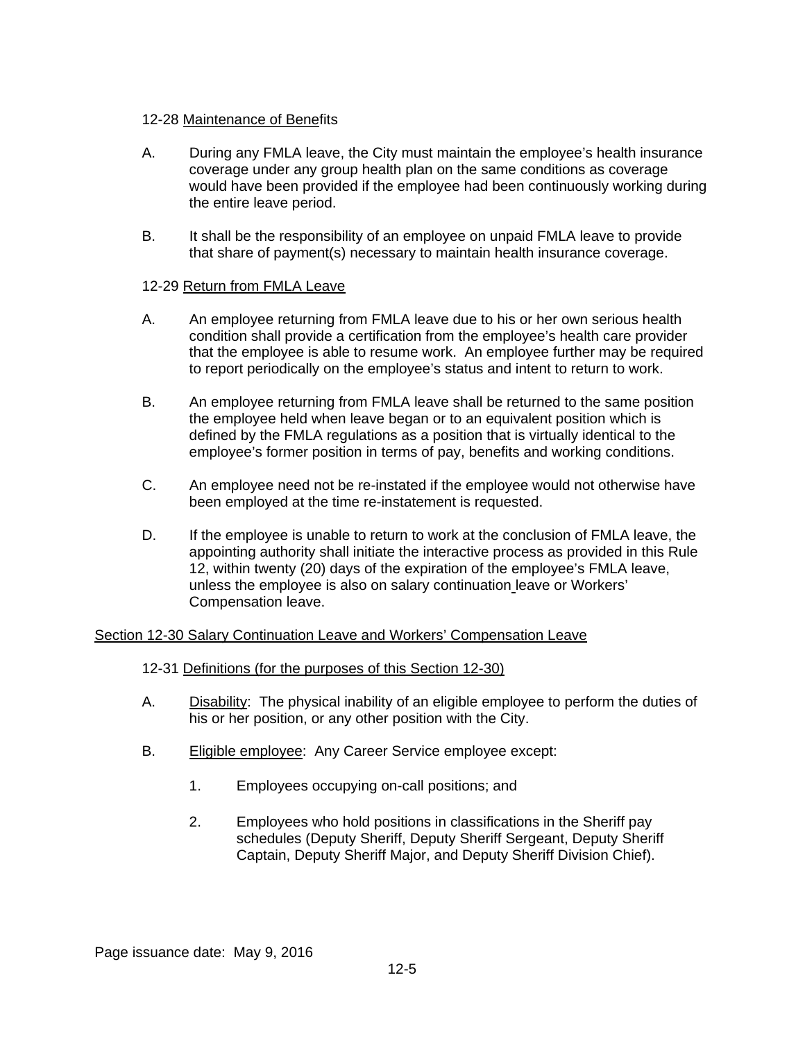### 12-28 Maintenance of Benefits

A. During any FMLA leave, the City must maintain the employee's health insurance coverage under any group health plan on the same conditions as coverage would have been provided if the employee had been continuously working during the entire leave period.

B. It shall be the responsibility of an employee on unpaid FMLA leave to provide that share of payment(s) necessary to maintain health insurance coverage.

### 12-29 Return from FMLA Leave

A. An employee returning from FMLA leave due to his or her own serious health condition shall provide a certification from the employee's health care provider that the employee is able to resume work. An employee further may be required to report periodically on the employee's status and intent to return to work.

B. An employee returning from FMLA leave shall be returned to the same position the employee held when leave began or to an equivalent position which is defined by the FMLA regulations as a position that is virtually identical to the employee's former position in terms of pay, benefits and working conditions.

C. An employee need not be re-instated if the employee would not otherwise have been employed at the time re-instatement is requested.

D. If the employee is unable to return to work at the conclusion of FMLA leave, the appointing authority shall initiate the interactive process as provided in this Rule 12, within twenty (20) days of the expiration of the employee's FMLA leave, unless the employee is also on salary continuation leave or Workers' Compensation leave.

## Section 12-30 Salary Continuation Leave and Workers' Compensation Leave

### 12-31 Definitions (for the purposes of this Section 12-30)

A. Disability: The physical inability of an eligible employee to perform the duties of his or her position, or any other position with the City.

B. Eligible employee: Any Career Service employee except:

1. Employees occupying on-call positions; and

2. Employees who hold positions in classifications in the Sheriff pay schedules (Deputy Sheriff, Deputy Sheriff Sergeant, Deputy Sheriff Captain, Deputy Sheriff Major, and Deputy Sheriff Division Chief).

Page issuance date: May 9, 2016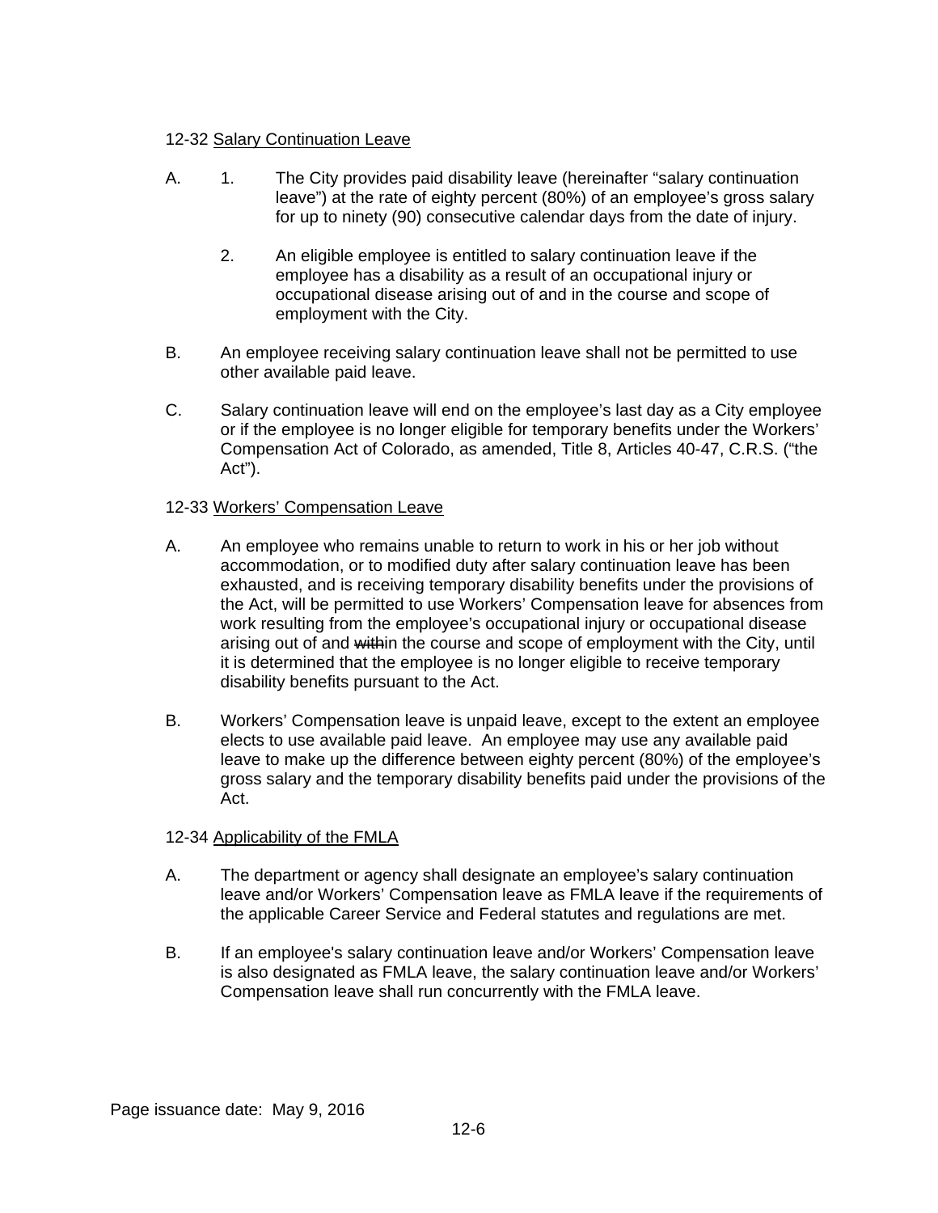12-32 Salary Continuation Leave

A. 1. The City provides paid disability leave (hereinafter "salary continuation leave") at the rate of eighty percent (80%) of an employee's gross salary for up to ninety (90) consecutive calendar days from the date of injury.

   2. An eligible employee is entitled to salary continuation leave if the employee has a disability as a result of an occupational injury or occupational disease arising out of and in the course and scope of employment with the City.

B. An employee receiving salary continuation leave shall not be permitted to use other available paid leave.

C. Salary continuation leave will end on the employee's last day as a City employee or if the employee is no longer eligible for temporary benefits under the Workers' Compensation Act of Colorado, as amended, Title 8, Articles 40-47, C.R.S. ("the Act").

12-33 Workers' Compensation Leave

A. An employee who remains unable to return to work in his or her job without accommodation, or to modified duty after salary continuation leave has been exhausted, and is receiving temporary disability benefits under the provisions of the Act, will be permitted to use Workers' Compensation leave for absences from work resulting from the employee's occupational injury or occupational disease arising out of and ~~with~~in the course and scope of employment with the City, until it is determined that the employee is no longer eligible to receive temporary disability benefits pursuant to the Act.

B. Workers' Compensation leave is unpaid leave, except to the extent an employee elects to use available paid leave. An employee may use any available paid leave to make up the difference between eighty percent (80%) of the employee's gross salary and the temporary disability benefits paid under the provisions of the Act.

12-34 Applicability of the FMLA

A. The department or agency shall designate an employee's salary continuation leave and/or Workers' Compensation leave as FMLA leave if the requirements of the applicable Career Service and Federal statutes and regulations are met.

B. If an employee's salary continuation leave and/or Workers' Compensation leave is also designated as FMLA leave, the salary continuation leave and/or Workers' Compensation leave shall run concurrently with the FMLA leave.

Page issuance date: May 9, 2016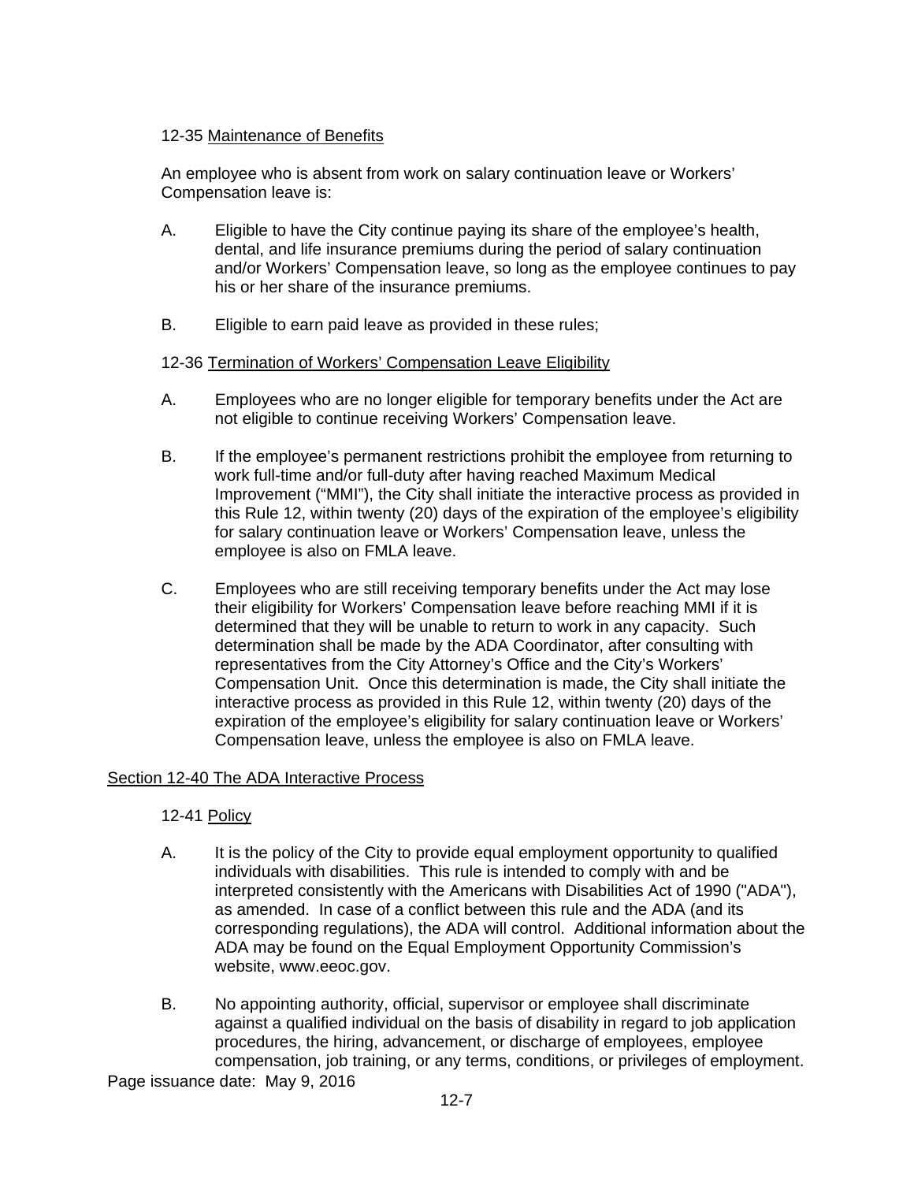12-35 Maintenance of Benefits

An employee who is absent from work on salary continuation leave or Workers' Compensation leave is:

A. Eligible to have the City continue paying its share of the employee's health, dental, and life insurance premiums during the period of salary continuation and/or Workers' Compensation leave, so long as the employee continues to pay his or her share of the insurance premiums.

B. Eligible to earn paid leave as provided in these rules;

12-36 Termination of Workers' Compensation Leave Eligibility

A. Employees who are no longer eligible for temporary benefits under the Act are not eligible to continue receiving Workers' Compensation leave.

B. If the employee's permanent restrictions prohibit the employee from returning to work full-time and/or full-duty after having reached Maximum Medical Improvement ("MMI"), the City shall initiate the interactive process as provided in this Rule 12, within twenty (20) days of the expiration of the employee's eligibility for salary continuation leave or Workers' Compensation leave, unless the employee is also on FMLA leave.

C. Employees who are still receiving temporary benefits under the Act may lose their eligibility for Workers' Compensation leave before reaching MMI if it is determined that they will be unable to return to work in any capacity. Such determination shall be made by the ADA Coordinator, after consulting with representatives from the City Attorney's Office and the City's Workers' Compensation Unit. Once this determination is made, the City shall initiate the interactive process as provided in this Rule 12, within twenty (20) days of the expiration of the employee's eligibility for salary continuation leave or Workers' Compensation leave, unless the employee is also on FMLA leave.

## Section 12-40 The ADA Interactive Process

12-41 Policy

A. It is the policy of the City to provide equal employment opportunity to qualified individuals with disabilities. This rule is intended to comply with and be interpreted consistently with the Americans with Disabilities Act of 1990 ("ADA"), as amended. In case of a conflict between this rule and the ADA (and its corresponding regulations), the ADA will control. Additional information about the ADA may be found on the Equal Employment Opportunity Commission's website, www.eeoc.gov.

B. No appointing authority, official, supervisor or employee shall discriminate against a qualified individual on the basis of disability in regard to job application procedures, the hiring, advancement, or discharge of employees, employee compensation, job training, or any terms, conditions, or privileges of employment.

Page issuance date: May 9, 2016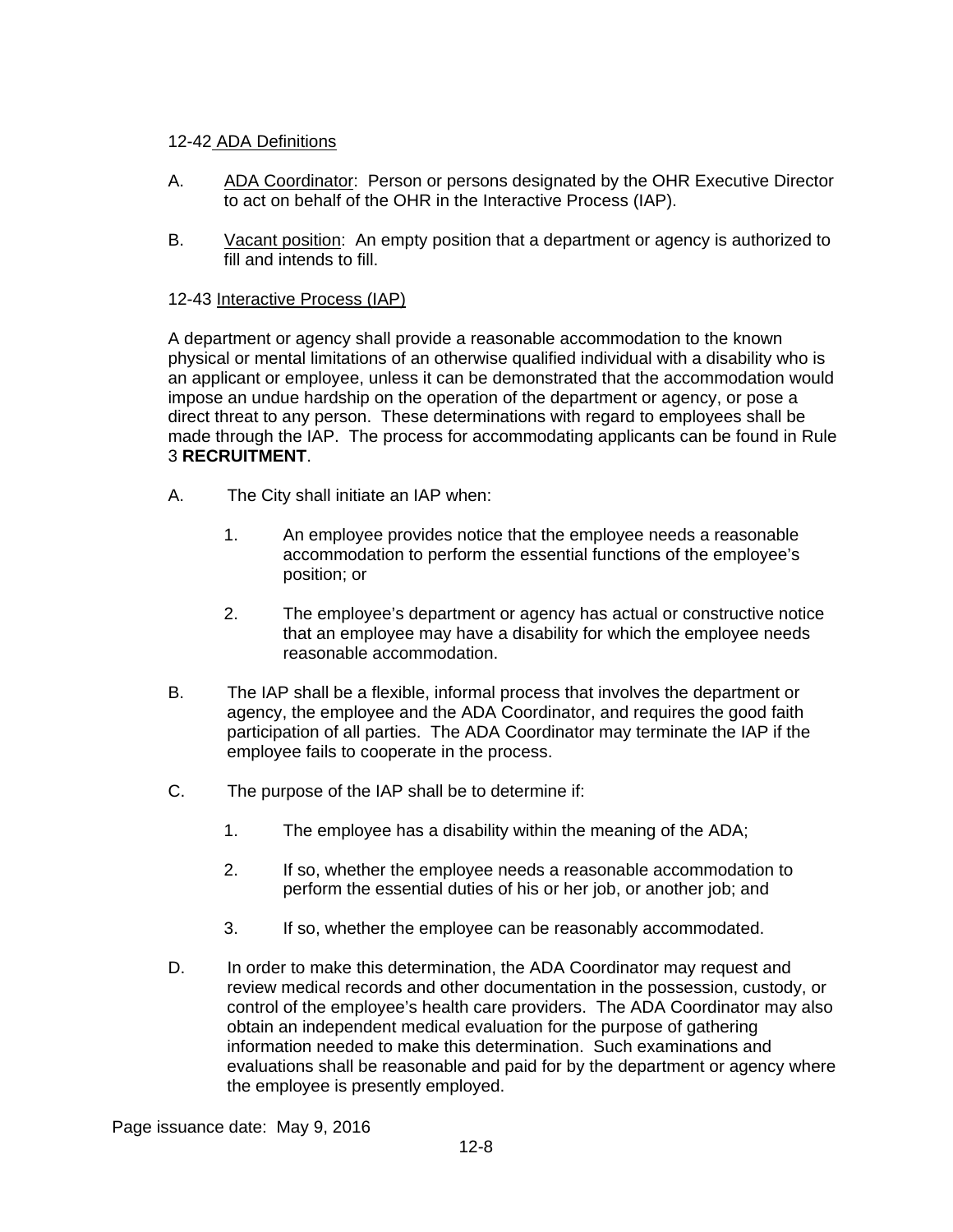## 12-42 <u>ADA Definitions</u>

A. <u>ADA Coordinator</u>: Person or persons designated by the OHR Executive Director to act on behalf of the OHR in the Interactive Process (IAP).

B. <u>Vacant position</u>: An empty position that a department or agency is authorized to fill and intends to fill.

## 12-43 <u>Interactive Process (IAP)</u>

A department or agency shall provide a reasonable accommodation to the known physical or mental limitations of an otherwise qualified individual with a disability who is an applicant or employee, unless it can be demonstrated that the accommodation would impose an undue hardship on the operation of the department or agency, or pose a direct threat to any person. These determinations with regard to employees shall be made through the IAP. The process for accommodating applicants can be found in Rule 3 **RECRUITMENT**.

A. The City shall initiate an IAP when:

   1. An employee provides notice that the employee needs a reasonable accommodation to perform the essential functions of the employee's position; or

   2. The employee's department or agency has actual or constructive notice that an employee may have a disability for which the employee needs reasonable accommodation.

B. The IAP shall be a flexible, informal process that involves the department or agency, the employee and the ADA Coordinator, and requires the good faith participation of all parties. The ADA Coordinator may terminate the IAP if the employee fails to cooperate in the process.

C. The purpose of the IAP shall be to determine if:

   1. The employee has a disability within the meaning of the ADA;

   2. If so, whether the employee needs a reasonable accommodation to perform the essential duties of his or her job, or another job; and

   3. If so, whether the employee can be reasonably accommodated.

D. In order to make this determination, the ADA Coordinator may request and review medical records and other documentation in the possession, custody, or control of the employee's health care providers. The ADA Coordinator may also obtain an independent medical evaluation for the purpose of gathering information needed to make this determination. Such examinations and evaluations shall be reasonable and paid for by the department or agency where the employee is presently employed.

Page issuance date: May 9, 2016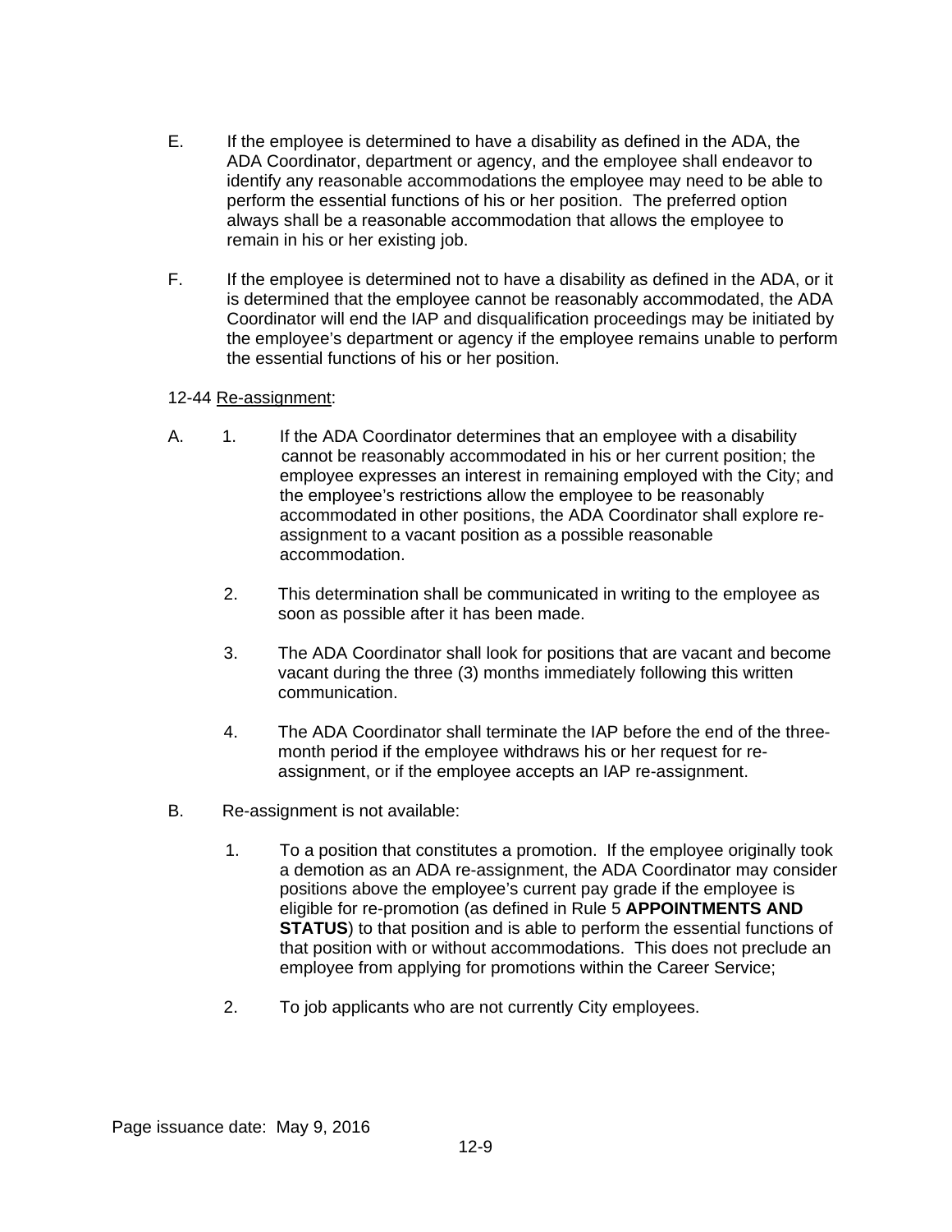E. If the employee is determined to have a disability as defined in the ADA, the ADA Coordinator, department or agency, and the employee shall endeavor to identify any reasonable accommodations the employee may need to be able to perform the essential functions of his or her position. The preferred option always shall be a reasonable accommodation that allows the employee to remain in his or her existing job.

F. If the employee is determined not to have a disability as defined in the ADA, or it is determined that the employee cannot be reasonably accommodated, the ADA Coordinator will end the IAP and disqualification proceedings may be initiated by the employee's department or agency if the employee remains unable to perform the essential functions of his or her position.

12-44 Re-assignment:

A. 1. If the ADA Coordinator determines that an employee with a disability cannot be reasonably accommodated in his or her current position; the employee expresses an interest in remaining employed with the City; and the employee's restrictions allow the employee to be reasonably accommodated in other positions, the ADA Coordinator shall explore re-assignment to a vacant position as a possible reasonable accommodation.

   2. This determination shall be communicated in writing to the employee as soon as possible after it has been made.

   3. The ADA Coordinator shall look for positions that are vacant and become vacant during the three (3) months immediately following this written communication.

   4. The ADA Coordinator shall terminate the IAP before the end of the three-month period if the employee withdraws his or her request for re-assignment, or if the employee accepts an IAP re-assignment.

B. Re-assignment is not available:

   1. To a position that constitutes a promotion. If the employee originally took a demotion as an ADA re-assignment, the ADA Coordinator may consider positions above the employee's current pay grade if the employee is eligible for re-promotion (as defined in Rule 5 **APPOINTMENTS AND STATUS**) to that position and is able to perform the essential functions of that position with or without accommodations. This does not preclude an employee from applying for promotions within the Career Service;

   2. To job applicants who are not currently City employees.

Page issuance date: May 9, 2016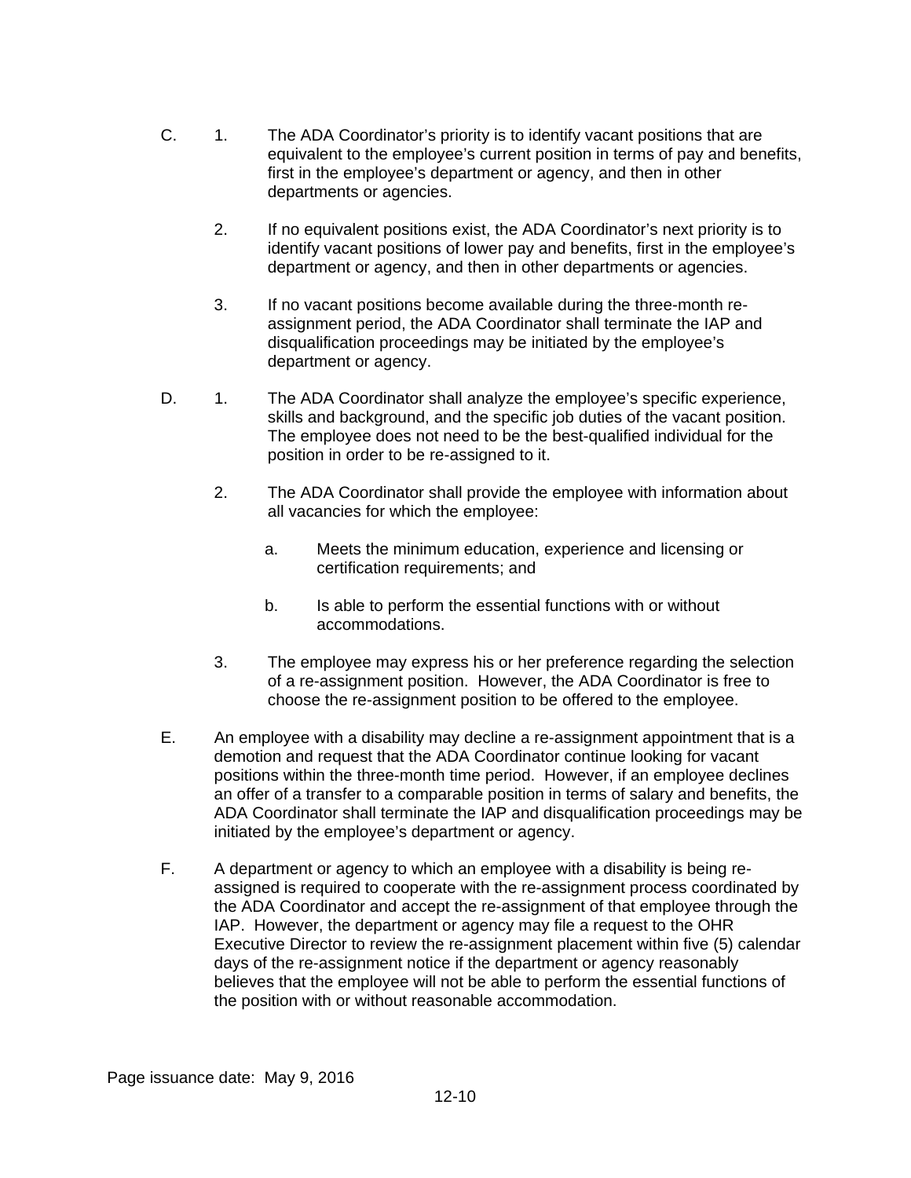C. 1. The ADA Coordinator's priority is to identify vacant positions that are equivalent to the employee's current position in terms of pay and benefits, first in the employee's department or agency, and then in other departments or agencies.

   2. If no equivalent positions exist, the ADA Coordinator's next priority is to identify vacant positions of lower pay and benefits, first in the employee's department or agency, and then in other departments or agencies.

   3. If no vacant positions become available during the three-month re-assignment period, the ADA Coordinator shall terminate the IAP and disqualification proceedings may be initiated by the employee's department or agency.

D. 1. The ADA Coordinator shall analyze the employee's specific experience, skills and background, and the specific job duties of the vacant position. The employee does not need to be the best-qualified individual for the position in order to be re-assigned to it.

   2. The ADA Coordinator shall provide the employee with information about all vacancies for which the employee:

      a. Meets the minimum education, experience and licensing or certification requirements; and

      b. Is able to perform the essential functions with or without accommodations.

   3. The employee may express his or her preference regarding the selection of a re-assignment position. However, the ADA Coordinator is free to choose the re-assignment position to be offered to the employee.

E. An employee with a disability may decline a re-assignment appointment that is a demotion and request that the ADA Coordinator continue looking for vacant positions within the three-month time period. However, if an employee declines an offer of a transfer to a comparable position in terms of salary and benefits, the ADA Coordinator shall terminate the IAP and disqualification proceedings may be initiated by the employee's department or agency.

F. A department or agency to which an employee with a disability is being re-assigned is required to cooperate with the re-assignment process coordinated by the ADA Coordinator and accept the re-assignment of that employee through the IAP. However, the department or agency may file a request to the OHR Executive Director to review the re-assignment placement within five (5) calendar days of the re-assignment notice if the department or agency reasonably believes that the employee will not be able to perform the essential functions of the position with or without reasonable accommodation.

Page issuance date: May 9, 2016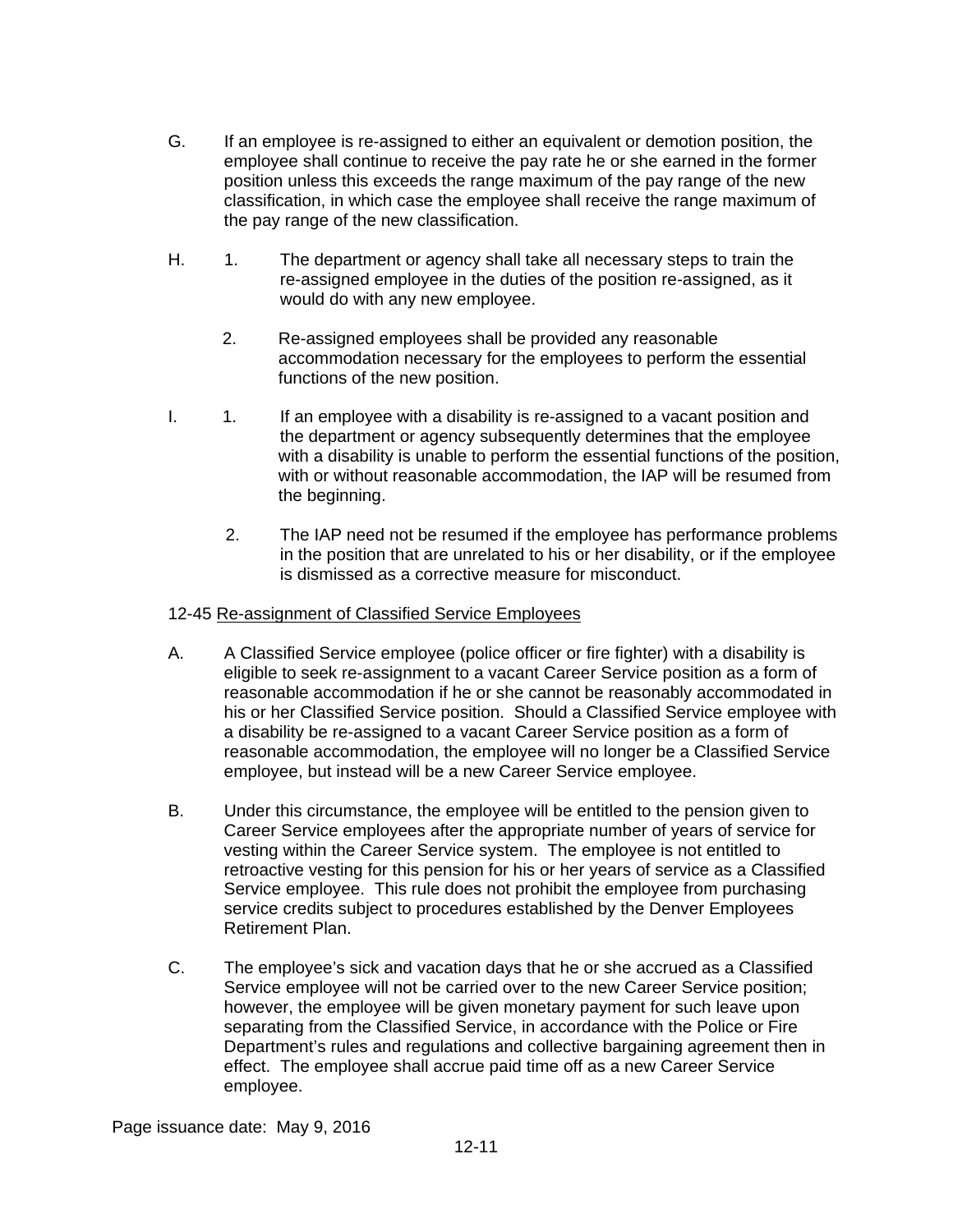G. If an employee is re-assigned to either an equivalent or demotion position, the employee shall continue to receive the pay rate he or she earned in the former position unless this exceeds the range maximum of the pay range of the new classification, in which case the employee shall receive the range maximum of the pay range of the new classification.

H. 1. The department or agency shall take all necessary steps to train the re-assigned employee in the duties of the position re-assigned, as it would do with any new employee.

   2. Re-assigned employees shall be provided any reasonable accommodation necessary for the employees to perform the essential functions of the new position.

I. 1. If an employee with a disability is re-assigned to a vacant position and the department or agency subsequently determines that the employee with a disability is unable to perform the essential functions of the position, with or without reasonable accommodation, the IAP will be resumed from the beginning.

   2. The IAP need not be resumed if the employee has performance problems in the position that are unrelated to his or her disability, or if the employee is dismissed as a corrective measure for misconduct.

12-45 Re-assignment of Classified Service Employees

A. A Classified Service employee (police officer or fire fighter) with a disability is eligible to seek re-assignment to a vacant Career Service position as a form of reasonable accommodation if he or she cannot be reasonably accommodated in his or her Classified Service position. Should a Classified Service employee with a disability be re-assigned to a vacant Career Service position as a form of reasonable accommodation, the employee will no longer be a Classified Service employee, but instead will be a new Career Service employee.

B. Under this circumstance, the employee will be entitled to the pension given to Career Service employees after the appropriate number of years of service for vesting within the Career Service system. The employee is not entitled to retroactive vesting for this pension for his or her years of service as a Classified Service employee. This rule does not prohibit the employee from purchasing service credits subject to procedures established by the Denver Employees Retirement Plan.

C. The employee's sick and vacation days that he or she accrued as a Classified Service employee will not be carried over to the new Career Service position; however, the employee will be given monetary payment for such leave upon separating from the Classified Service, in accordance with the Police or Fire Department's rules and regulations and collective bargaining agreement then in effect. The employee shall accrue paid time off as a new Career Service employee.

Page issuance date: May 9, 2016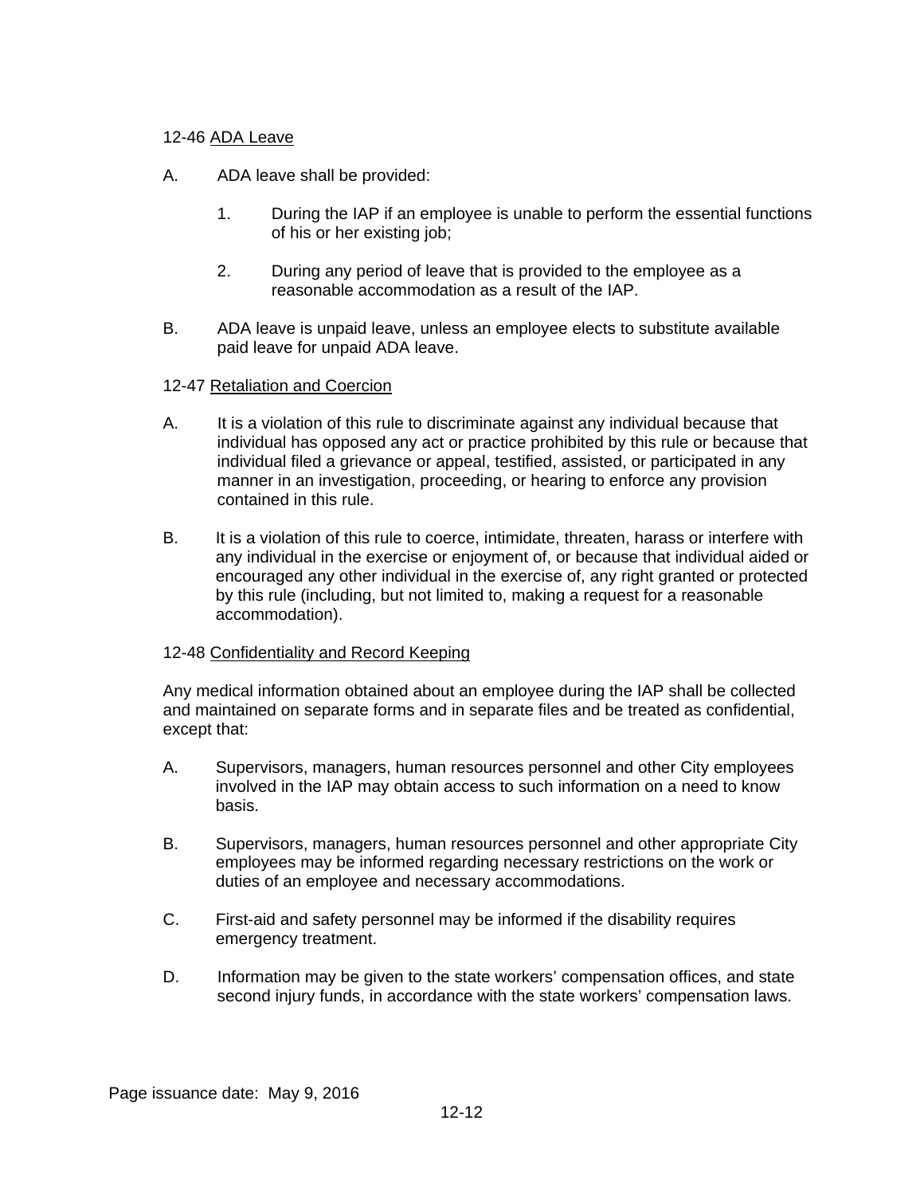12-46 ADA Leave

A. ADA leave shall be provided:

   1. During the IAP if an employee is unable to perform the essential functions of his or her existing job;

   2. During any period of leave that is provided to the employee as a reasonable accommodation as a result of the IAP.

B. ADA leave is unpaid leave, unless an employee elects to substitute available paid leave for unpaid ADA leave.

12-47 Retaliation and Coercion

A. It is a violation of this rule to discriminate against any individual because that individual has opposed any act or practice prohibited by this rule or because that individual filed a grievance or appeal, testified, assisted, or participated in any manner in an investigation, proceeding, or hearing to enforce any provision contained in this rule.

B. It is a violation of this rule to coerce, intimidate, threaten, harass or interfere with any individual in the exercise or enjoyment of, or because that individual aided or encouraged any other individual in the exercise of, any right granted or protected by this rule (including, but not limited to, making a request for a reasonable accommodation).

12-48 Confidentiality and Record Keeping

Any medical information obtained about an employee during the IAP shall be collected and maintained on separate forms and in separate files and be treated as confidential, except that:

A. Supervisors, managers, human resources personnel and other City employees involved in the IAP may obtain access to such information on a need to know basis.

B. Supervisors, managers, human resources personnel and other appropriate City employees may be informed regarding necessary restrictions on the work or duties of an employee and necessary accommodations.

C. First-aid and safety personnel may be informed if the disability requires emergency treatment.

D. Information may be given to the state workers' compensation offices, and state second injury funds, in accordance with the state workers' compensation laws.

Page issuance date: May 9, 2016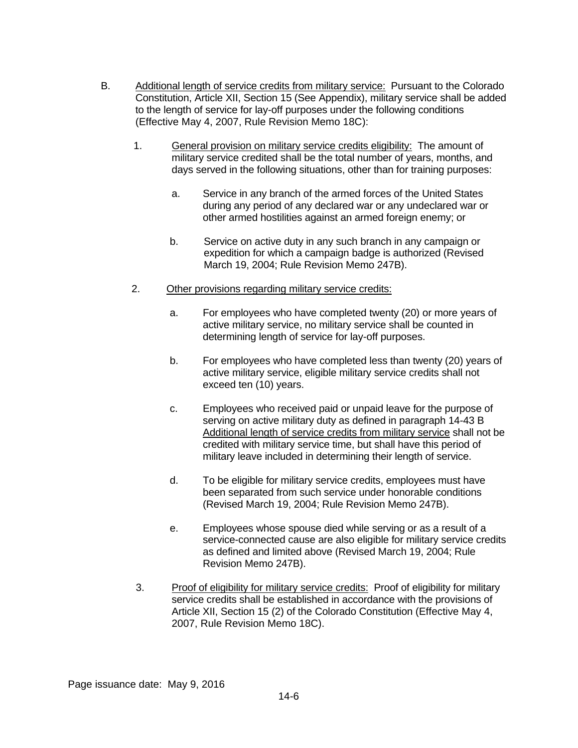B. <u>Additional length of service credits from military service:</u> Pursuant to the Colorado Constitution, Article XII, Section 15 (See Appendix), military service shall be added to the length of service for lay-off purposes under the following conditions (Effective May 4, 2007, Rule Revision Memo 18C):

1. <u>General provision on military service credits eligibility:</u> The amount of military service credited shall be the total number of years, months, and days served in the following situations, other than for training purposes:

   a. Service in any branch of the armed forces of the United States during any period of any declared war or any undeclared war or other armed hostilities against an armed foreign enemy; or

   b. Service on active duty in any such branch in any campaign or expedition for which a campaign badge is authorized (Revised March 19, 2004; Rule Revision Memo 247B).

2. <u>Other provisions regarding military service credits:</u>

   a. For employees who have completed twenty (20) or more years of active military service, no military service shall be counted in determining length of service for lay-off purposes.

   b. For employees who have completed less than twenty (20) years of active military service, eligible military service credits shall not exceed ten (10) years.

   c. Employees who received paid or unpaid leave for the purpose of serving on active military duty as defined in paragraph 14-43 B <u>Additional length of service credits from military service</u> shall not be credited with military service time, but shall have this period of military leave included in determining their length of service.

   d. To be eligible for military service credits, employees must have been separated from such service under honorable conditions (Revised March 19, 2004; Rule Revision Memo 247B).

   e. Employees whose spouse died while serving or as a result of a service-connected cause are also eligible for military service credits as defined and limited above (Revised March 19, 2004; Rule Revision Memo 247B).

3. <u>Proof of eligibility for military service credits:</u> Proof of eligibility for military service credits shall be established in accordance with the provisions of Article XII, Section 15 (2) of the Colorado Constitution (Effective May 4, 2007, Rule Revision Memo 18C).

Page issuance date: May 9, 2016